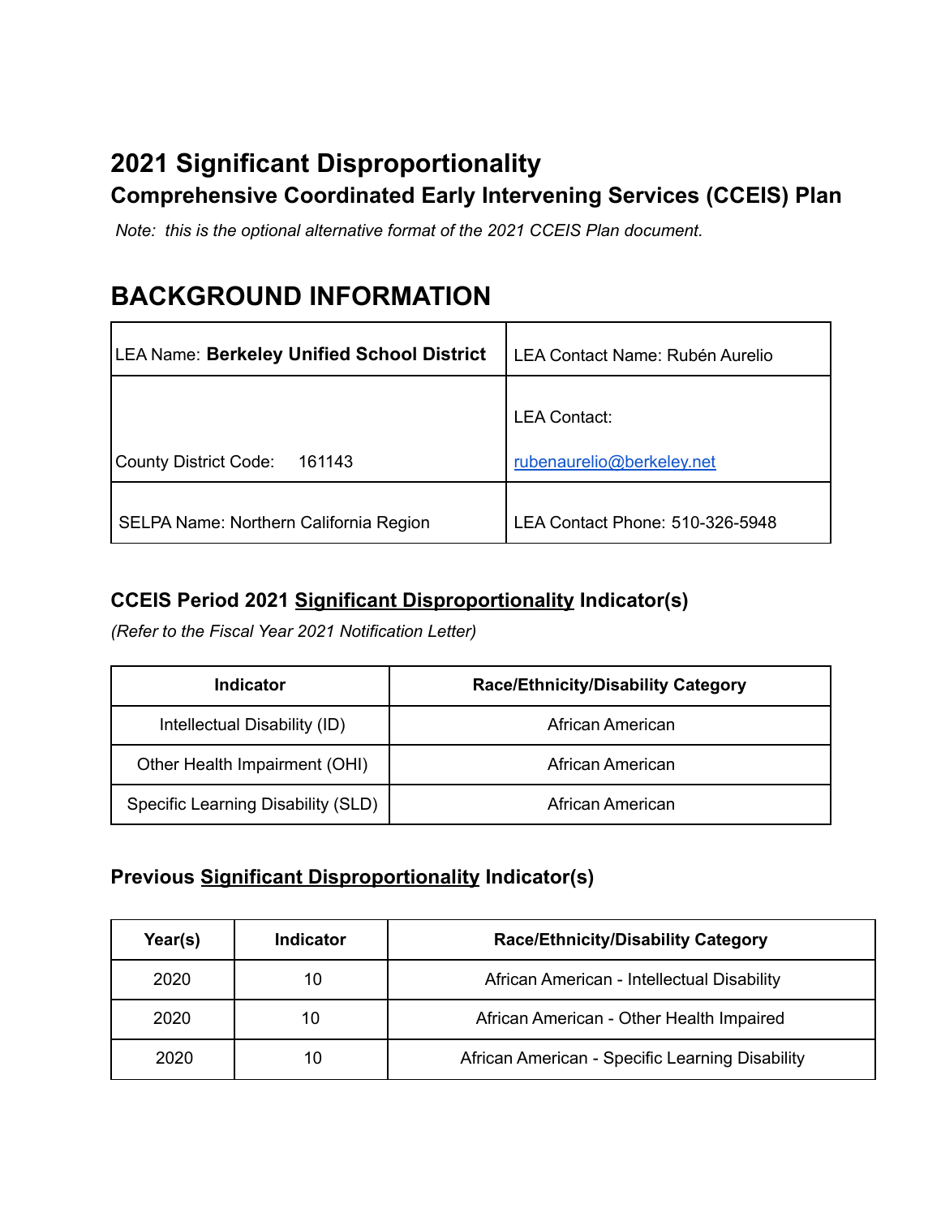# 2021 Significant Disproportionality

## Comprehensive Coordinated Early Intervening Services (CCEIS) Plan

*Note: this is the optional alternative format of the 2021 CCEIS Plan document.*

# BACKGROUND INFORMATION

| LEA Name: **Berkeley Unified School District** | LEA Contact Name: Rubén Aurelio |
|---|---|
| County District Code: 161143 | LEA Contact: [rubenaurelio@berkeley.net](mailto:rubenaurelio@berkeley.net) |
| SELPA Name: Northern California Region | LEA Contact Phone: 510-326-5948 |

### CCEIS Period 2021 Significant Disproportionality Indicator(s)

*(Refer to the Fiscal Year 2021 Notification Letter)*

| Indicator | Race/Ethnicity/Disability Category |
|---|---|
| Intellectual Disability (ID) | African American |
| Other Health Impairment (OHI) | African American |
| Specific Learning Disability (SLD) | African American |

### Previous Significant Disproportionality Indicator(s)

| Year(s) | Indicator | Race/Ethnicity/Disability Category |
|---|---|---|
| 2020 | 10 | African American - Intellectual Disability |
| 2020 | 10 | African American - Other Health Impaired |
| 2020 | 10 | African American - Specific Learning Disability |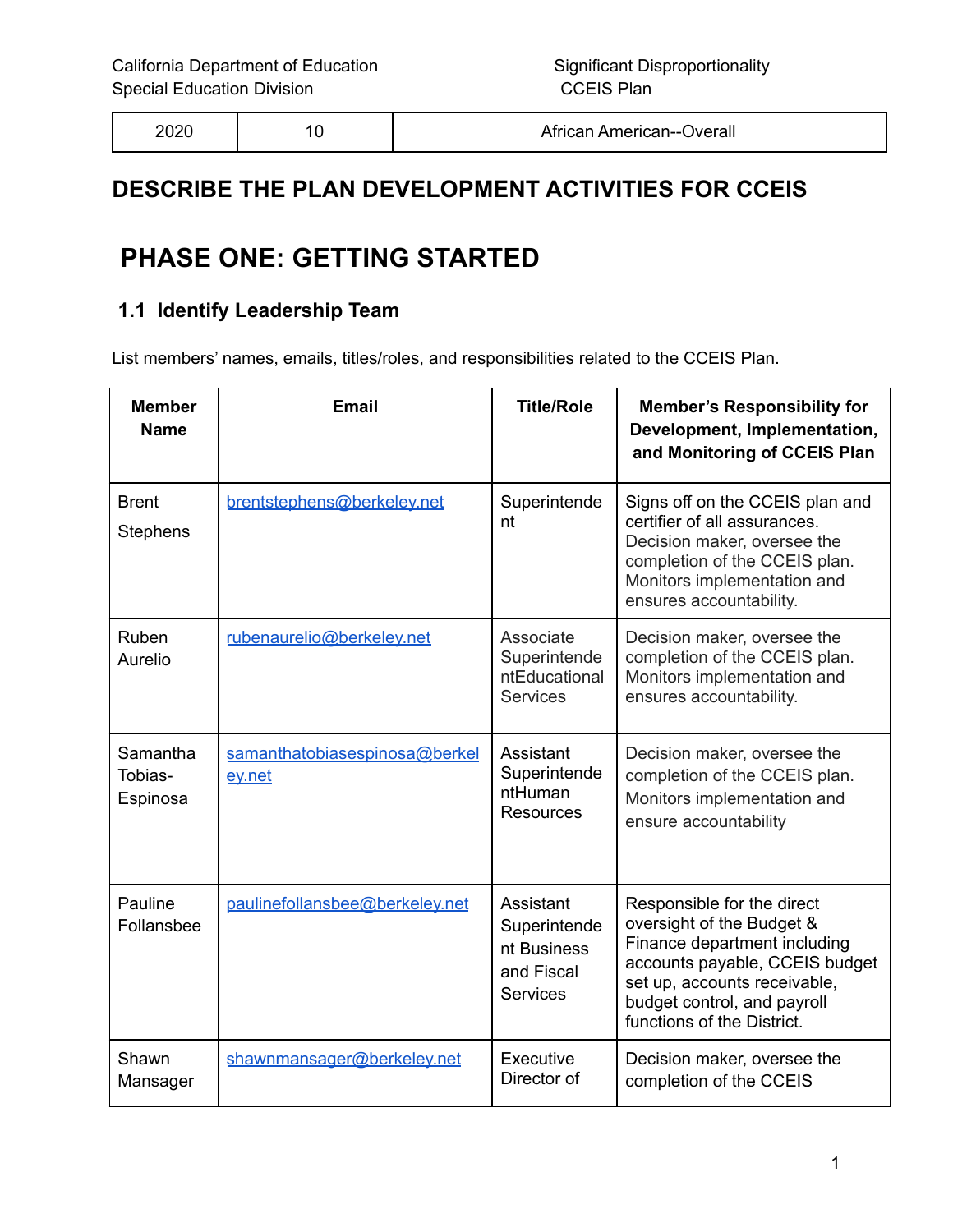| 2020 | 10 | African American--Overall |
|---|---|---|

# DESCRIBE THE PLAN DEVELOPMENT ACTIVITIES FOR CCEIS

## PHASE ONE: GETTING STARTED

### 1.1 Identify Leadership Team

List members' names, emails, titles/roles, and responsibilities related to the CCEIS Plan.

| Member Name | Email | Title/Role | Member's Responsibility for Development, Implementation, and Monitoring of CCEIS Plan |
|---|---|---|---|
| Brent Stephens | brentstephens@berkeley.net | Superintendent | Signs off on the CCEIS plan and certifier of all assurances. Decision maker, oversee the completion of the CCEIS plan. Monitors implementation and ensures accountability. |
| Ruben Aurelio | rubenaurelio@berkeley.net | Associate SuperintendentEducational Services | Decision maker, oversee the completion of the CCEIS plan. Monitors implementation and ensures accountability. |
| Samantha Tobias-Espinosa | samanthatobiasespinosa@berkeley.net | Assistant SuperintendentHuman Resources | Decision maker, oversee the completion of the CCEIS plan. Monitors implementation and ensure accountability |
| Pauline Follansbee | paulinefollansbee@berkeley.net | Assistant Superintendent Business and Fiscal Services | Responsible for the direct oversight of the Budget & Finance department including accounts payable, CCEIS budget set up, accounts receivable, budget control, and payroll functions of the District. |
| Shawn Mansager | shawnmansager@berkeley.net | Executive Director of | Decision maker, oversee the completion of the CCEIS |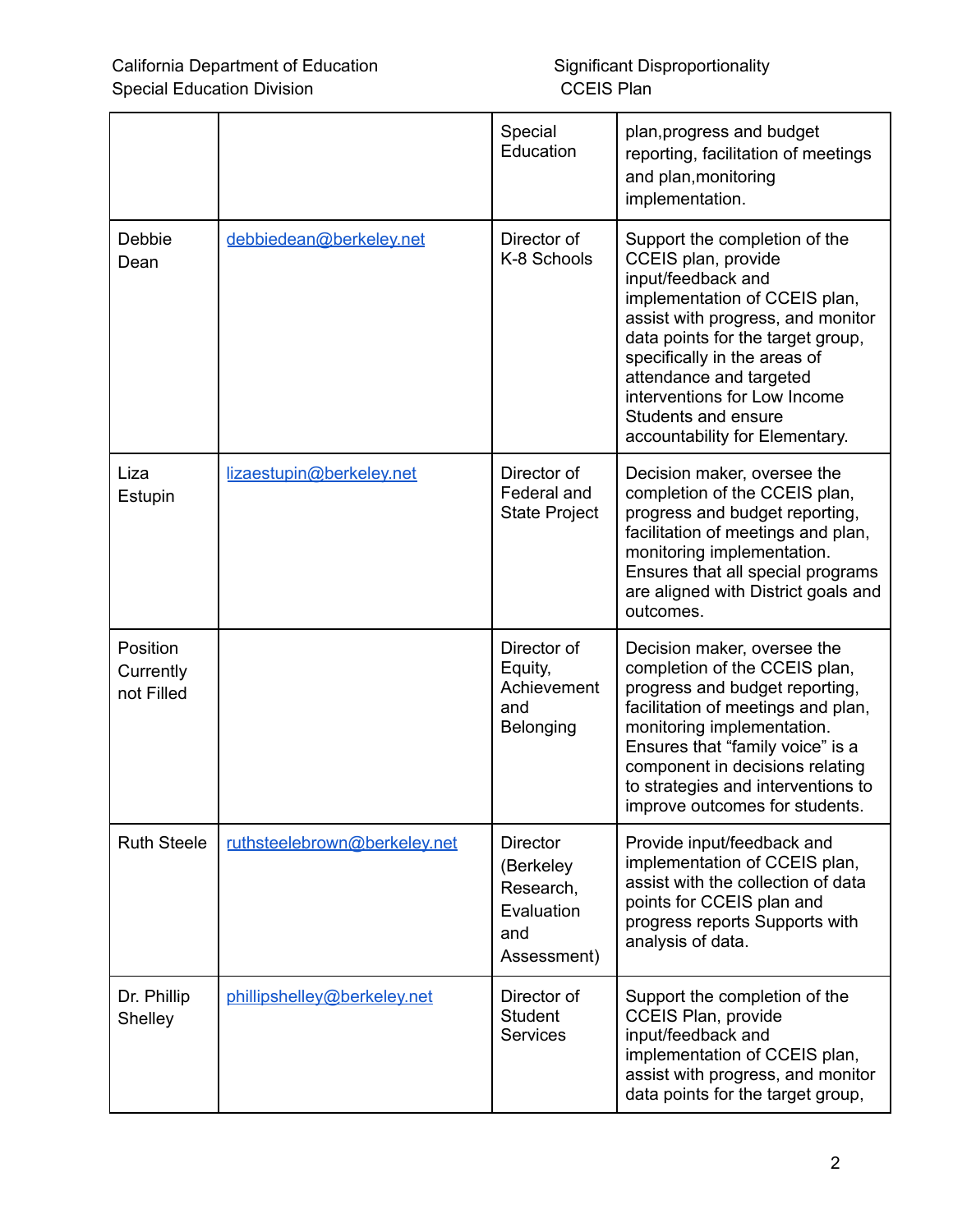| | | | |
|---|---|---|---|
| | | Special Education | plan,progress and budget reporting, facilitation of meetings and plan,monitoring implementation. |
| Debbie Dean | debbiedean@berkeley.net | Director of K-8 Schools | Support the completion of the CCEIS plan, provide input/feedback and implementation of CCEIS plan, assist with progress, and monitor data points for the target group, specifically in the areas of attendance and targeted interventions for Low Income Students and ensure accountability for Elementary. |
| Liza Estupin | lizaestupin@berkeley.net | Director of Federal and State Project | Decision maker, oversee the completion of the CCEIS plan, progress and budget reporting, facilitation of meetings and plan, monitoring implementation. Ensures that all special programs are aligned with District goals and outcomes. |
| Position Currently not Filled | | Director of Equity, Achievement and Belonging | Decision maker, oversee the completion of the CCEIS plan, progress and budget reporting, facilitation of meetings and plan, monitoring implementation. Ensures that "family voice" is a component in decisions relating to strategies and interventions to improve outcomes for students. |
| Ruth Steele | ruthsteelebrown@berkeley.net | Director (Berkeley Research, Evaluation and Assessment) | Provide input/feedback and implementation of CCEIS plan, assist with the collection of data points for CCEIS plan and progress reports Supports with analysis of data. |
| Dr. Phillip Shelley | phillipshelley@berkeley.net | Director of Student Services | Support the completion of the CCEIS Plan, provide input/feedback and implementation of CCEIS plan, assist with progress, and monitor data points for the target group, |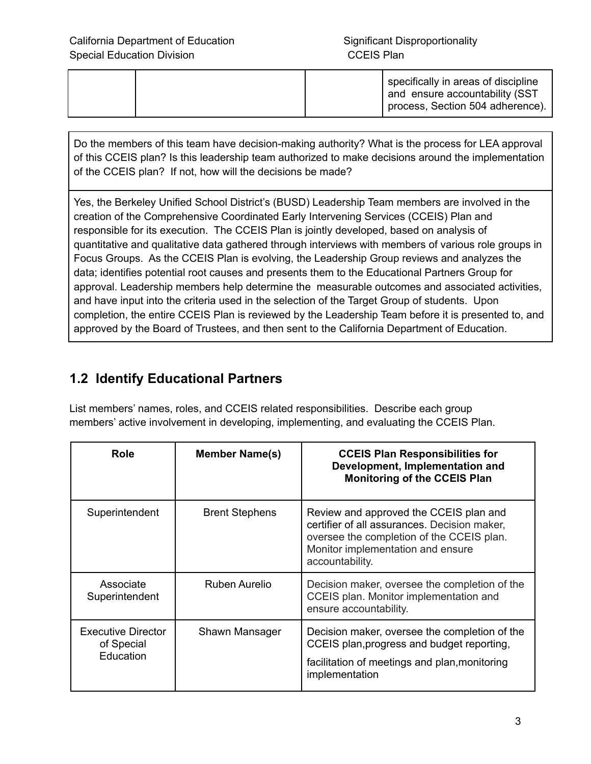| | | | specifically in areas of discipline and ensure accountability (SST process, Section 504 adherence). |
|---|---|---|---|

| Do the members of this team have decision-making authority? What is the process for LEA approval of this CCEIS plan? Is this leadership team authorized to make decisions around the implementation of the CCEIS plan? If not, how will the decisions be made? |
|---|
| Yes, the Berkeley Unified School District's (BUSD) Leadership Team members are involved in the creation of the Comprehensive Coordinated Early Intervening Services (CCEIS) Plan and responsible for its execution. The CCEIS Plan is jointly developed, based on analysis of quantitative and qualitative data gathered through interviews with members of various role groups in Focus Groups. As the CCEIS Plan is evolving, the Leadership Group reviews and analyzes the data; identifies potential root causes and presents them to the Educational Partners Group for approval. Leadership members help determine the measurable outcomes and associated activities, and have input into the criteria used in the selection of the Target Group of students. Upon completion, the entire CCEIS Plan is reviewed by the Leadership Team before it is presented to, and approved by the Board of Trustees, and then sent to the California Department of Education. |

## 1.2 Identify Educational Partners

List members' names, roles, and CCEIS related responsibilities. Describe each group members' active involvement in developing, implementing, and evaluating the CCEIS Plan.

| Role | Member Name(s) | CCEIS Plan Responsibilities for Development, Implementation and Monitoring of the CCEIS Plan |
|---|---|---|
| Superintendent | Brent Stephens | Review and approved the CCEIS plan and certifier of all assurances. Decision maker, oversee the completion of the CCEIS plan. Monitor implementation and ensure accountability. |
| Associate Superintendent | Ruben Aurelio | Decision maker, oversee the completion of the CCEIS plan. Monitor implementation and ensure accountability. |
| Executive Director of Special Education | Shawn Mansager | Decision maker, oversee the completion of the CCEIS plan,progress and budget reporting, facilitation of meetings and plan,monitoring implementation |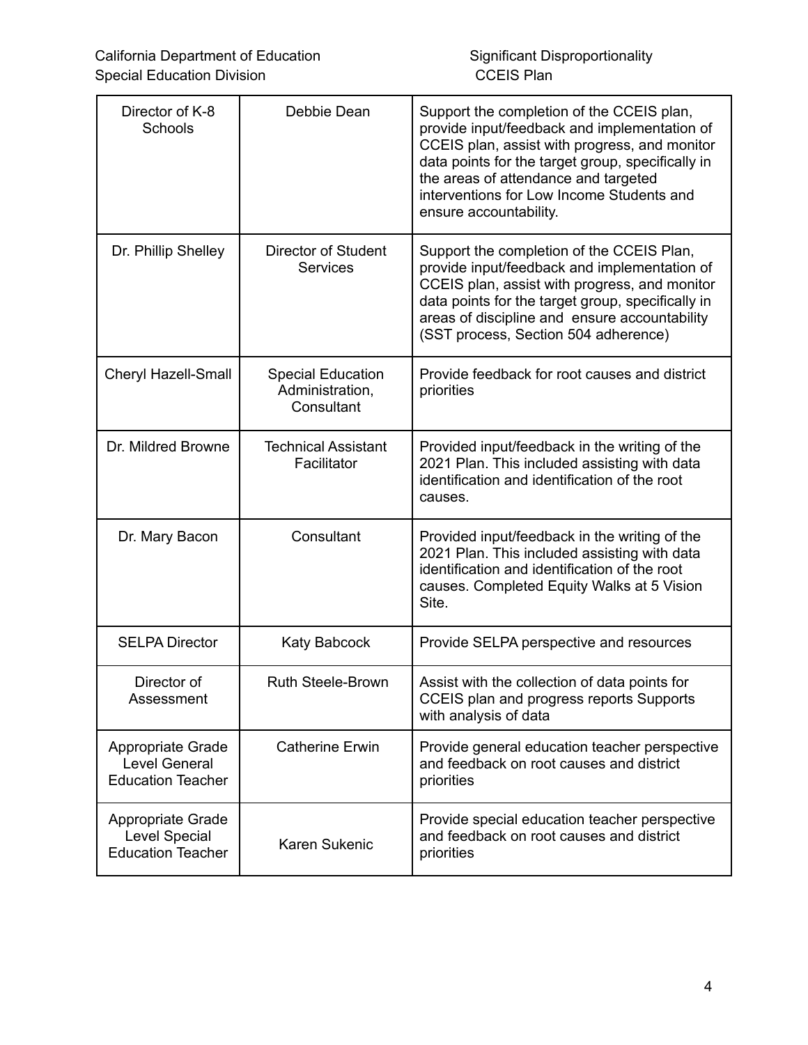| Director of K-8 Schools | Debbie Dean | Support the completion of the CCEIS plan, provide input/feedback and implementation of CCEIS plan, assist with progress, and monitor data points for the target group, specifically in the areas of attendance and targeted interventions for Low Income Students and ensure accountability. |
|---|---|---|
| Dr. Phillip Shelley | Director of Student Services | Support the completion of the CCEIS Plan, provide input/feedback and implementation of CCEIS plan, assist with progress, and monitor data points for the target group, specifically in areas of discipline and ensure accountability (SST process, Section 504 adherence) |
| Cheryl Hazell-Small | Special Education Administration, Consultant | Provide feedback for root causes and district priorities |
| Dr. Mildred Browne | Technical Assistant Facilitator | Provided input/feedback in the writing of the 2021 Plan. This included assisting with data identification and identification of the root causes. |
| Dr. Mary Bacon | Consultant | Provided input/feedback in the writing of the 2021 Plan. This included assisting with data identification and identification of the root causes. Completed Equity Walks at 5 Vision Site. |
| SELPA Director | Katy Babcock | Provide SELPA perspective and resources |
| Director of Assessment | Ruth Steele-Brown | Assist with the collection of data points for CCEIS plan and progress reports Supports with analysis of data |
| Appropriate Grade Level General Education Teacher | Catherine Erwin | Provide general education teacher perspective and feedback on root causes and district priorities |
| Appropriate Grade Level Special Education Teacher | Karen Sukenic | Provide special education teacher perspective and feedback on root causes and district priorities |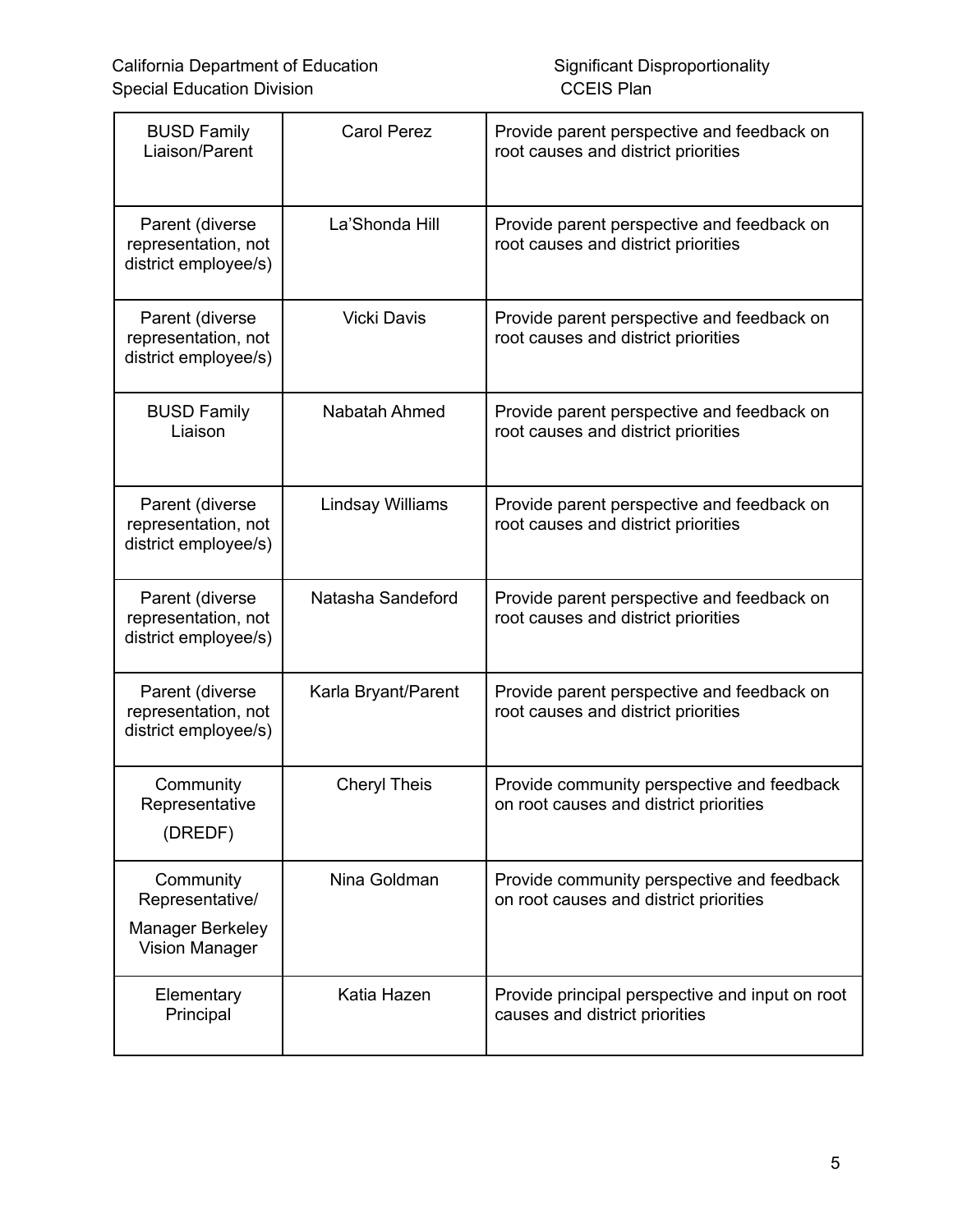| | | |
|---|---|---|
| BUSD Family Liaison/Parent | Carol Perez | Provide parent perspective and feedback on root causes and district priorities |
| Parent (diverse representation, not district employee/s) | La'Shonda Hill | Provide parent perspective and feedback on root causes and district priorities |
| Parent (diverse representation, not district employee/s) | Vicki Davis | Provide parent perspective and feedback on root causes and district priorities |
| BUSD Family Liaison | Nabatah Ahmed | Provide parent perspective and feedback on root causes and district priorities |
| Parent (diverse representation, not district employee/s) | Lindsay Williams | Provide parent perspective and feedback on root causes and district priorities |
| Parent (diverse representation, not district employee/s) | Natasha Sandeford | Provide parent perspective and feedback on root causes and district priorities |
| Parent (diverse representation, not district employee/s) | Karla Bryant/Parent | Provide parent perspective and feedback on root causes and district priorities |
| Community Representative (DREDF) | Cheryl Theis | Provide community perspective and feedback on root causes and district priorities |
| Community Representative/ Manager Berkeley Vision Manager | Nina Goldman | Provide community perspective and feedback on root causes and district priorities |
| Elementary Principal | Katia Hazen | Provide principal perspective and input on root causes and district priorities |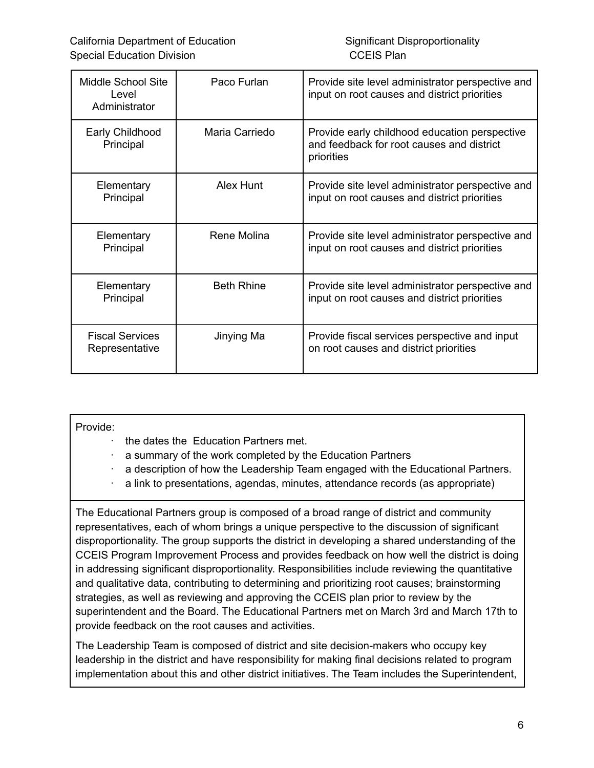| | | |
|---|---|---|
| Middle School Site Level Administrator | Paco Furlan | Provide site level administrator perspective and input on root causes and district priorities |
| Early Childhood Principal | Maria Carriedo | Provide early childhood education perspective and feedback for root causes and district priorities |
| Elementary Principal | Alex Hunt | Provide site level administrator perspective and input on root causes and district priorities |
| Elementary Principal | Rene Molina | Provide site level administrator perspective and input on root causes and district priorities |
| Elementary Principal | Beth Rhine | Provide site level administrator perspective and input on root causes and district priorities |
| Fiscal Services Representative | Jinying Ma | Provide fiscal services perspective and input on root causes and district priorities |

Provide:

- the dates the Education Partners met.
- a summary of the work completed by the Education Partners
- a description of how the Leadership Team engaged with the Educational Partners.
- a link to presentations, agendas, minutes, attendance records (as appropriate)

The Educational Partners group is composed of a broad range of district and community representatives, each of whom brings a unique perspective to the discussion of significant disproportionality. The group supports the district in developing a shared understanding of the CCEIS Program Improvement Process and provides feedback on how well the district is doing in addressing significant disproportionality. Responsibilities include reviewing the quantitative and qualitative data, contributing to determining and prioritizing root causes; brainstorming strategies, as well as reviewing and approving the CCEIS plan prior to review by the superintendent and the Board. The Educational Partners met on March 3rd and March 17th to provide feedback on the root causes and activities.

The Leadership Team is composed of district and site decision-makers who occupy key leadership in the district and have responsibility for making final decisions related to program implementation about this and other district initiatives. The Team includes the Superintendent,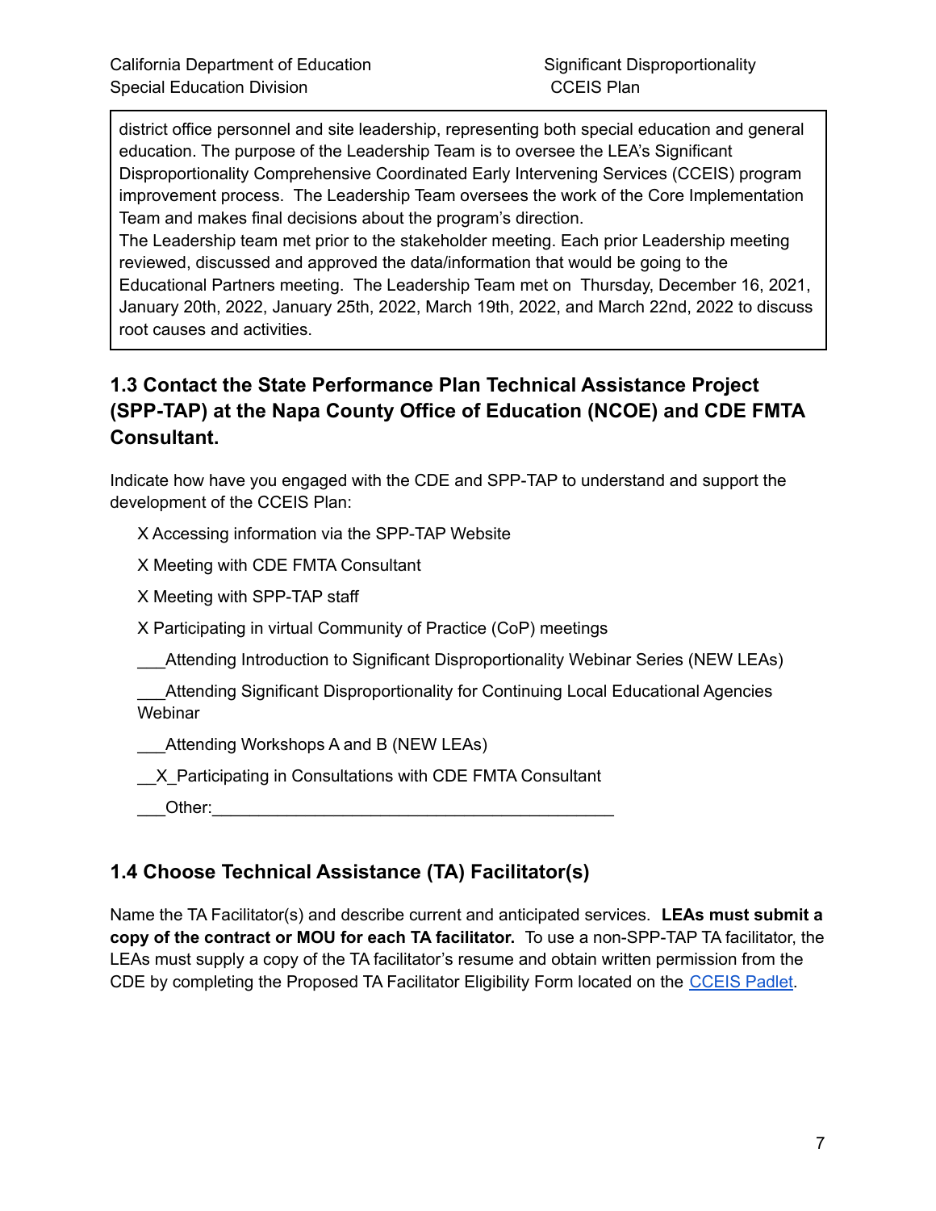district office personnel and site leadership, representing both special education and general education. The purpose of the Leadership Team is to oversee the LEA's Significant Disproportionality Comprehensive Coordinated Early Intervening Services (CCEIS) program improvement process. The Leadership Team oversees the work of the Core Implementation Team and makes final decisions about the program's direction.
The Leadership team met prior to the stakeholder meeting. Each prior Leadership meeting reviewed, discussed and approved the data/information that would be going to the Educational Partners meeting. The Leadership Team met on Thursday, December 16, 2021, January 20th, 2022, January 25th, 2022, March 19th, 2022, and March 22nd, 2022 to discuss root causes and activities.

### 1.3 Contact the State Performance Plan Technical Assistance Project (SPP-TAP) at the Napa County Office of Education (NCOE) and CDE FMTA Consultant.

Indicate how have you engaged with the CDE and SPP-TAP to understand and support the development of the CCEIS Plan:

X Accessing information via the SPP-TAP Website

X Meeting with CDE FMTA Consultant

X Meeting with SPP-TAP staff

X Participating in virtual Community of Practice (CoP) meetings

___Attending Introduction to Significant Disproportionality Webinar Series (NEW LEAs)

___Attending Significant Disproportionality for Continuing Local Educational Agencies Webinar

___Attending Workshops A and B (NEW LEAs)

__X_Participating in Consultations with CDE FMTA Consultant

___Other:___________________________________________

### 1.4 Choose Technical Assistance (TA) Facilitator(s)

Name the TA Facilitator(s) and describe current and anticipated services. **LEAs must submit a copy of the contract or MOU for each TA facilitator.** To use a non-SPP-TAP TA facilitator, the LEAs must supply a copy of the TA facilitator's resume and obtain written permission from the CDE by completing the Proposed TA Facilitator Eligibility Form located on the CCEIS Padlet.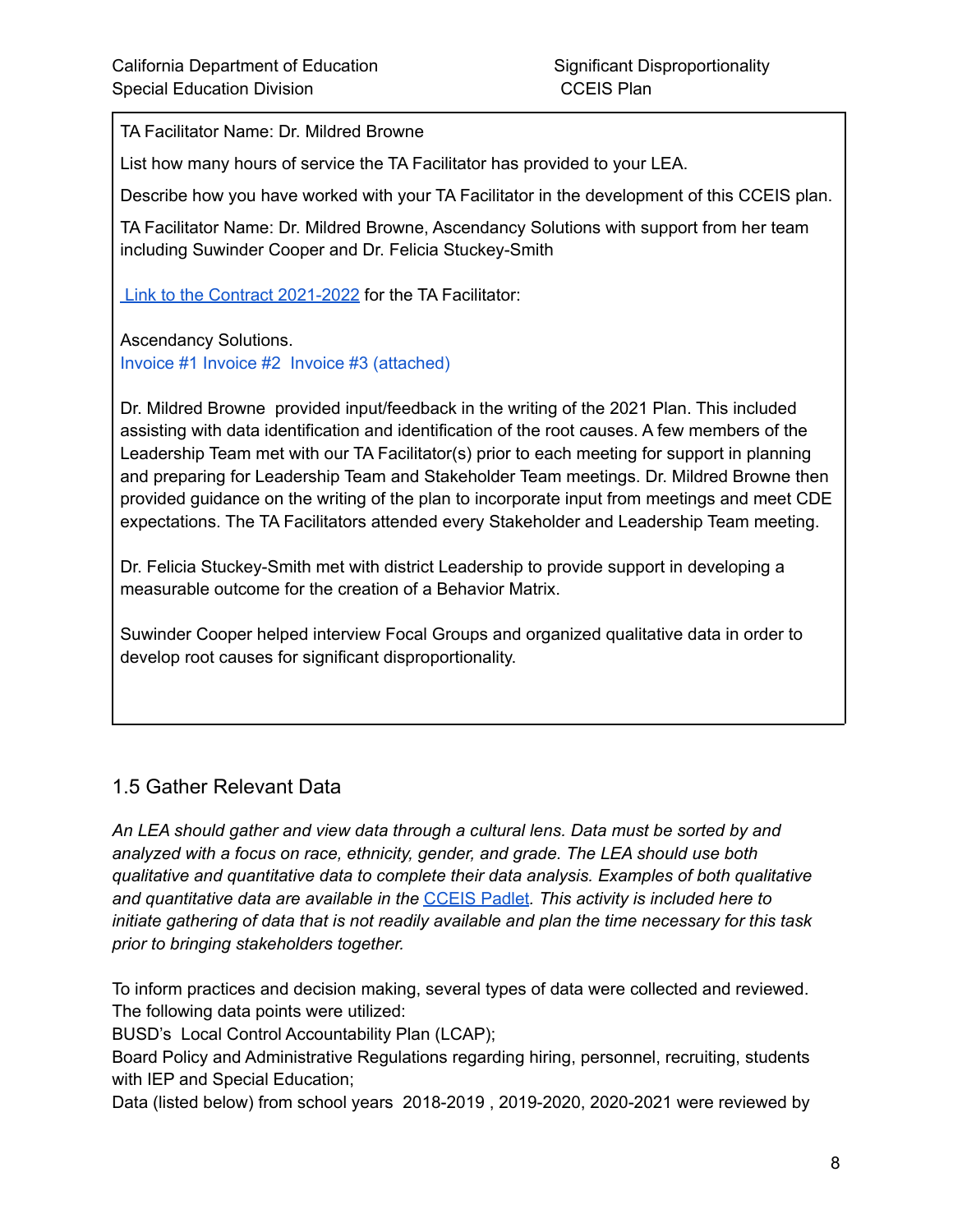TA Facilitator Name: Dr. Mildred Browne

List how many hours of service the TA Facilitator has provided to your LEA.

Describe how you have worked with your TA Facilitator in the development of this CCEIS plan.

TA Facilitator Name: Dr. Mildred Browne, Ascendancy Solutions with support from her team including Suwinder Cooper and Dr. Felicia Stuckey-Smith

Link to the Contract 2021-2022 for the TA Facilitator:

Ascendancy Solutions.
Invoice #1 Invoice #2 Invoice #3 (attached)

Dr. Mildred Browne provided input/feedback in the writing of the 2021 Plan. This included assisting with data identification and identification of the root causes. A few members of the Leadership Team met with our TA Facilitator(s) prior to each meeting for support in planning and preparing for Leadership Team and Stakeholder Team meetings. Dr. Mildred Browne then provided guidance on the writing of the plan to incorporate input from meetings and meet CDE expectations. The TA Facilitators attended every Stakeholder and Leadership Team meeting.

Dr. Felicia Stuckey-Smith met with district Leadership to provide support in developing a measurable outcome for the creation of a Behavior Matrix.

Suwinder Cooper helped interview Focal Groups and organized qualitative data in order to develop root causes for significant disproportionality.

## 1.5 Gather Relevant Data

*An LEA should gather and view data through a cultural lens. Data must be sorted by and analyzed with a focus on race, ethnicity, gender, and grade. The LEA should use both qualitative and quantitative data to complete their data analysis. Examples of both qualitative and quantitative data are available in the CCEIS Padlet. This activity is included here to initiate gathering of data that is not readily available and plan the time necessary for this task prior to bringing stakeholders together.*

To inform practices and decision making, several types of data were collected and reviewed. The following data points were utilized:
BUSD's Local Control Accountability Plan (LCAP);
Board Policy and Administrative Regulations regarding hiring, personnel, recruiting, students with IEP and Special Education;
Data (listed below) from school years 2018-2019 , 2019-2020, 2020-2021 were reviewed by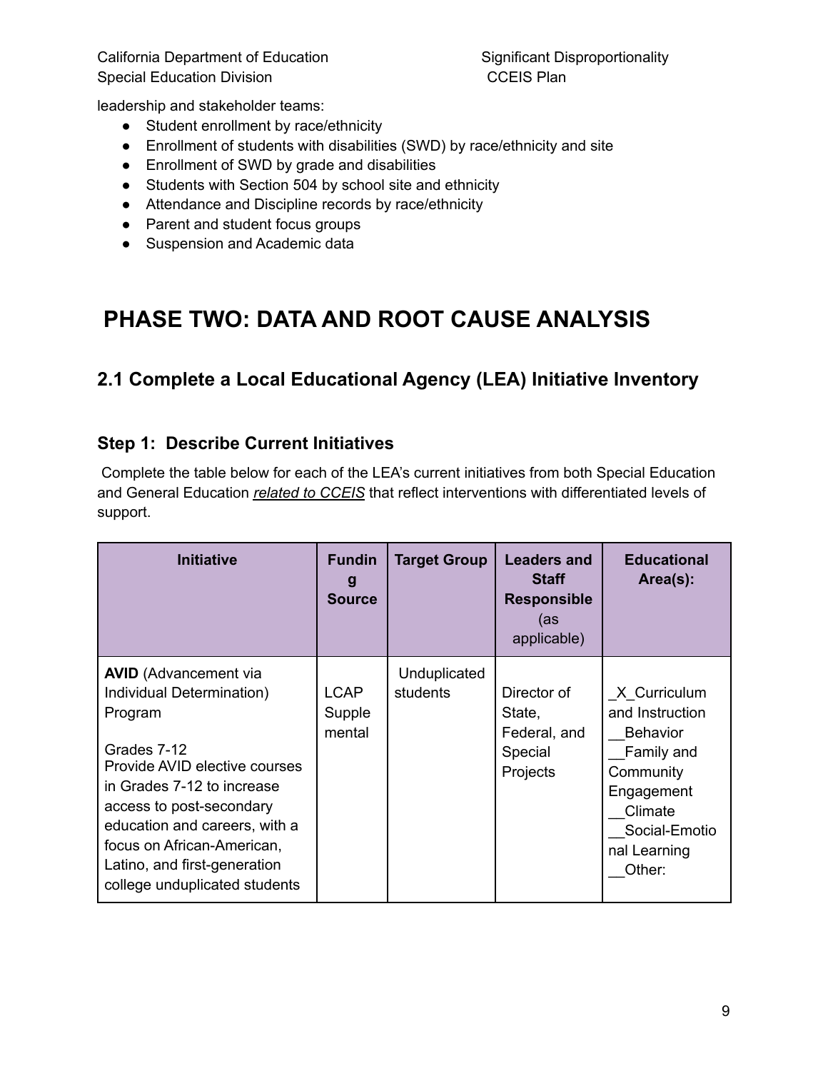leadership and stakeholder teams:

- Student enrollment by race/ethnicity
- Enrollment of students with disabilities (SWD) by race/ethnicity and site
- Enrollment of SWD by grade and disabilities
- Students with Section 504 by school site and ethnicity
- Attendance and Discipline records by race/ethnicity
- Parent and student focus groups
- Suspension and Academic data

# PHASE TWO: DATA AND ROOT CAUSE ANALYSIS

## 2.1 Complete a Local Educational Agency (LEA) Initiative Inventory

### Step 1: Describe Current Initiatives

Complete the table below for each of the LEA's current initiatives from both Special Education and General Education *related to CCEIS* that reflect interventions with differentiated levels of support.

| Initiative | Funding Source | Target Group | Leaders and Staff Responsible (as applicable) | Educational Area(s): |
|---|---|---|---|---|
| **AVID** (Advancement via Individual Determination) Program<br><br>Grades 7-12<br>Provide AVID elective courses in Grades 7-12 to increase access to post-secondary education and careers, with a focus on African-American, Latino, and first-generation college unduplicated students | LCAP Supplemental | Unduplicated students | Director of State, Federal, and Special Projects | _X_Curriculum and Instruction<br>__Behavior<br>__Family and Community Engagement<br>__Climate<br>__Social-Emotional Learning<br>__Other: |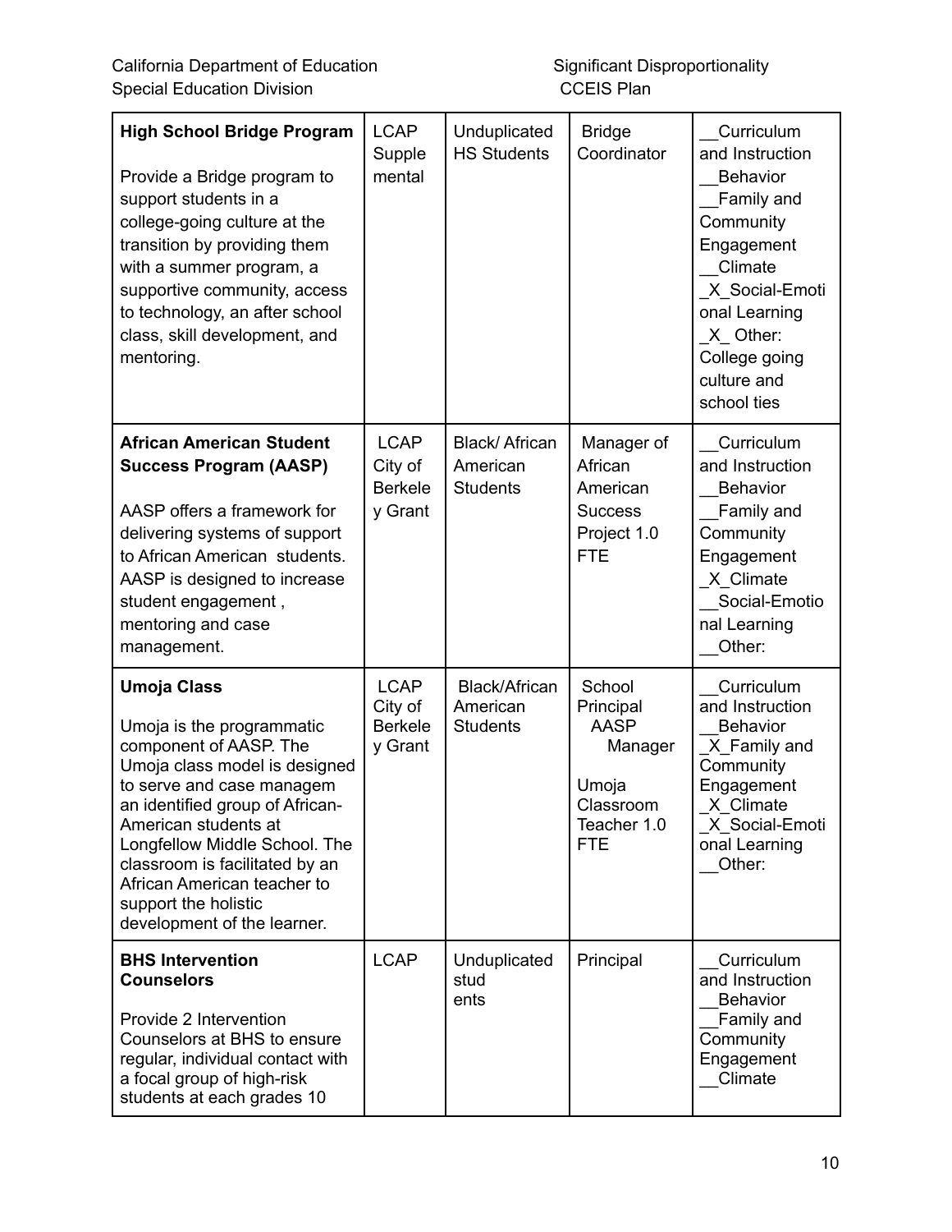| **High School Bridge Program**<br><br>Provide a Bridge program to support students in a college-going culture at the transition by providing them with a summer program, a supportive community, access to technology, an after school class, skill development, and mentoring. | LCAP Supplemental | Unduplicated HS Students | Bridge Coordinator | __Curriculum and Instruction<br>__Behavior<br>__Family and Community Engagement<br>__Climate<br>_X_Social-Emotional Learning<br>_X_ Other: College going culture and school ties |
|---|---|---|---|---|
| **African American Student Success Program (AASP)**<br><br>AASP offers a framework for delivering systems of support to African American students. AASP is designed to increase student engagement , mentoring and case management. | LCAP City of Berkeley Grant | Black/ African American Students | Manager of African American Success Project 1.0 FTE | __Curriculum and Instruction<br>__Behavior<br>__Family and Community Engagement<br>_X_Climate<br>__Social-Emotional Learning<br>__Other: |
| **Umoja Class**<br><br>Umoja is the programmatic component of AASP. The Umoja class model is designed to serve and case managem an identified group of African-American students at Longfellow Middle School. The classroom is facilitated by an African American teacher to support the holistic development of the learner. | LCAP City of Berkeley Grant | Black/African American Students | School Principal AASP Manager<br><br>Umoja Classroom Teacher 1.0 FTE | __Curriculum and Instruction<br>__Behavior<br>_X_Family and Community Engagement<br>_X_Climate<br>_X_Social-Emotional Learning<br>__Other: |
| **BHS Intervention Counselors**<br><br>Provide 2 Intervention Counselors at BHS to ensure regular, individual contact with a focal group of high-risk students at each grades 10 | LCAP | Unduplicated students | Principal | __Curriculum and Instruction<br>__Behavior<br>__Family and Community Engagement<br>__Climate |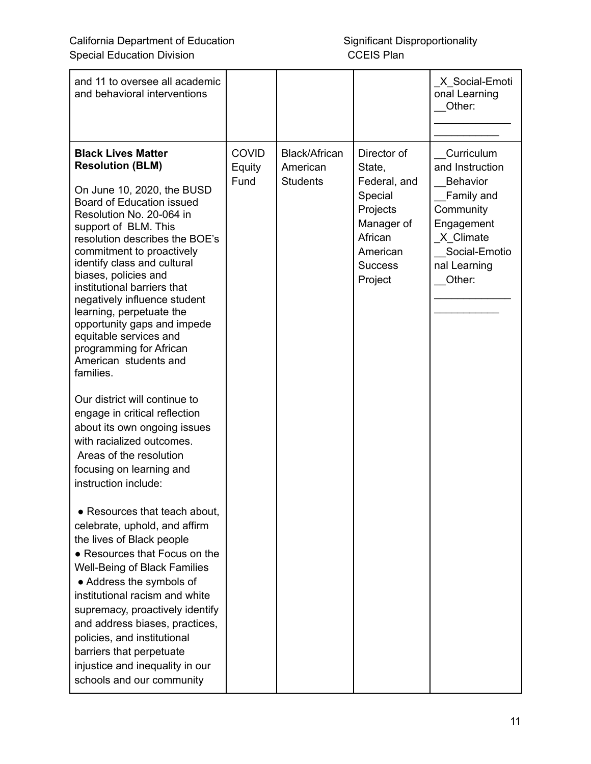| | | | | |
|---|---|---|---|---|
| and 11 to oversee all academic and behavioral interventions | | | | _X_Social-Emotional Learning<br>__Other: ______________________ |
| **Black Lives Matter Resolution (BLM)**<br><br>On June 10, 2020, the BUSD Board of Education issued Resolution No. 20-064 in support of BLM. This resolution describes the BOE's commitment to proactively identify class and cultural biases, policies and institutional barriers that negatively influence student learning, perpetuate the opportunity gaps and impede equitable services and programming for African American students and families.<br><br>Our district will continue to engage in critical reflection about its own ongoing issues with racialized outcomes. Areas of the resolution focusing on learning and instruction include:<br><br>● Resources that teach about, celebrate, uphold, and affirm the lives of Black people<br>● Resources that Focus on the Well-Being of Black Families<br>● Address the symbols of institutional racism and white supremacy, proactively identify and address biases, practices, policies, and institutional barriers that perpetuate injustice and inequality in our schools and our community | COVID Equity Fund | Black/African American Students | Director of State, Federal, and Special Projects Manager of African American Success Project | __Curriculum and Instruction<br>__Behavior<br>__Family and Community Engagement<br>_X_Climate<br>__Social-Emotional Learning<br>__Other: ______________________ |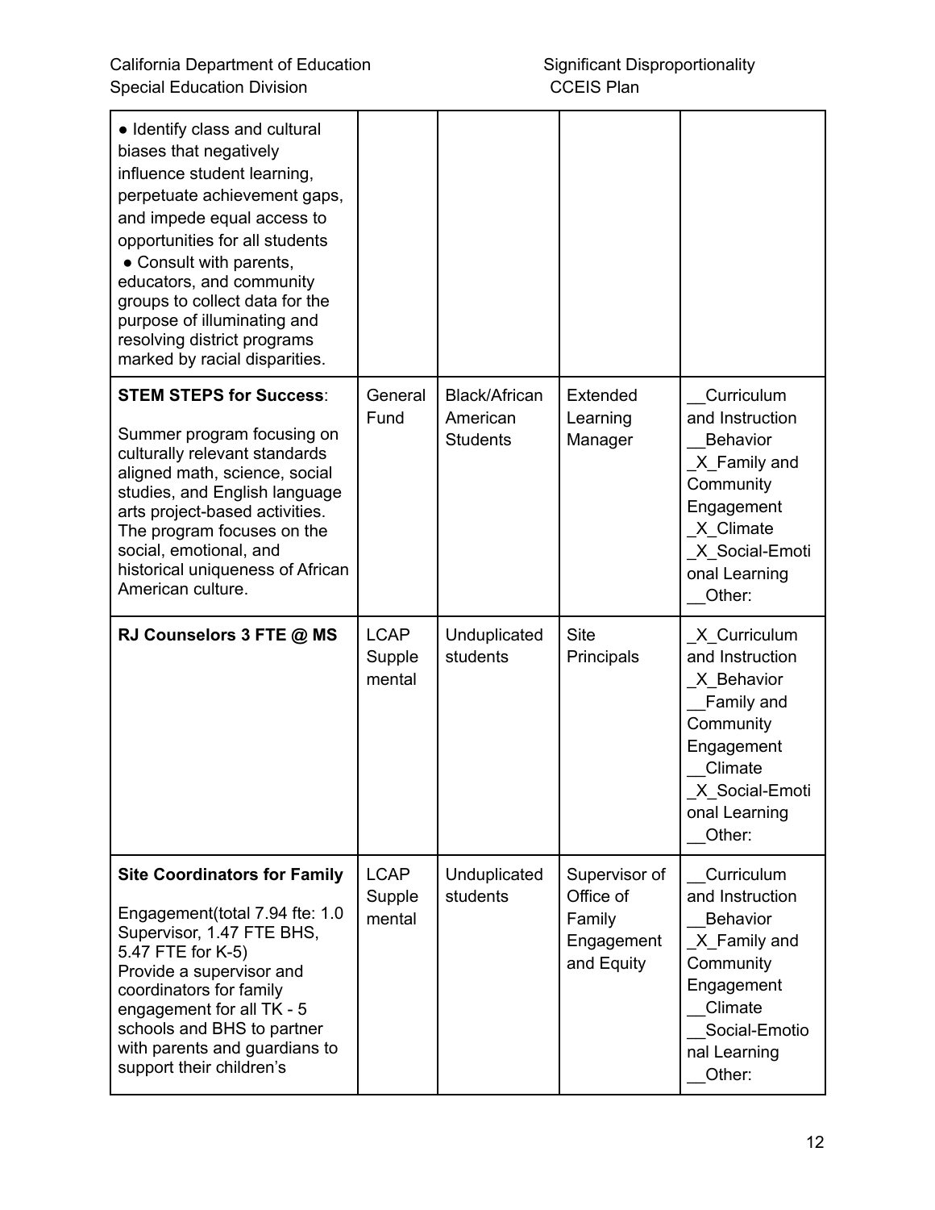| | | | | |
|---|---|---|---|---|
| ● Identify class and cultural biases that negatively influence student learning, perpetuate achievement gaps, and impede equal access to opportunities for all students<br>● Consult with parents, educators, and community groups to collect data for the purpose of illuminating and resolving district programs marked by racial disparities. | | | | |
| **STEM STEPS for Success**:<br><br>Summer program focusing on culturally relevant standards aligned math, science, social studies, and English language arts project-based activities. The program focuses on the social, emotional, and historical uniqueness of African American culture. | General Fund | Black/African American Students | Extended Learning Manager | __Curriculum and Instruction<br>__Behavior<br>_X_Family and Community Engagement<br>_X_Climate<br>_X_Social-Emotional Learning<br>__Other: |
| **RJ Counselors 3 FTE @ MS** | LCAP Supplemental | Unduplicated students | Site Principals | _X_Curriculum and Instruction<br>_X_Behavior<br>__Family and Community Engagement<br>__Climate<br>_X_Social-Emotional Learning<br>__Other: |
| **Site Coordinators for Family**<br><br>Engagement(total 7.94 fte: 1.0 Supervisor, 1.47 FTE BHS, 5.47 FTE for K-5)<br>Provide a supervisor and coordinators for family engagement for all TK - 5 schools and BHS to partner with parents and guardians to support their children's | LCAP Supplemental | Unduplicated students | Supervisor of Office of Family Engagement and Equity | __Curriculum and Instruction<br>__Behavior<br>_X_Family and Community Engagement<br>__Climate<br>__Social-Emotional Learning<br>__Other: |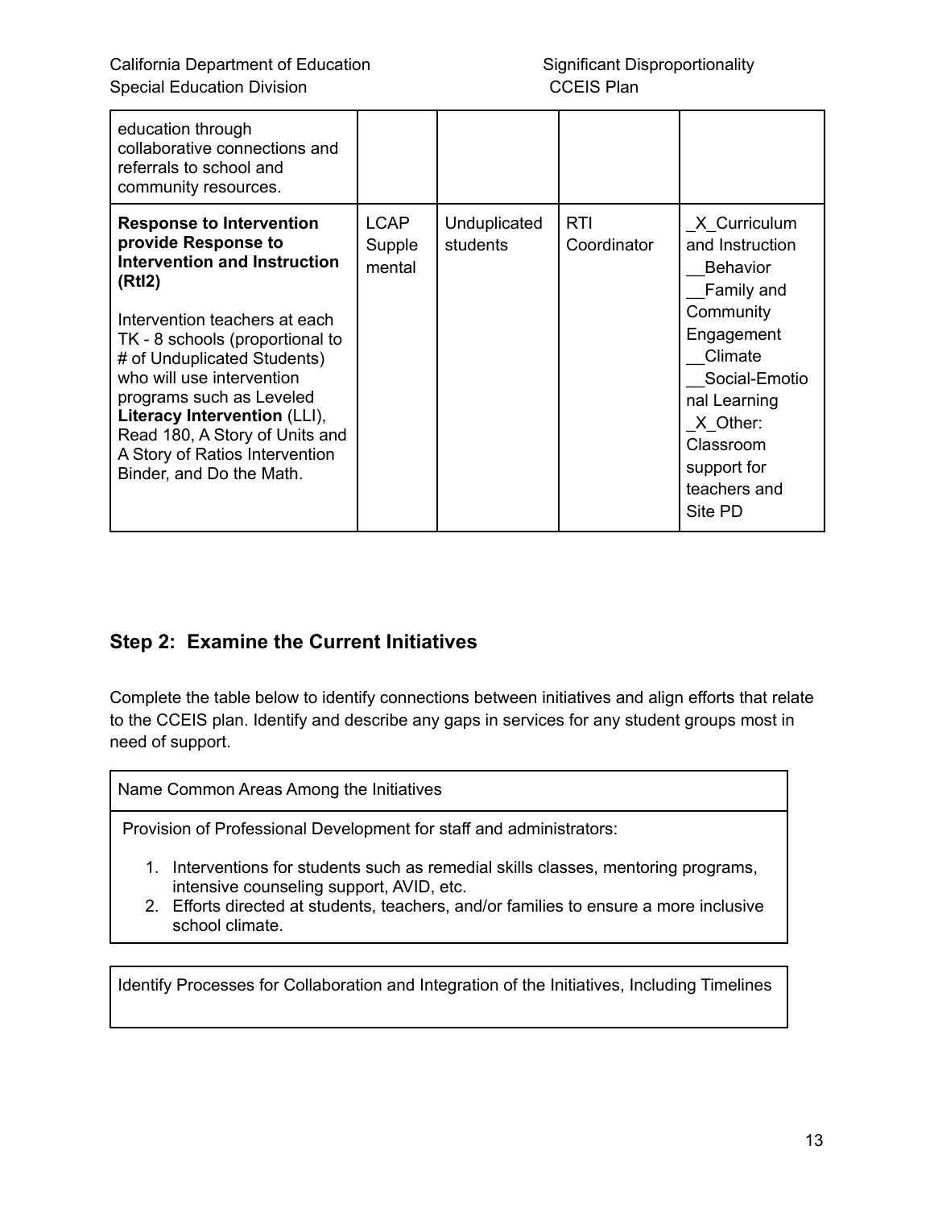| | | | | |
|---|---|---|---|---|
| education through collaborative connections and referrals to school and community resources. | | | | |
| **Response to Intervention provide Response to Intervention and Instruction (RtI2)**<br><br>Intervention teachers at each TK - 8 schools (proportional to # of Unduplicated Students) who will use intervention programs such as Leveled **Literacy Intervention** (LLI), Read 180, A Story of Units and A Story of Ratios Intervention Binder, and Do the Math. | LCAP Supplemental | Unduplicated students | RTI Coordinator | _X_Curriculum and Instruction<br>__Behavior<br>__Family and Community Engagement<br>__Climate<br>__Social-Emotional Learning<br>_X_Other: Classroom support for teachers and Site PD |

## Step 2: Examine the Current Initiatives

Complete the table below to identify connections between initiatives and align efforts that relate to the CCEIS plan. Identify and describe any gaps in services for any student groups most in need of support.

| Name Common Areas Among the Initiatives |
|---|
| Provision of Professional Development for staff and administrators:<br>1. Interventions for students such as remedial skills classes, mentoring programs, intensive counseling support, AVID, etc.<br>2. Efforts directed at students, teachers, and/or families to ensure a more inclusive school climate. |

| Identify Processes for Collaboration and Integration of the Initiatives, Including Timelines |
|---|
| |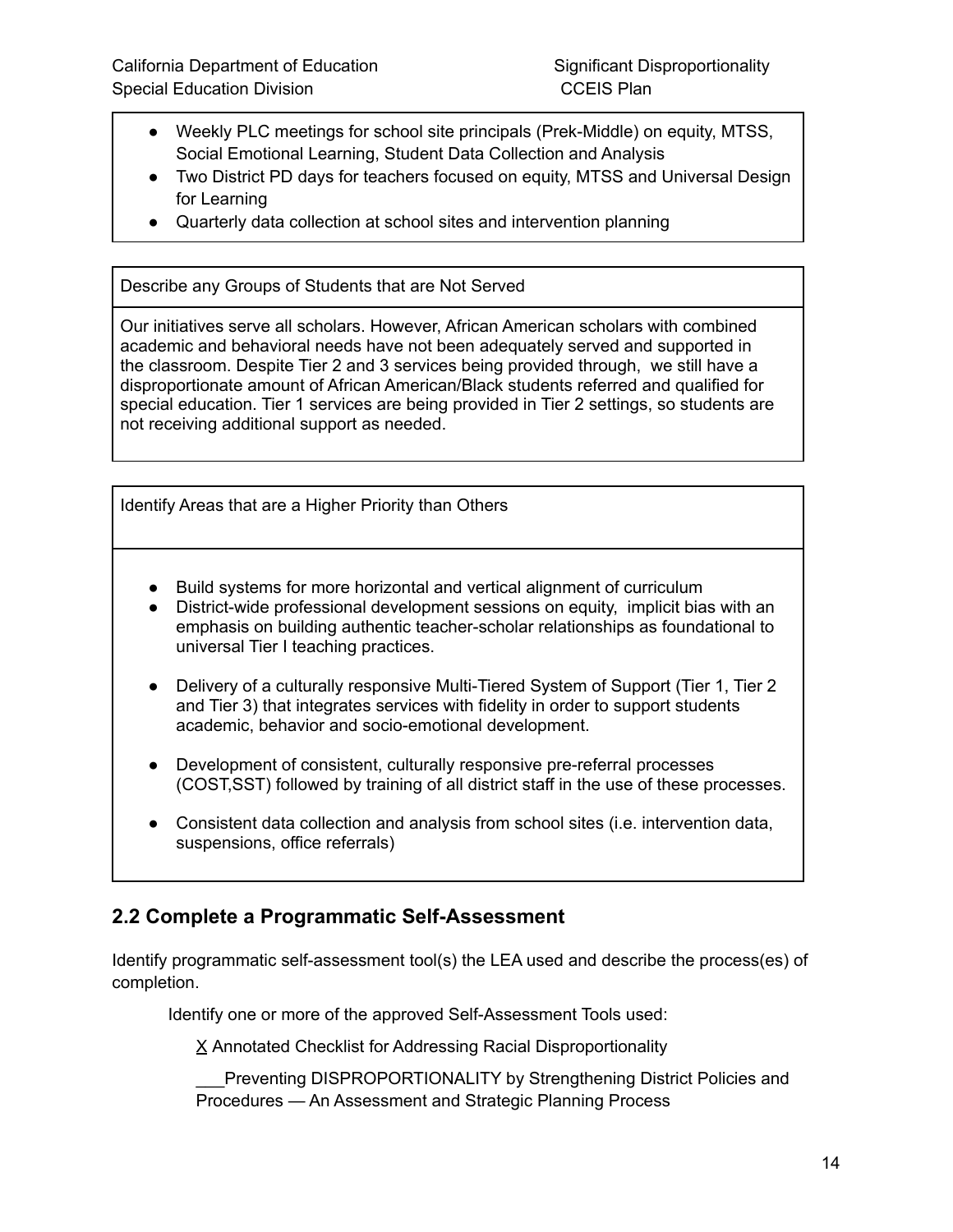- Weekly PLC meetings for school site principals (Prek-Middle) on equity, MTSS, Social Emotional Learning, Student Data Collection and Analysis
- Two District PD days for teachers focused on equity, MTSS and Universal Design for Learning
- Quarterly data collection at school sites and intervention planning

| Describe any Groups of Students that are Not Served |
| --- |
| Our initiatives serve all scholars. However, African American scholars with combined academic and behavioral needs have not been adequately served and supported in the classroom. Despite Tier 2 and 3 services being provided through, we still have a disproportionate amount of African American/Black students referred and qualified for special education. Tier 1 services are being provided in Tier 2 settings, so students are not receiving additional support as needed. |

**Identify Areas that are a Higher Priority than Others**

- Build systems for more horizontal and vertical alignment of curriculum
- District-wide professional development sessions on equity, implicit bias with an emphasis on building authentic teacher-scholar relationships as foundational to universal Tier I teaching practices.
- Delivery of a culturally responsive Multi-Tiered System of Support (Tier 1, Tier 2 and Tier 3) that integrates services with fidelity in order to support students academic, behavior and socio-emotional development.
- Development of consistent, culturally responsive pre-referral processes (COST,SST) followed by training of all district staff in the use of these processes.
- Consistent data collection and analysis from school sites (i.e. intervention data, suspensions, office referrals)

## 2.2 Complete a Programmatic Self-Assessment

Identify programmatic self-assessment tool(s) the LEA used and describe the process(es) of completion.

Identify one or more of the approved Self-Assessment Tools used:

X Annotated Checklist for Addressing Racial Disproportionality

___Preventing DISPROPORTIONALITY by Strengthening District Policies and Procedures — An Assessment and Strategic Planning Process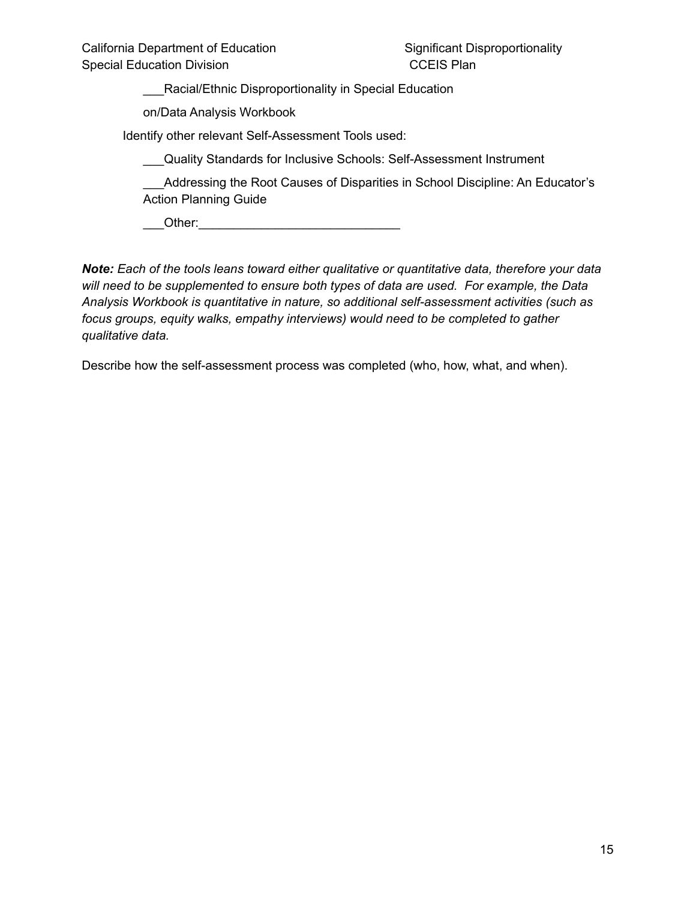\_\_\_Racial/Ethnic Disproportionality in Special Education

on/Data Analysis Workbook

Identify other relevant Self-Assessment Tools used:

\_\_\_Quality Standards for Inclusive Schools: Self-Assessment Instrument

\_\_\_Addressing the Root Causes of Disparities in School Discipline: An Educator's Action Planning Guide

\_\_\_Other:\_\_\_\_\_\_\_\_\_\_\_\_\_\_\_\_\_\_\_\_\_\_\_\_\_\_\_\_\_\_

***Note:*** *Each of the tools leans toward either qualitative or quantitative data, therefore your data will need to be supplemented to ensure both types of data are used. For example, the Data Analysis Workbook is quantitative in nature, so additional self-assessment activities (such as focus groups, equity walks, empathy interviews) would need to be completed to gather qualitative data.*

Describe how the self-assessment process was completed (who, how, what, and when).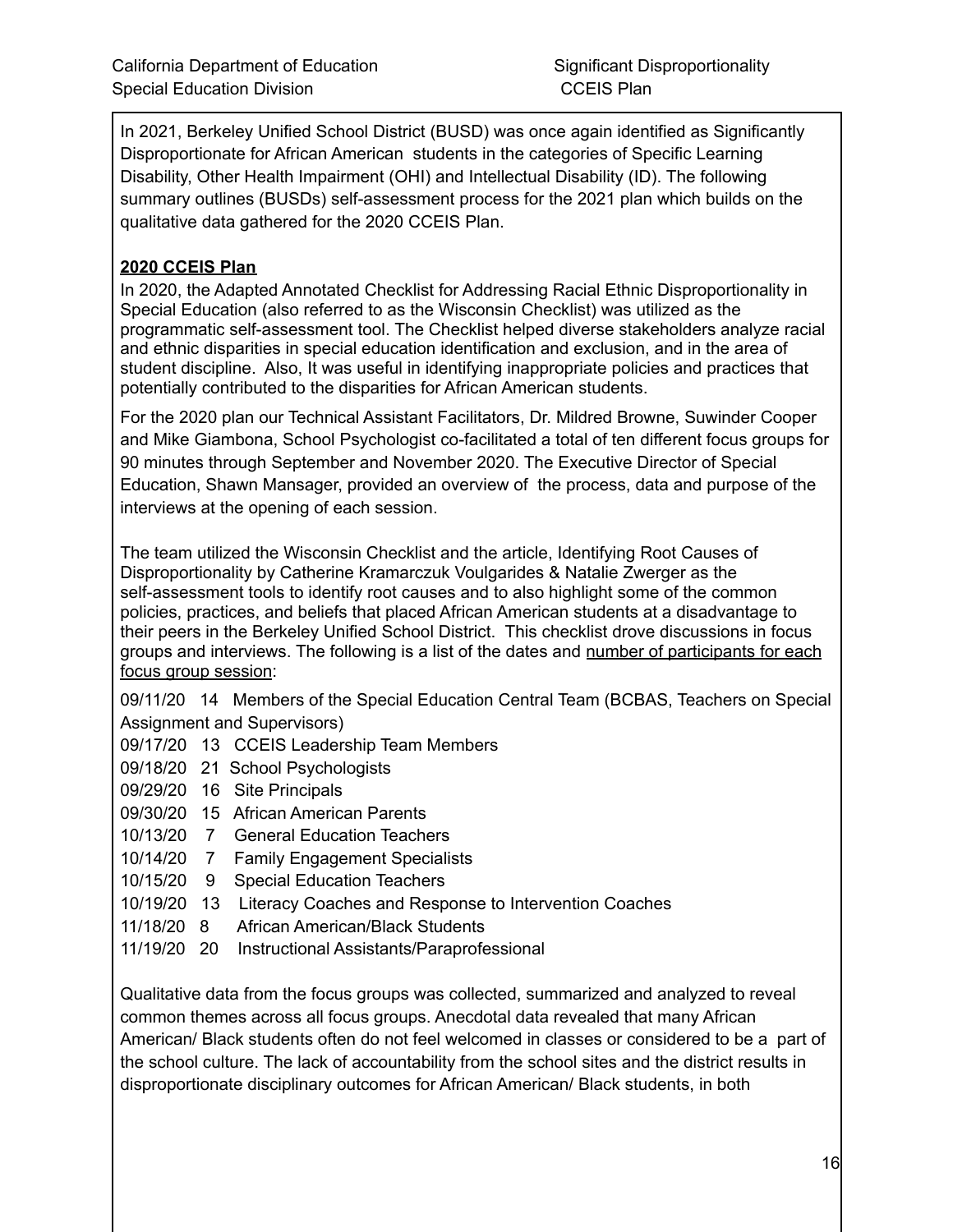In 2021, Berkeley Unified School District (BUSD) was once again identified as Significantly Disproportionate for African American students in the categories of Specific Learning Disability, Other Health Impairment (OHI) and Intellectual Disability (ID). The following summary outlines (BUSDs) self-assessment process for the 2021 plan which builds on the qualitative data gathered for the 2020 CCEIS Plan.

**2020 CCEIS Plan**

In 2020, the Adapted Annotated Checklist for Addressing Racial Ethnic Disproportionality in Special Education (also referred to as the Wisconsin Checklist) was utilized as the programmatic self-assessment tool. The Checklist helped diverse stakeholders analyze racial and ethnic disparities in special education identification and exclusion, and in the area of student discipline. Also, It was useful in identifying inappropriate policies and practices that potentially contributed to the disparities for African American students.

For the 2020 plan our Technical Assistant Facilitators, Dr. Mildred Browne, Suwinder Cooper and Mike Giambona, School Psychologist co-facilitated a total of ten different focus groups for 90 minutes through September and November 2020. The Executive Director of Special Education, Shawn Mansager, provided an overview of the process, data and purpose of the interviews at the opening of each session.

The team utilized the Wisconsin Checklist and the article, Identifying Root Causes of Disproportionality by Catherine Kramarczuk Voulgarides & Natalie Zwerger as the self-assessment tools to identify root causes and to also highlight some of the common policies, practices, and beliefs that placed African American students at a disadvantage to their peers in the Berkeley Unified School District. This checklist drove discussions in focus groups and interviews. The following is a list of the dates and number of participants for each focus group session:

09/11/20 14 Members of the Special Education Central Team (BCBAS, Teachers on Special Assignment and Supervisors)
09/17/20 13 CCEIS Leadership Team Members
09/18/20 21 School Psychologists
09/29/20 16 Site Principals
09/30/20 15 African American Parents
10/13/20 7 General Education Teachers
10/14/20 7 Family Engagement Specialists
10/15/20 9 Special Education Teachers
10/19/20 13 Literacy Coaches and Response to Intervention Coaches
11/18/20 8 African American/Black Students
11/19/20 20 Instructional Assistants/Paraprofessional

Qualitative data from the focus groups was collected, summarized and analyzed to reveal common themes across all focus groups. Anecdotal data revealed that many African American/ Black students often do not feel welcomed in classes or considered to be a part of the school culture. The lack of accountability from the school sites and the district results in disproportionate disciplinary outcomes for African American/ Black students, in both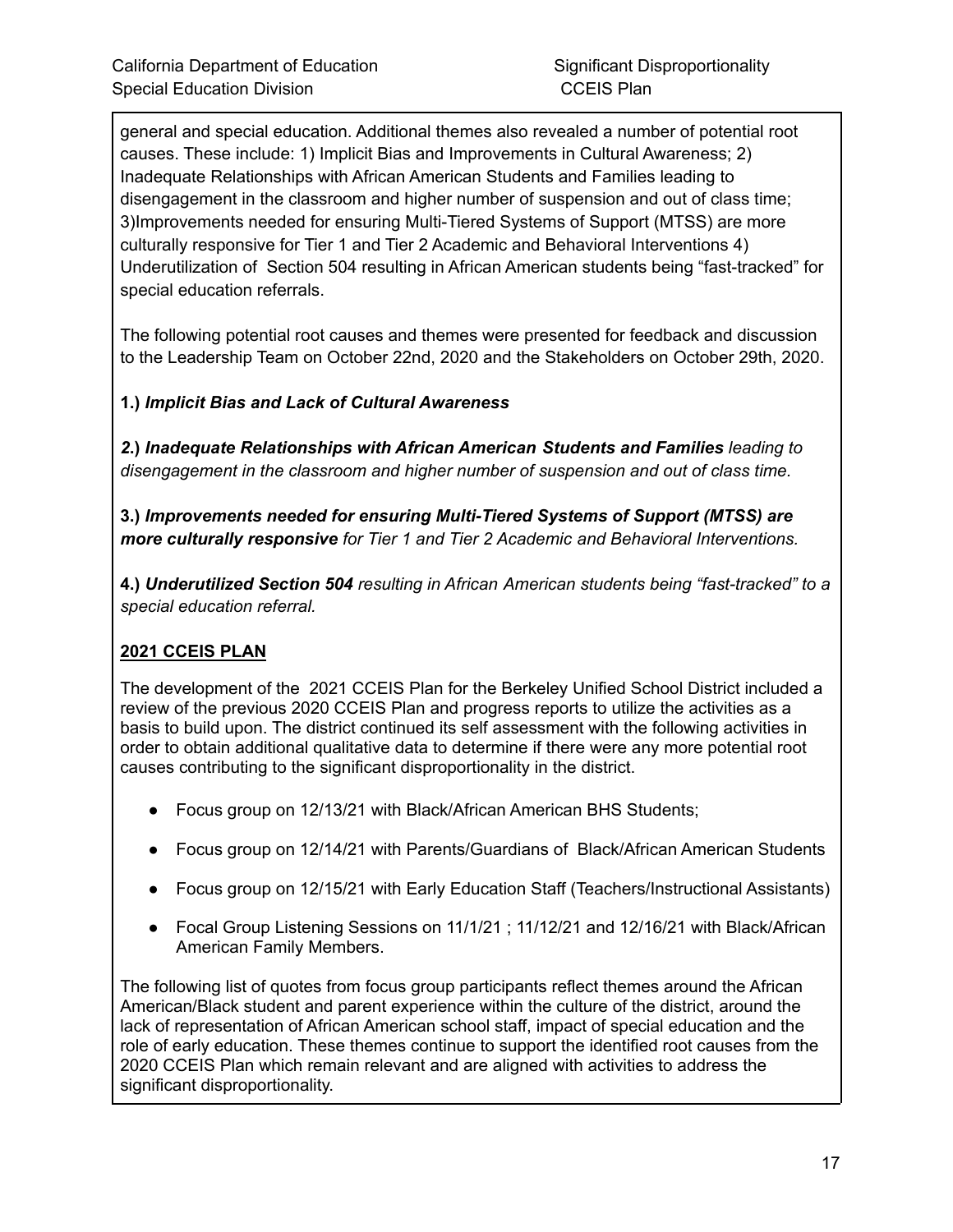general and special education. Additional themes also revealed a number of potential root causes. These include: 1) Implicit Bias and Improvements in Cultural Awareness; 2) Inadequate Relationships with African American Students and Families leading to disengagement in the classroom and higher number of suspension and out of class time; 3)Improvements needed for ensuring Multi-Tiered Systems of Support (MTSS) are more culturally responsive for Tier 1 and Tier 2 Academic and Behavioral Interventions 4) Underutilization of Section 504 resulting in African American students being "fast-tracked" for special education referrals.

The following potential root causes and themes were presented for feedback and discussion to the Leadership Team on October 22nd, 2020 and the Stakeholders on October 29th, 2020.

**1.)** ***Implicit Bias and Lack of Cultural Awareness***

**2.)** ***Inadequate Relationships with African American Students and Families*** *leading to disengagement in the classroom and higher number of suspension and out of class time.*

**3.)** ***Improvements needed for ensuring Multi-Tiered Systems of Support (MTSS) are more culturally responsive*** *for Tier 1 and Tier 2 Academic and Behavioral Interventions.*

**4.)** ***Underutilized Section 504*** *resulting in African American students being "fast-tracked" to a special education referral.*

**<u>2021 CCEIS PLAN</u>**

The development of the 2021 CCEIS Plan for the Berkeley Unified School District included a review of the previous 2020 CCEIS Plan and progress reports to utilize the activities as a basis to build upon. The district continued its self assessment with the following activities in order to obtain additional qualitative data to determine if there were any more potential root causes contributing to the significant disproportionality in the district.

- Focus group on 12/13/21 with Black/African American BHS Students;
- Focus group on 12/14/21 with Parents/Guardians of Black/African American Students
- Focus group on 12/15/21 with Early Education Staff (Teachers/Instructional Assistants)
- Focal Group Listening Sessions on 11/1/21 ; 11/12/21 and 12/16/21 with Black/African American Family Members.

The following list of quotes from focus group participants reflect themes around the African American/Black student and parent experience within the culture of the district, around the lack of representation of African American school staff, impact of special education and the role of early education. These themes continue to support the identified root causes from the 2020 CCEIS Plan which remain relevant and are aligned with activities to address the significant disproportionality.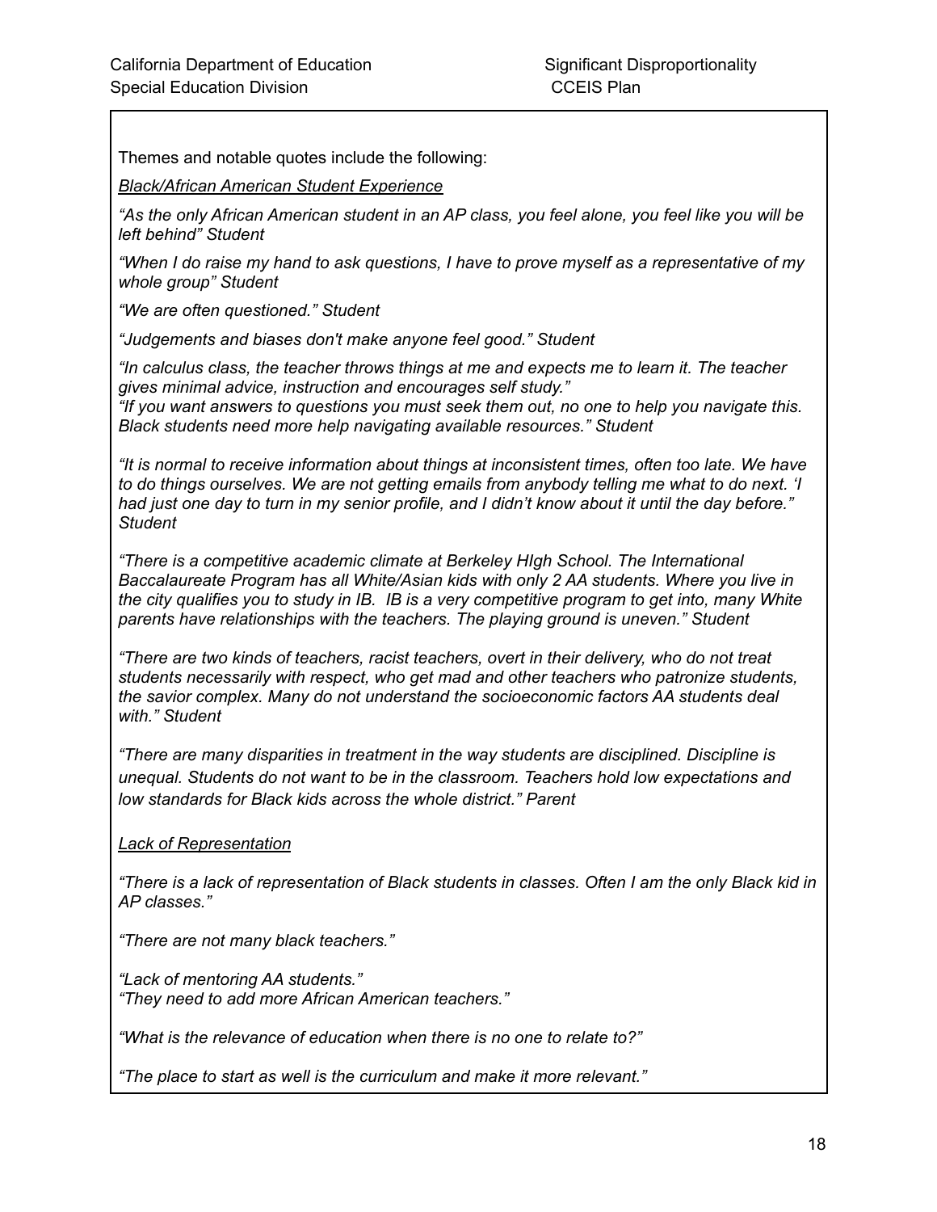Themes and notable quotes include the following:

_Black/African American Student Experience_

*"As the only African American student in an AP class, you feel alone, you feel like you will be left behind" Student*

*"When I do raise my hand to ask questions, I have to prove myself as a representative of my whole group" Student*

*"We are often questioned." Student*

*"Judgements and biases don't make anyone feel good." Student*

*"In calculus class, the teacher throws things at me and expects me to learn it. The teacher gives minimal advice, instruction and encourages self study."*
*"If you want answers to questions you must seek them out, no one to help you navigate this. Black students need more help navigating available resources." Student*

*"It is normal to receive information about things at inconsistent times, often too late. We have to do things ourselves. We are not getting emails from anybody telling me what to do next. 'I had just one day to turn in my senior profile, and I didn't know about it until the day before." Student*

*"There is a competitive academic climate at Berkeley HIgh School. The International Baccalaureate Program has all White/Asian kids with only 2 AA students. Where you live in the city qualifies you to study in IB. IB is a very competitive program to get into, many White parents have relationships with the teachers. The playing ground is uneven." Student*

*"There are two kinds of teachers, racist teachers, overt in their delivery, who do not treat students necessarily with respect, who get mad and other teachers who patronize students, the savior complex. Many do not understand the socioeconomic factors AA students deal with." Student*

*"There are many disparities in treatment in the way students are disciplined. Discipline is unequal. Students do not want to be in the classroom. Teachers hold low expectations and low standards for Black kids across the whole district." Parent*

_Lack of Representation_

*"There is a lack of representation of Black students in classes. Often I am the only Black kid in AP classes."*

*"There are not many black teachers."*

*"Lack of mentoring AA students."*
*"They need to add more African American teachers."*

*"What is the relevance of education when there is no one to relate to?"*

*"The place to start as well is the curriculum and make it more relevant."*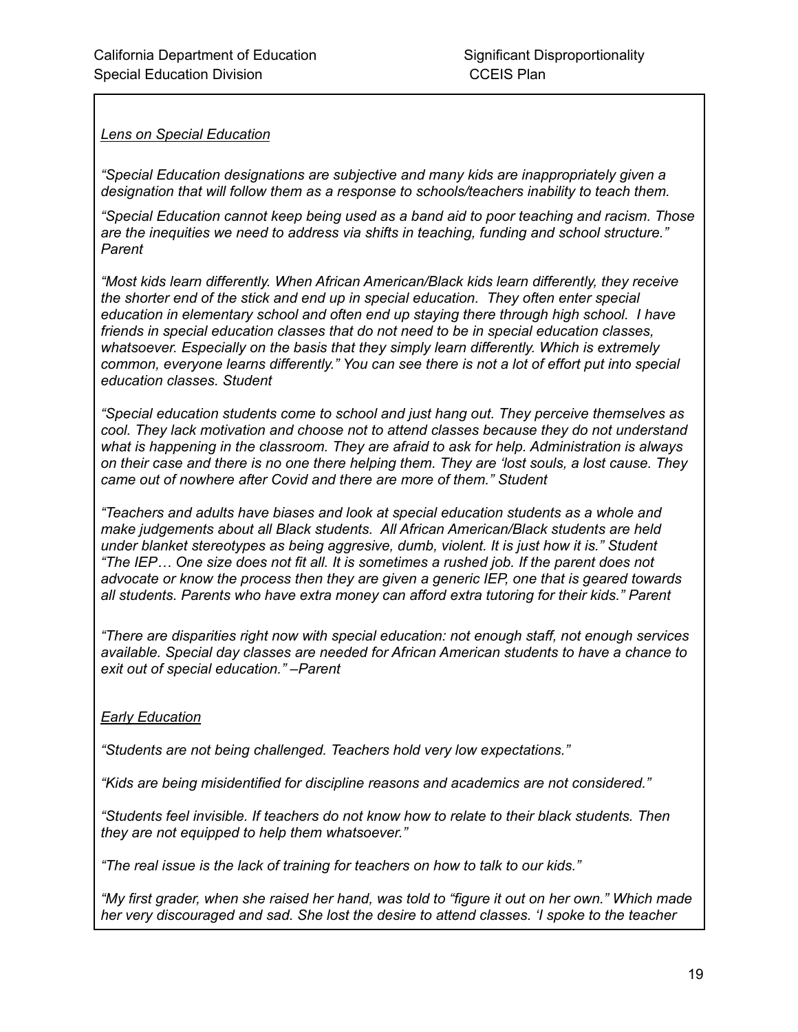*Lens on Special Education*

*"Special Education designations are subjective and many kids are inappropriately given a designation that will follow them as a response to schools/teachers inability to teach them.*

*"Special Education cannot keep being used as a band aid to poor teaching and racism. Those are the inequities we need to address via shifts in teaching, funding and school structure." Parent*

*"Most kids learn differently. When African American/Black kids learn differently, they receive the shorter end of the stick and end up in special education. They often enter special education in elementary school and often end up staying there through high school. I have friends in special education classes that do not need to be in special education classes, whatsoever. Especially on the basis that they simply learn differently. Which is extremely common, everyone learns differently." You can see there is not a lot of effort put into special education classes. Student*

*"Special education students come to school and just hang out. They perceive themselves as cool. They lack motivation and choose not to attend classes because they do not understand what is happening in the classroom. They are afraid to ask for help. Administration is always on their case and there is no one there helping them. They are 'lost souls, a lost cause. They came out of nowhere after Covid and there are more of them." Student*

*"Teachers and adults have biases and look at special education students as a whole and make judgements about all Black students. All African American/Black students are held under blanket stereotypes as being aggresive, dumb, violent. It is just how it is." Student*
*"The IEP… One size does not fit all. It is sometimes a rushed job. If the parent does not advocate or know the process then they are given a generic IEP, one that is geared towards all students. Parents who have extra money can afford extra tutoring for their kids." Parent*

*"There are disparities right now with special education: not enough staff, not enough services available. Special day classes are needed for African American students to have a chance to exit out of special education." –Parent*

*Early Education*

*"Students are not being challenged. Teachers hold very low expectations."*

*"Kids are being misidentified for discipline reasons and academics are not considered."*

*"Students feel invisible. If teachers do not know how to relate to their black students. Then they are not equipped to help them whatsoever."*

*"The real issue is the lack of training for teachers on how to talk to our kids."*

*"My first grader, when she raised her hand, was told to "figure it out on her own." Which made her very discouraged and sad. She lost the desire to attend classes. 'I spoke to the teacher*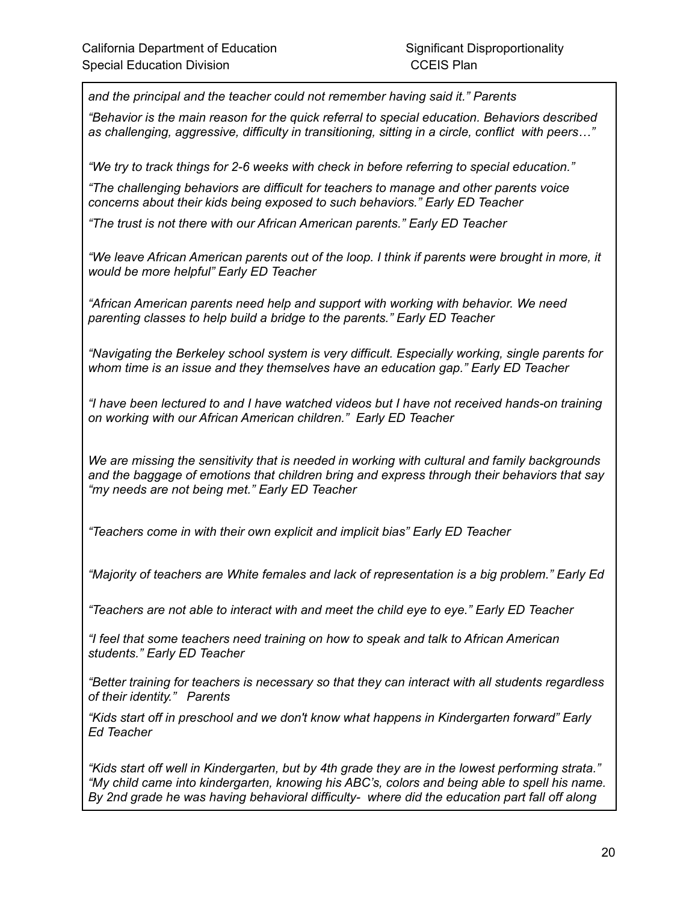*and the principal and the teacher could not remember having said it." Parents*

*"Behavior is the main reason for the quick referral to special education. Behaviors described as challenging, aggressive, difficulty in transitioning, sitting in a circle, conflict with peers…"*

*"We try to track things for 2-6 weeks with check in before referring to special education."*

*"The challenging behaviors are difficult for teachers to manage and other parents voice concerns about their kids being exposed to such behaviors." Early ED Teacher*

*"The trust is not there with our African American parents." Early ED Teacher*

*"We leave African American parents out of the loop. I think if parents were brought in more, it would be more helpful" Early ED Teacher*

*"African American parents need help and support with working with behavior. We need parenting classes to help build a bridge to the parents." Early ED Teacher*

*"Navigating the Berkeley school system is very difficult. Especially working, single parents for whom time is an issue and they themselves have an education gap." Early ED Teacher*

*"I have been lectured to and I have watched videos but I have not received hands-on training on working with our African American children." Early ED Teacher*

*We are missing the sensitivity that is needed in working with cultural and family backgrounds and the baggage of emotions that children bring and express through their behaviors that say "my needs are not being met." Early ED Teacher*

*"Teachers come in with their own explicit and implicit bias" Early ED Teacher*

*"Majority of teachers are White females and lack of representation is a big problem." Early Ed*

*"Teachers are not able to interact with and meet the child eye to eye." Early ED Teacher*

*"I feel that some teachers need training on how to speak and talk to African American students." Early ED Teacher*

*"Better training for teachers is necessary so that they can interact with all students regardless of their identity." Parents*

*"Kids start off in preschool and we don't know what happens in Kindergarten forward" Early Ed Teacher*

*"Kids start off well in Kindergarten, but by 4th grade they are in the lowest performing strata." "My child came into kindergarten, knowing his ABC's, colors and being able to spell his name. By 2nd grade he was having behavioral difficulty- where did the education part fall off along*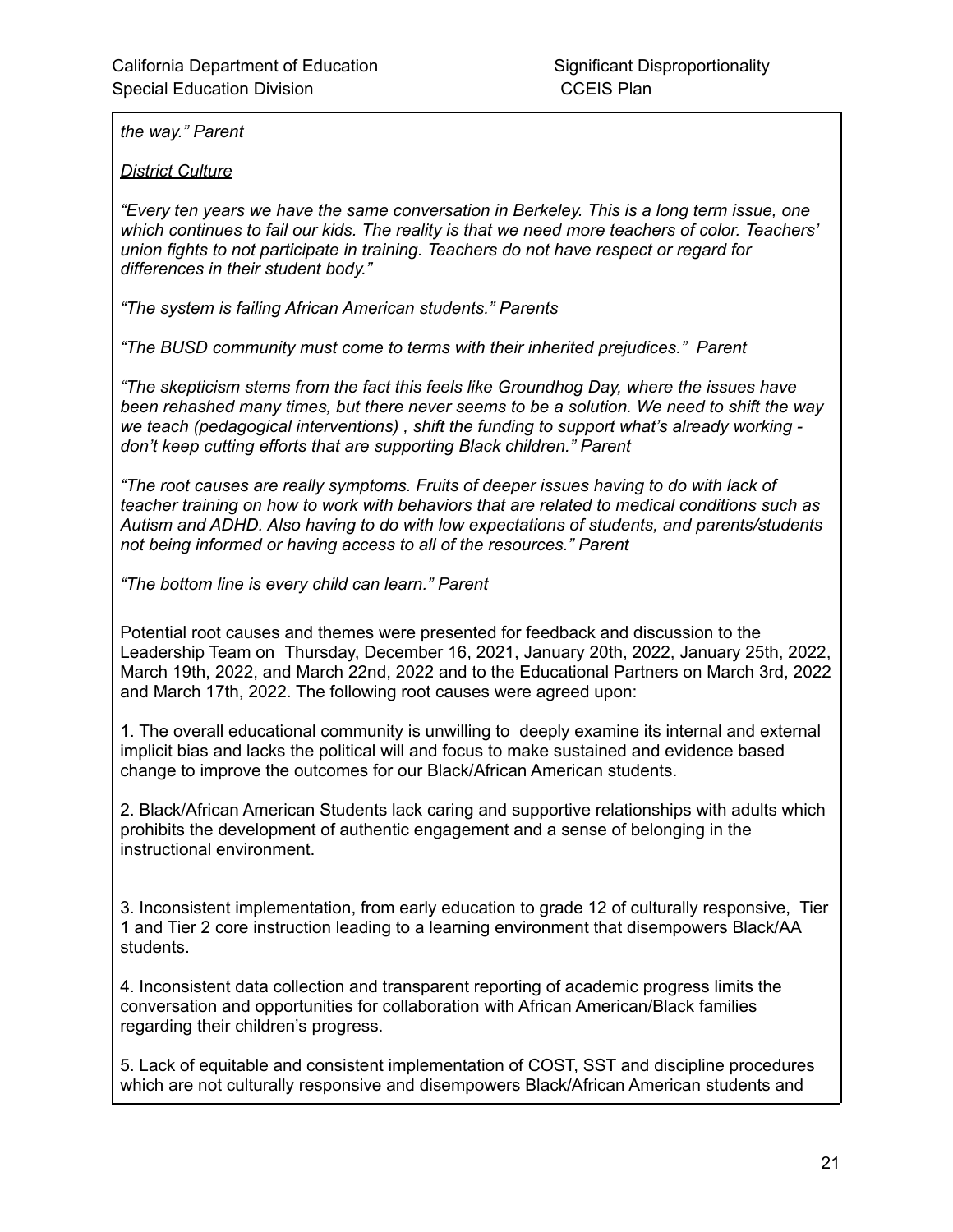*the way." Parent*

*District Culture*

*"Every ten years we have the same conversation in Berkeley. This is a long term issue, one which continues to fail our kids. The reality is that we need more teachers of color. Teachers' union fights to not participate in training. Teachers do not have respect or regard for differences in their student body."*

*"The system is failing African American students." Parents*

*"The BUSD community must come to terms with their inherited prejudices." Parent*

*"The skepticism stems from the fact this feels like Groundhog Day, where the issues have been rehashed many times, but there never seems to be a solution. We need to shift the way we teach (pedagogical interventions) , shift the funding to support what's already working - don't keep cutting efforts that are supporting Black children." Parent*

*"The root causes are really symptoms. Fruits of deeper issues having to do with lack of teacher training on how to work with behaviors that are related to medical conditions such as Autism and ADHD. Also having to do with low expectations of students, and parents/students not being informed or having access to all of the resources." Parent*

*"The bottom line is every child can learn." Parent*

Potential root causes and themes were presented for feedback and discussion to the Leadership Team on Thursday, December 16, 2021, January 20th, 2022, January 25th, 2022, March 19th, 2022, and March 22nd, 2022 and to the Educational Partners on March 3rd, 2022 and March 17th, 2022. The following root causes were agreed upon:

1. The overall educational community is unwilling to deeply examine its internal and external implicit bias and lacks the political will and focus to make sustained and evidence based change to improve the outcomes for our Black/African American students.

2. Black/African American Students lack caring and supportive relationships with adults which prohibits the development of authentic engagement and a sense of belonging in the instructional environment.

3. Inconsistent implementation, from early education to grade 12 of culturally responsive, Tier 1 and Tier 2 core instruction leading to a learning environment that disempowers Black/AA students.

4. Inconsistent data collection and transparent reporting of academic progress limits the conversation and opportunities for collaboration with African American/Black families regarding their children's progress.

5. Lack of equitable and consistent implementation of COST, SST and discipline procedures which are not culturally responsive and disempowers Black/African American students and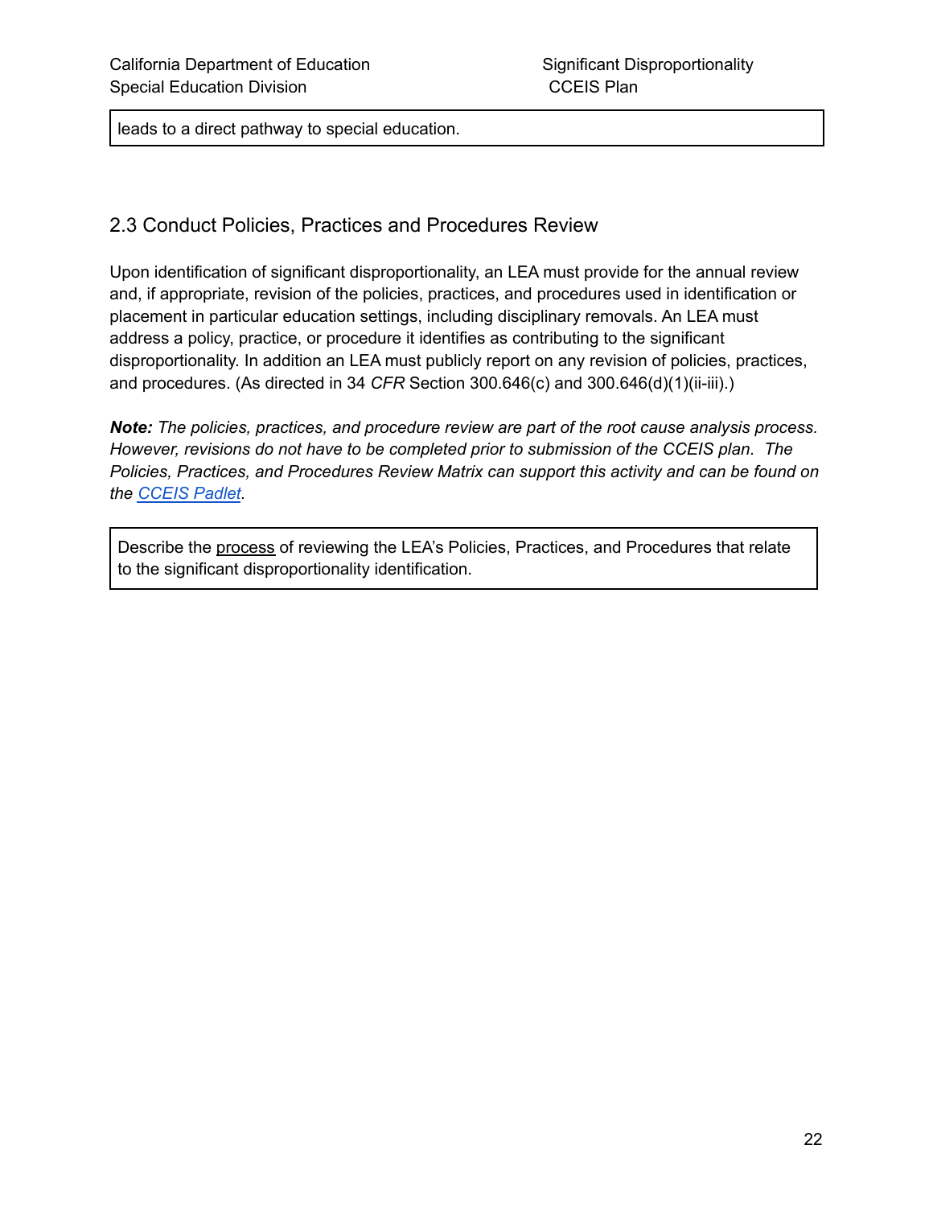leads to a direct pathway to special education.

## 2.3 Conduct Policies, Practices and Procedures Review

Upon identification of significant disproportionality, an LEA must provide for the annual review and, if appropriate, revision of the policies, practices, and procedures used in identification or placement in particular education settings, including disciplinary removals. An LEA must address a policy, practice, or procedure it identifies as contributing to the significant disproportionality. In addition an LEA must publicly report on any revision of policies, practices, and procedures. (As directed in 34 *CFR* Section 300.646(c) and 300.646(d)(1)(ii-iii).)

***Note:*** *The policies, practices, and procedure review are part of the root cause analysis process. However, revisions do not have to be completed prior to submission of the CCEIS plan. The Policies, Practices, and Procedures Review Matrix can support this activity and can be found on the [CCEIS Padlet](CCEIS Padlet).*

Describe the <u>process</u> of reviewing the LEA's Policies, Practices, and Procedures that relate to the significant disproportionality identification.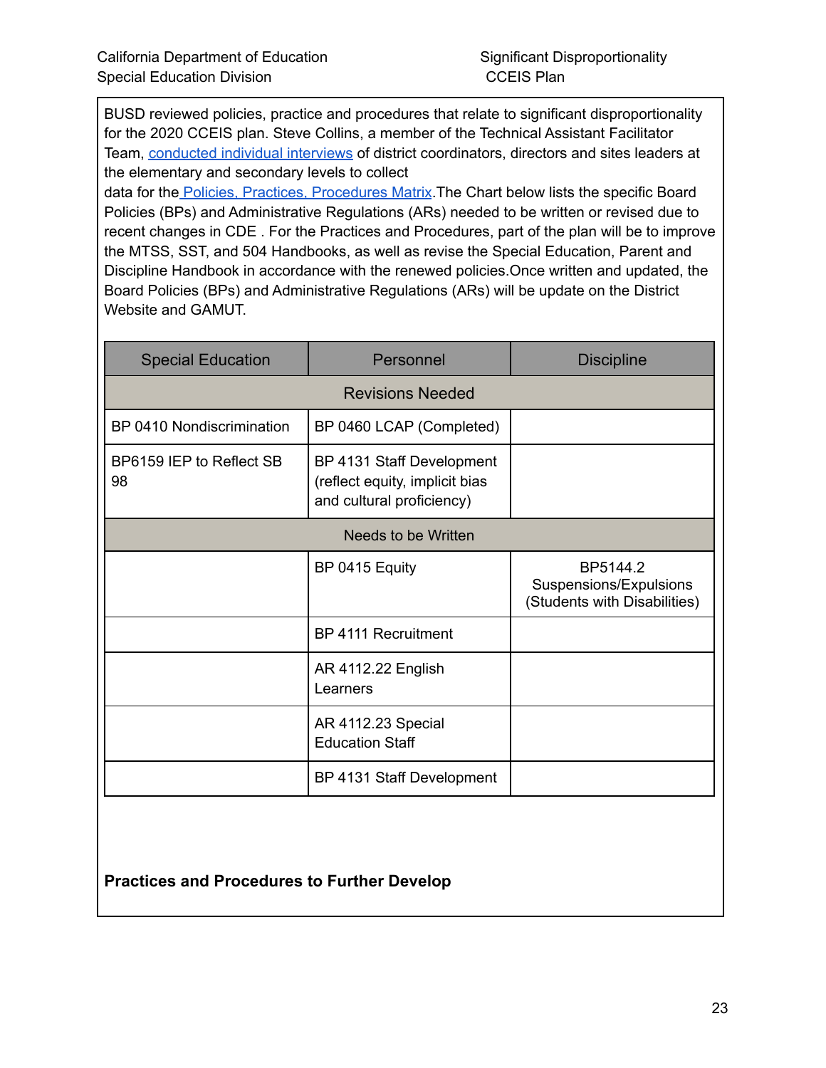BUSD reviewed policies, practice and procedures that relate to significant disproportionality for the 2020 CCEIS plan. Steve Collins, a member of the Technical Assistant Facilitator Team, conducted individual interviews of district coordinators, directors and sites leaders at the elementary and secondary levels to collect data for the Policies, Practices, Procedures Matrix.The Chart below lists the specific Board Policies (BPs) and Administrative Regulations (ARs) needed to be written or revised due to recent changes in CDE . For the Practices and Procedures, part of the plan will be to improve the MTSS, SST, and 504 Handbooks, as well as revise the Special Education, Parent and Discipline Handbook in accordance with the renewed policies.Once written and updated, the Board Policies (BPs) and Administrative Regulations (ARs) will be update on the District Website and GAMUT.

| Special Education | Personnel | Discipline |
|---|---|---|
| | Revisions Needed | |
| BP 0410 Nondiscrimination | BP 0460 LCAP (Completed) | |
| BP6159 IEP to Reflect SB 98 | BP 4131 Staff Development (reflect equity, implicit bias and cultural proficiency) | |
| | Needs to be Written | |
| | BP 0415 Equity | BP5144.2 Suspensions/Expulsions (Students with Disabilities) |
| | BP 4111 Recruitment | |
| | AR 4112.22 English Learners | |
| | AR 4112.23 Special Education Staff | |
| | BP 4131 Staff Development | |

**Practices and Procedures to Further Develop**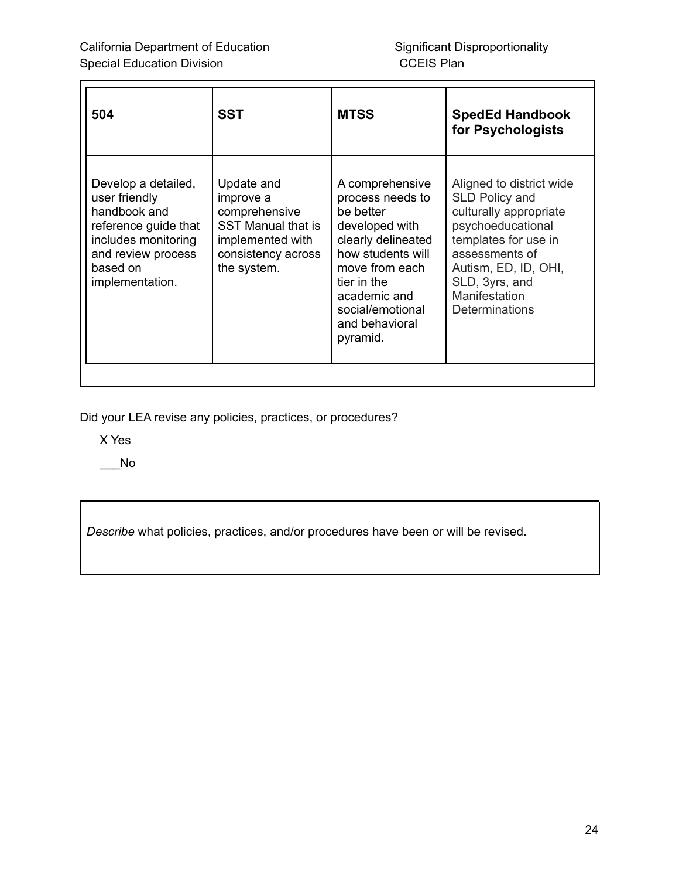| 504 | SST | MTSS | SpedEd Handbook for Psychologists |
| --- | --- | --- | --- |
| Develop a detailed, user friendly handbook and reference guide that includes monitoring and review process based on implementation. | Update and improve a comprehensive SST Manual that is implemented with consistency across the system. | A comprehensive process needs to be better developed with clearly delineated how students will move from each tier in the academic and social/emotional and behavioral pyramid. | Aligned to district wide SLD Policy and culturally appropriate psychoeducational templates for use in assessments of Autism, ED, ID, OHI, SLD, 3yrs, and Manifestation Determinations |

Did your LEA revise any policies, practices, or procedures?

X Yes

___No

*Describe* what policies, practices, and/or procedures have been or will be revised.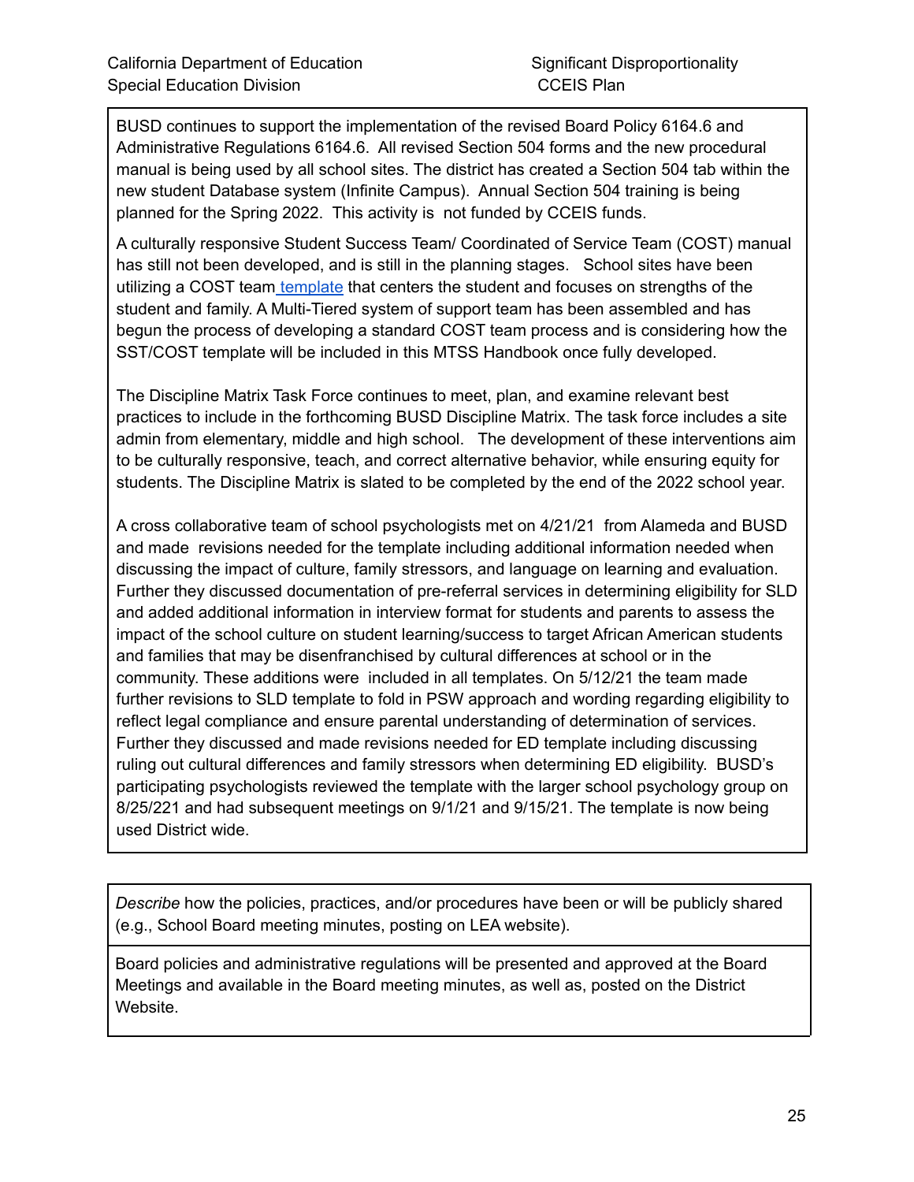BUSD continues to support the implementation of the revised Board Policy 6164.6 and Administrative Regulations 6164.6. All revised Section 504 forms and the new procedural manual is being used by all school sites. The district has created a Section 504 tab within the new student Database system (Infinite Campus). Annual Section 504 training is being planned for the Spring 2022. This activity is not funded by CCEIS funds.

A culturally responsive Student Success Team/ Coordinated of Service Team (COST) manual has still not been developed, and is still in the planning stages. School sites have been utilizing a COST team template that centers the student and focuses on strengths of the student and family. A Multi-Tiered system of support team has been assembled and has begun the process of developing a standard COST team process and is considering how the SST/COST template will be included in this MTSS Handbook once fully developed.

The Discipline Matrix Task Force continues to meet, plan, and examine relevant best practices to include in the forthcoming BUSD Discipline Matrix. The task force includes a site admin from elementary, middle and high school. The development of these interventions aim to be culturally responsive, teach, and correct alternative behavior, while ensuring equity for students. The Discipline Matrix is slated to be completed by the end of the 2022 school year.

A cross collaborative team of school psychologists met on 4/21/21 from Alameda and BUSD and made revisions needed for the template including additional information needed when discussing the impact of culture, family stressors, and language on learning and evaluation. Further they discussed documentation of pre-referral services in determining eligibility for SLD and added additional information in interview format for students and parents to assess the impact of the school culture on student learning/success to target African American students and families that may be disenfranchised by cultural differences at school or in the community. These additions were included in all templates. On 5/12/21 the team made further revisions to SLD template to fold in PSW approach and wording regarding eligibility to reflect legal compliance and ensure parental understanding of determination of services. Further they discussed and made revisions needed for ED template including discussing ruling out cultural differences and family stressors when determining ED eligibility. BUSD's participating psychologists reviewed the template with the larger school psychology group on 8/25/221 and had subsequent meetings on 9/1/21 and 9/15/21. The template is now being used District wide.

*Describe* how the policies, practices, and/or procedures have been or will be publicly shared (e.g., School Board meeting minutes, posting on LEA website).

Board policies and administrative regulations will be presented and approved at the Board Meetings and available in the Board meeting minutes, as well as, posted on the District Website.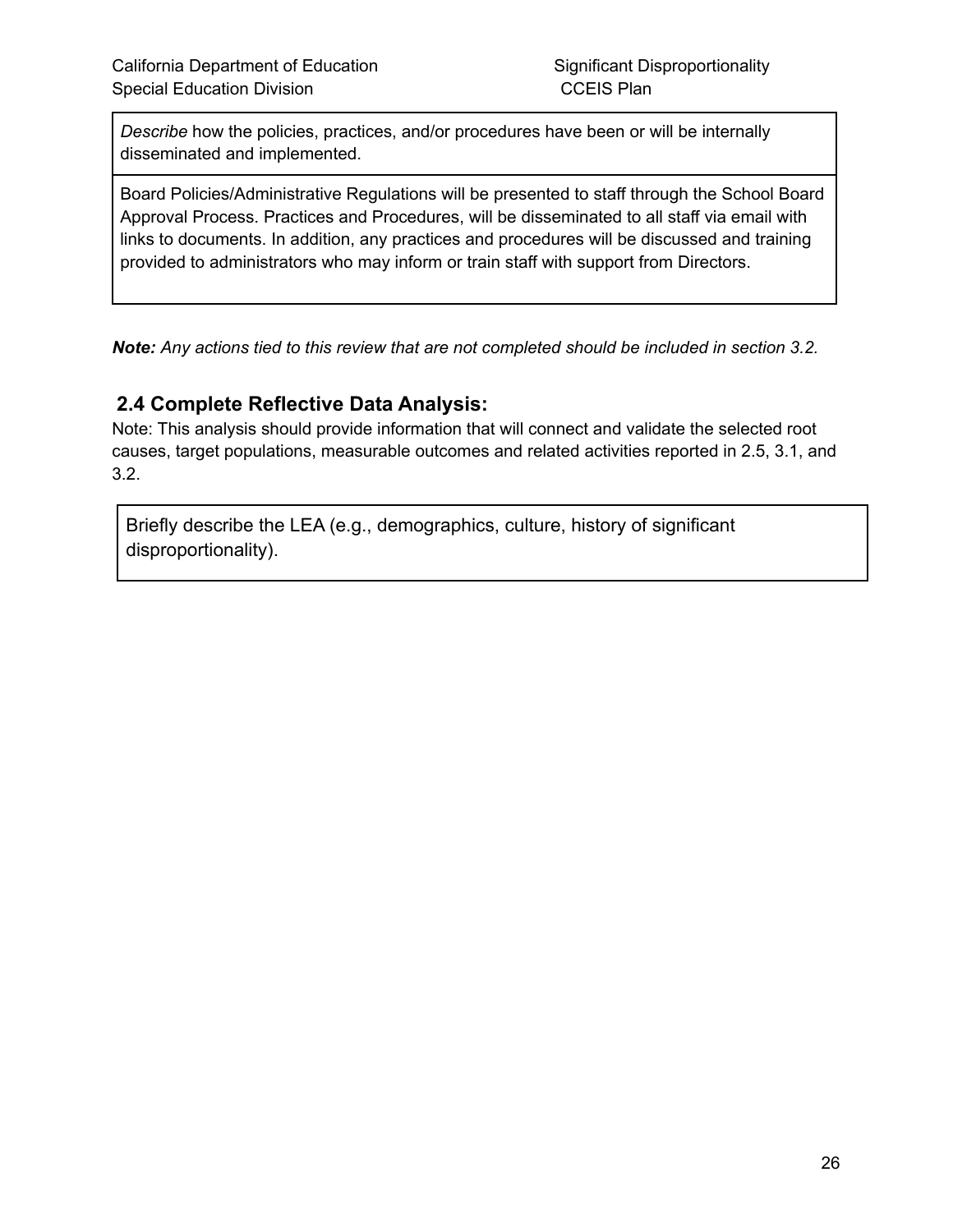| *Describe* how the policies, practices, and/or procedures have been or will be internally disseminated and implemented. |
| --- |
| Board Policies/Administrative Regulations will be presented to staff through the School Board Approval Process. Practices and Procedures, will be disseminated to all staff via email with links to documents. In addition, any practices and procedures will be discussed and training provided to administrators who may inform or train staff with support from Directors. |

***Note:*** *Any actions tied to this review that are not completed should be included in section 3.2.*

## 2.4 Complete Reflective Data Analysis:

Note: This analysis should provide information that will connect and validate the selected root causes, target populations, measurable outcomes and related activities reported in 2.5, 3.1, and 3.2.

| Briefly describe the LEA (e.g., demographics, culture, history of significant disproportionality). |
| --- |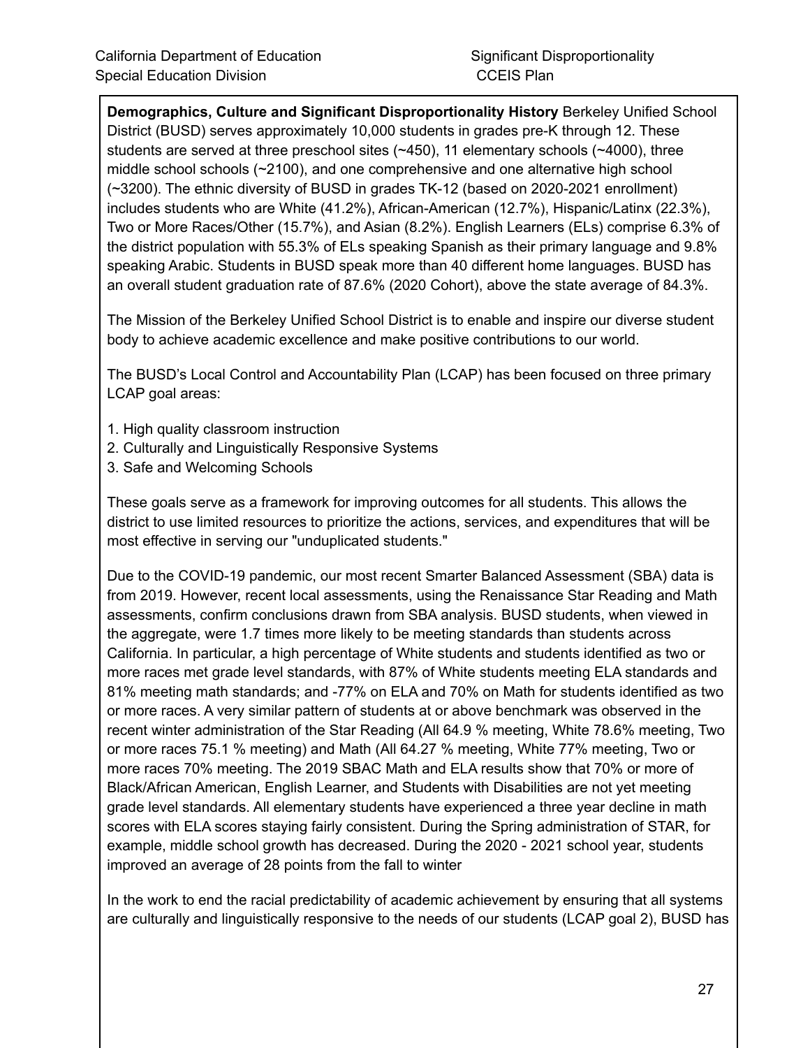**Demographics, Culture and Significant Disproportionality History** Berkeley Unified School District (BUSD) serves approximately 10,000 students in grades pre-K through 12. These students are served at three preschool sites (~450), 11 elementary schools (~4000), three middle school schools (~2100), and one comprehensive and one alternative high school (~3200). The ethnic diversity of BUSD in grades TK-12 (based on 2020-2021 enrollment) includes students who are White (41.2%), African-American (12.7%), Hispanic/Latinx (22.3%), Two or More Races/Other (15.7%), and Asian (8.2%). English Learners (ELs) comprise 6.3% of the district population with 55.3% of ELs speaking Spanish as their primary language and 9.8% speaking Arabic. Students in BUSD speak more than 40 different home languages. BUSD has an overall student graduation rate of 87.6% (2020 Cohort), above the state average of 84.3%.

The Mission of the Berkeley Unified School District is to enable and inspire our diverse student body to achieve academic excellence and make positive contributions to our world.

The BUSD's Local Control and Accountability Plan (LCAP) has been focused on three primary LCAP goal areas:

1. High quality classroom instruction
2. Culturally and Linguistically Responsive Systems
3. Safe and Welcoming Schools

These goals serve as a framework for improving outcomes for all students. This allows the district to use limited resources to prioritize the actions, services, and expenditures that will be most effective in serving our "unduplicated students."

Due to the COVID-19 pandemic, our most recent Smarter Balanced Assessment (SBA) data is from 2019. However, recent local assessments, using the Renaissance Star Reading and Math assessments, confirm conclusions drawn from SBA analysis. BUSD students, when viewed in the aggregate, were 1.7 times more likely to be meeting standards than students across California. In particular, a high percentage of White students and students identified as two or more races met grade level standards, with 87% of White students meeting ELA standards and 81% meeting math standards; and -77% on ELA and 70% on Math for students identified as two or more races. A very similar pattern of students at or above benchmark was observed in the recent winter administration of the Star Reading (All 64.9 % meeting, White 78.6% meeting, Two or more races 75.1 % meeting) and Math (All 64.27 % meeting, White 77% meeting, Two or more races 70% meeting. The 2019 SBAC Math and ELA results show that 70% or more of Black/African American, English Learner, and Students with Disabilities are not yet meeting grade level standards. All elementary students have experienced a three year decline in math scores with ELA scores staying fairly consistent. During the Spring administration of STAR, for example, middle school growth has decreased. During the 2020 - 2021 school year, students improved an average of 28 points from the fall to winter

In the work to end the racial predictability of academic achievement by ensuring that all systems are culturally and linguistically responsive to the needs of our students (LCAP goal 2), BUSD has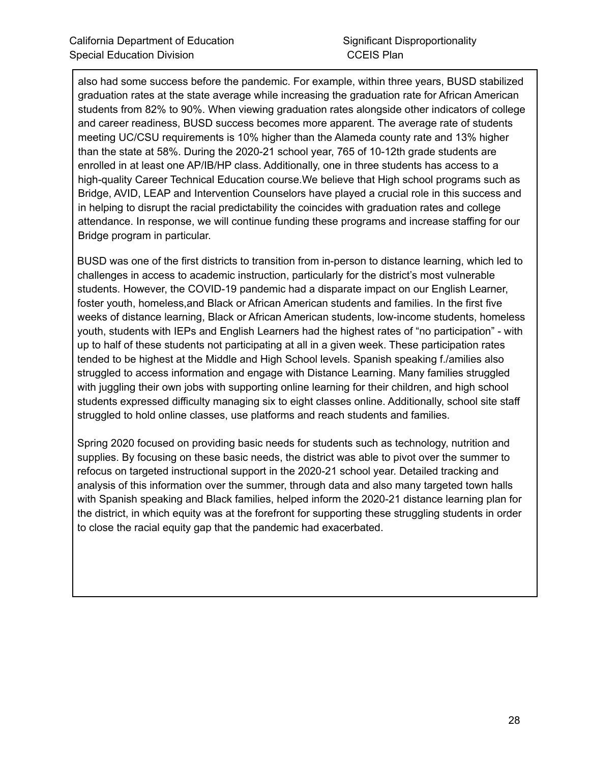also had some success before the pandemic. For example, within three years, BUSD stabilized graduation rates at the state average while increasing the graduation rate for African American students from 82% to 90%. When viewing graduation rates alongside other indicators of college and career readiness, BUSD success becomes more apparent. The average rate of students meeting UC/CSU requirements is 10% higher than the Alameda county rate and 13% higher than the state at 58%. During the 2020-21 school year, 765 of 10-12th grade students are enrolled in at least one AP/IB/HP class. Additionally, one in three students has access to a high-quality Career Technical Education course.We believe that High school programs such as Bridge, AVID, LEAP and Intervention Counselors have played a crucial role in this success and in helping to disrupt the racial predictability the coincides with graduation rates and college attendance. In response, we will continue funding these programs and increase staffing for our Bridge program in particular.

BUSD was one of the first districts to transition from in-person to distance learning, which led to challenges in access to academic instruction, particularly for the district's most vulnerable students. However, the COVID-19 pandemic had a disparate impact on our English Learner, foster youth, homeless,and Black or African American students and families. In the first five weeks of distance learning, Black or African American students, low-income students, homeless youth, students with IEPs and English Learners had the highest rates of "no participation" - with up to half of these students not participating at all in a given week. These participation rates tended to be highest at the Middle and High School levels. Spanish speaking f./amilies also struggled to access information and engage with Distance Learning. Many families struggled with juggling their own jobs with supporting online learning for their children, and high school students expressed difficulty managing six to eight classes online. Additionally, school site staff struggled to hold online classes, use platforms and reach students and families.

Spring 2020 focused on providing basic needs for students such as technology, nutrition and supplies. By focusing on these basic needs, the district was able to pivot over the summer to refocus on targeted instructional support in the 2020-21 school year. Detailed tracking and analysis of this information over the summer, through data and also many targeted town halls with Spanish speaking and Black families, helped inform the 2020-21 distance learning plan for the district, in which equity was at the forefront for supporting these struggling students in order to close the racial equity gap that the pandemic had exacerbated.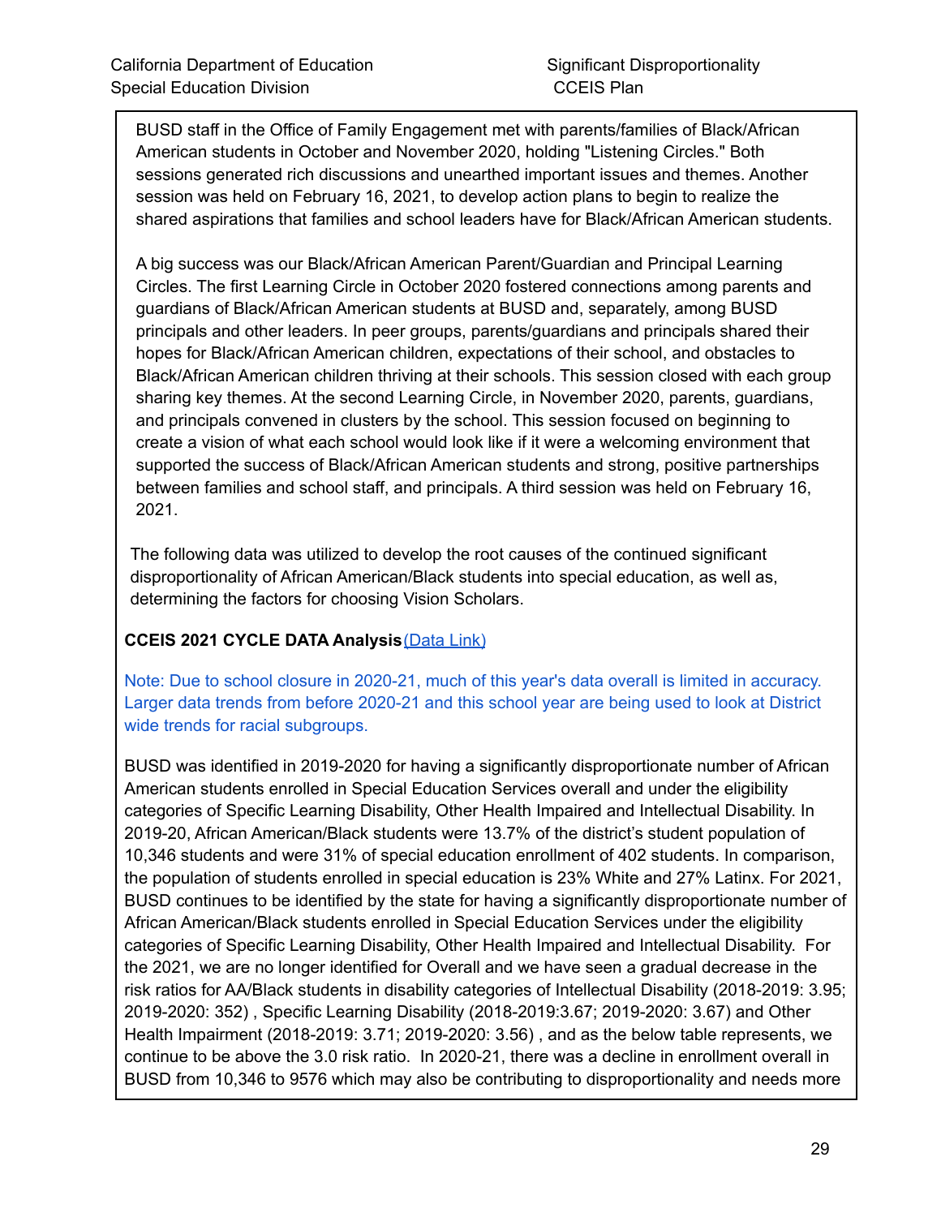BUSD staff in the Office of Family Engagement met with parents/families of Black/African American students in October and November 2020, holding "Listening Circles." Both sessions generated rich discussions and unearthed important issues and themes. Another session was held on February 16, 2021, to develop action plans to begin to realize the shared aspirations that families and school leaders have for Black/African American students.

A big success was our Black/African American Parent/Guardian and Principal Learning Circles. The first Learning Circle in October 2020 fostered connections among parents and guardians of Black/African American students at BUSD and, separately, among BUSD principals and other leaders. In peer groups, parents/guardians and principals shared their hopes for Black/African American children, expectations of their school, and obstacles to Black/African American children thriving at their schools. This session closed with each group sharing key themes. At the second Learning Circle, in November 2020, parents, guardians, and principals convened in clusters by the school. This session focused on beginning to create a vision of what each school would look like if it were a welcoming environment that supported the success of Black/African American students and strong, positive partnerships between families and school staff, and principals. A third session was held on February 16, 2021.

The following data was utilized to develop the root causes of the continued significant disproportionality of African American/Black students into special education, as well as, determining the factors for choosing Vision Scholars.

**CCEIS 2021 CYCLE DATA Analysis** [(Data Link)]

Note: Due to school closure in 2020-21, much of this year's data overall is limited in accuracy. Larger data trends from before 2020-21 and this school year are being used to look at District wide trends for racial subgroups.

BUSD was identified in 2019-2020 for having a significantly disproportionate number of African American students enrolled in Special Education Services overall and under the eligibility categories of Specific Learning Disability, Other Health Impaired and Intellectual Disability. In 2019-20, African American/Black students were 13.7% of the district's student population of 10,346 students and were 31% of special education enrollment of 402 students. In comparison, the population of students enrolled in special education is 23% White and 27% Latinx. For 2021, BUSD continues to be identified by the state for having a significantly disproportionate number of African American/Black students enrolled in Special Education Services under the eligibility categories of Specific Learning Disability, Other Health Impaired and Intellectual Disability. For the 2021, we are no longer identified for Overall and we have seen a gradual decrease in the risk ratios for AA/Black students in disability categories of Intellectual Disability (2018-2019: 3.95; 2019-2020: 352) , Specific Learning Disability (2018-2019:3.67; 2019-2020: 3.67) and Other Health Impairment (2018-2019: 3.71; 2019-2020: 3.56) , and as the below table represents, we continue to be above the 3.0 risk ratio. In 2020-21, there was a decline in enrollment overall in BUSD from 10,346 to 9576 which may also be contributing to disproportionality and needs more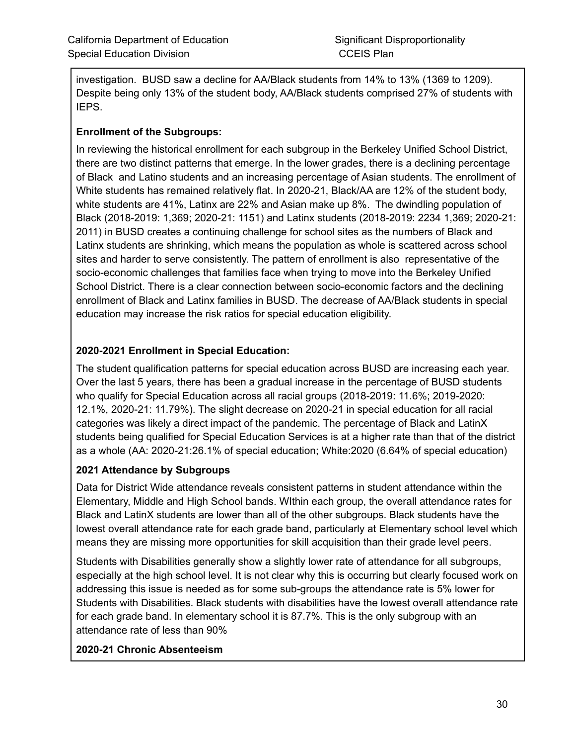investigation. BUSD saw a decline for AA/Black students from 14% to 13% (1369 to 1209). Despite being only 13% of the student body, AA/Black students comprised 27% of students with IEPS.

**Enrollment of the Subgroups:**

In reviewing the historical enrollment for each subgroup in the Berkeley Unified School District, there are two distinct patterns that emerge. In the lower grades, there is a declining percentage of Black and Latino students and an increasing percentage of Asian students. The enrollment of White students has remained relatively flat. In 2020-21, Black/AA are 12% of the student body, white students are 41%, Latinx are 22% and Asian make up 8%. The dwindling population of Black (2018-2019: 1,369; 2020-21: 1151) and Latinx students (2018-2019: 2234 1,369; 2020-21: 2011) in BUSD creates a continuing challenge for school sites as the numbers of Black and Latinx students are shrinking, which means the population as whole is scattered across school sites and harder to serve consistently. The pattern of enrollment is also representative of the socio-economic challenges that families face when trying to move into the Berkeley Unified School District. There is a clear connection between socio-economic factors and the declining enrollment of Black and Latinx families in BUSD. The decrease of AA/Black students in special education may increase the risk ratios for special education eligibility.

**2020-2021 Enrollment in Special Education:**

The student qualification patterns for special education across BUSD are increasing each year. Over the last 5 years, there has been a gradual increase in the percentage of BUSD students who qualify for Special Education across all racial groups (2018-2019: 11.6%; 2019-2020: 12.1%, 2020-21: 11.79%). The slight decrease on 2020-21 in special education for all racial categories was likely a direct impact of the pandemic. The percentage of Black and LatinX students being qualified for Special Education Services is at a higher rate than that of the district as a whole (AA: 2020-21:26.1% of special education; White:2020 (6.64% of special education)

**2021 Attendance by Subgroups**

Data for District Wide attendance reveals consistent patterns in student attendance within the Elementary, Middle and High School bands. WIthin each group, the overall attendance rates for Black and LatinX students are lower than all of the other subgroups. Black students have the lowest overall attendance rate for each grade band, particularly at Elementary school level which means they are missing more opportunities for skill acquisition than their grade level peers.

Students with Disabilities generally show a slightly lower rate of attendance for all subgroups, especially at the high school level. It is not clear why this is occurring but clearly focused work on addressing this issue is needed as for some sub-groups the attendance rate is 5% lower for Students with Disabilities. Black students with disabilities have the lowest overall attendance rate for each grade band. In elementary school it is 87.7%. This is the only subgroup with an attendance rate of less than 90%

**2020-21 Chronic Absenteeism**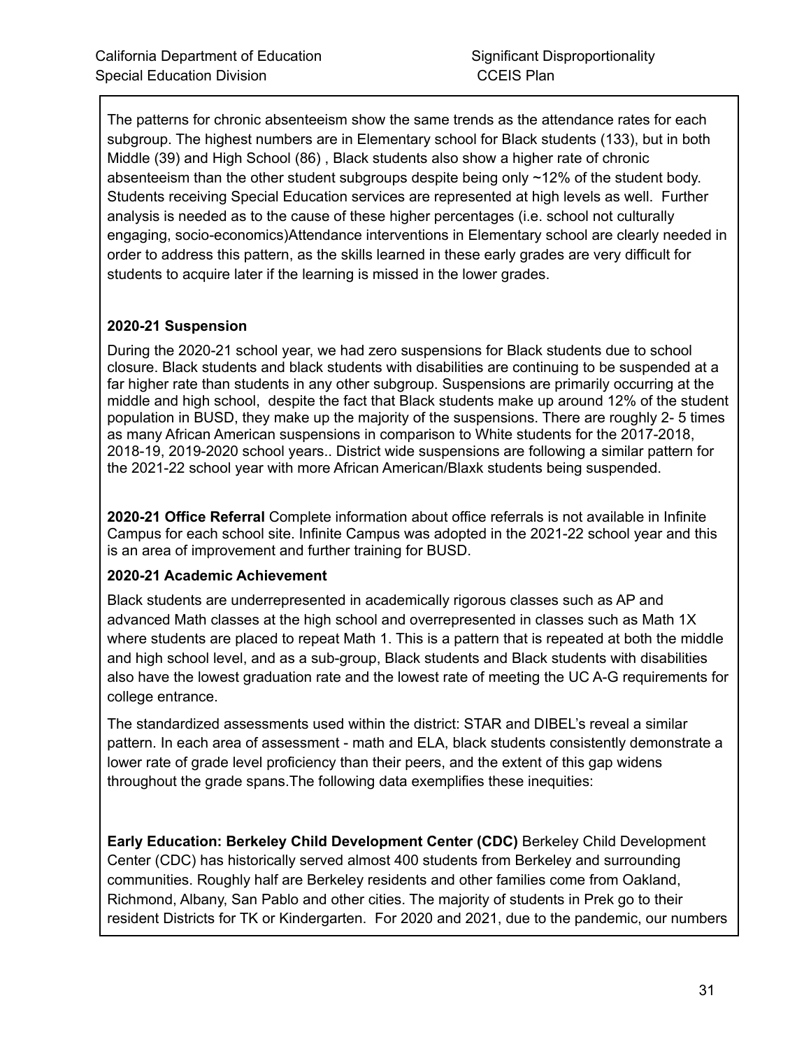The patterns for chronic absenteeism show the same trends as the attendance rates for each subgroup. The highest numbers are in Elementary school for Black students (133), but in both Middle (39) and High School (86) , Black students also show a higher rate of chronic absenteeism than the other student subgroups despite being only ~12% of the student body. Students receiving Special Education services are represented at high levels as well. Further analysis is needed as to the cause of these higher percentages (i.e. school not culturally engaging, socio-economics)Attendance interventions in Elementary school are clearly needed in order to address this pattern, as the skills learned in these early grades are very difficult for students to acquire later if the learning is missed in the lower grades.

**2020-21 Suspension**

During the 2020-21 school year, we had zero suspensions for Black students due to school closure. Black students and black students with disabilities are continuing to be suspended at a far higher rate than students in any other subgroup. Suspensions are primarily occurring at the middle and high school, despite the fact that Black students make up around 12% of the student population in BUSD, they make up the majority of the suspensions. There are roughly 2- 5 times as many African American suspensions in comparison to White students for the 2017-2018, 2018-19, 2019-2020 school years.. District wide suspensions are following a similar pattern for the 2021-22 school year with more African American/Blaxk students being suspended.

**2020-21 Office Referral** Complete information about office referrals is not available in Infinite Campus for each school site. Infinite Campus was adopted in the 2021-22 school year and this is an area of improvement and further training for BUSD.

**2020-21 Academic Achievement**

Black students are underrepresented in academically rigorous classes such as AP and advanced Math classes at the high school and overrepresented in classes such as Math 1X where students are placed to repeat Math 1. This is a pattern that is repeated at both the middle and high school level, and as a sub-group, Black students and Black students with disabilities also have the lowest graduation rate and the lowest rate of meeting the UC A-G requirements for college entrance.

The standardized assessments used within the district: STAR and DIBEL's reveal a similar pattern. In each area of assessment - math and ELA, black students consistently demonstrate a lower rate of grade level proficiency than their peers, and the extent of this gap widens throughout the grade spans.The following data exemplifies these inequities:

**Early Education: Berkeley Child Development Center (CDC)** Berkeley Child Development Center (CDC) has historically served almost 400 students from Berkeley and surrounding communities. Roughly half are Berkeley residents and other families come from Oakland, Richmond, Albany, San Pablo and other cities. The majority of students in Prek go to their resident Districts for TK or Kindergarten. For 2020 and 2021, due to the pandemic, our numbers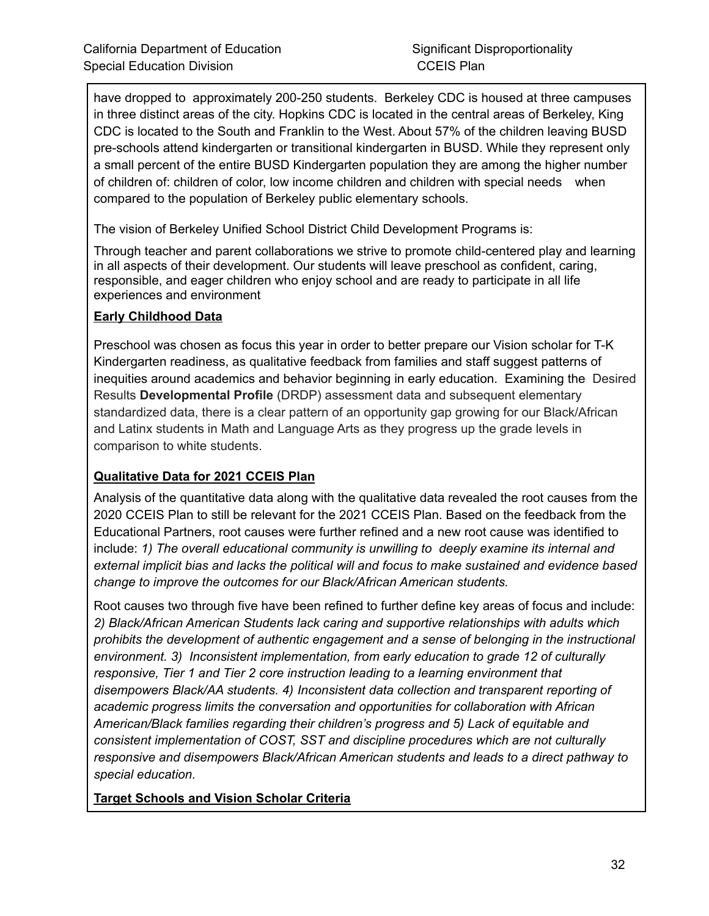have dropped to approximately 200-250 students. Berkeley CDC is housed at three campuses in three distinct areas of the city. Hopkins CDC is located in the central areas of Berkeley, King CDC is located to the South and Franklin to the West. About 57% of the children leaving BUSD pre-schools attend kindergarten or transitional kindergarten in BUSD. While they represent only a small percent of the entire BUSD Kindergarten population they are among the higher number of children of: children of color, low income children and children with special needs when compared to the population of Berkeley public elementary schools.

The vision of Berkeley Unified School District Child Development Programs is:

Through teacher and parent collaborations we strive to promote child-centered play and learning in all aspects of their development. Our students will leave preschool as confident, caring, responsible, and eager children who enjoy school and are ready to participate in all life experiences and environment

**Early Childhood Data**

Preschool was chosen as focus this year in order to better prepare our Vision scholar for T-K Kindergarten readiness, as qualitative feedback from families and staff suggest patterns of inequities around academics and behavior beginning in early education. Examining the Desired Results **Developmental Profile** (DRDP) assessment data and subsequent elementary standardized data, there is a clear pattern of an opportunity gap growing for our Black/African and Latinx students in Math and Language Arts as they progress up the grade levels in comparison to white students.

**Qualitative Data for 2021 CCEIS Plan**

Analysis of the quantitative data along with the qualitative data revealed the root causes from the 2020 CCEIS Plan to still be relevant for the 2021 CCEIS Plan. Based on the feedback from the Educational Partners, root causes were further refined and a new root cause was identified to include: *1) The overall educational community is unwilling to deeply examine its internal and external implicit bias and lacks the political will and focus to make sustained and evidence based change to improve the outcomes for our Black/African American students.*

Root causes two through five have been refined to further define key areas of focus and include: *2) Black/African American Students lack caring and supportive relationships with adults which prohibits the development of authentic engagement and a sense of belonging in the instructional environment. 3) Inconsistent implementation, from early education to grade 12 of culturally responsive, Tier 1 and Tier 2 core instruction leading to a learning environment that disempowers Black/AA students. 4) Inconsistent data collection and transparent reporting of academic progress limits the conversation and opportunities for collaboration with African American/Black families regarding their children's progress and 5) Lack of equitable and consistent implementation of COST, SST and discipline procedures which are not culturally responsive and disempowers Black/African American students and leads to a direct pathway to special education.*

**Target Schools and Vision Scholar Criteria**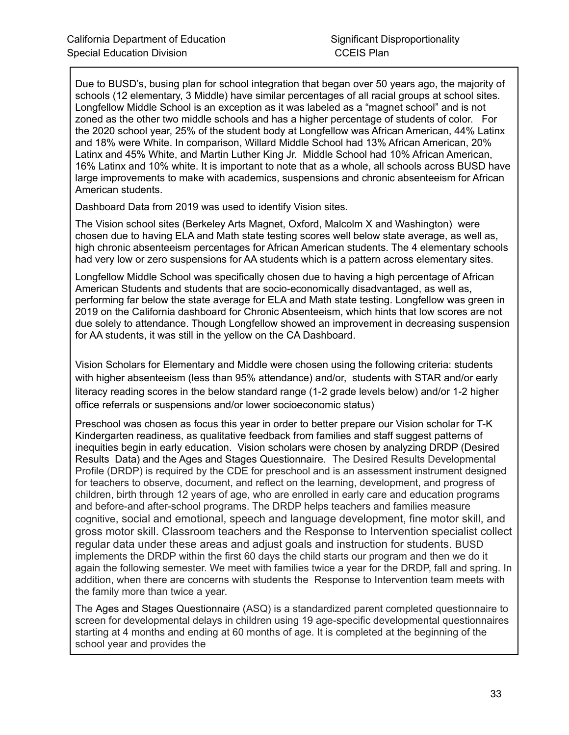Due to BUSD's, busing plan for school integration that began over 50 years ago, the majority of schools (12 elementary, 3 Middle) have similar percentages of all racial groups at school sites. Longfellow Middle School is an exception as it was labeled as a "magnet school" and is not zoned as the other two middle schools and has a higher percentage of students of color. For the 2020 school year, 25% of the student body at Longfellow was African American, 44% Latinx and 18% were White. In comparison, Willard Middle School had 13% African American, 20% Latinx and 45% White, and Martin Luther King Jr. Middle School had 10% African American, 16% Latinx and 10% white. It is important to note that as a whole, all schools across BUSD have large improvements to make with academics, suspensions and chronic absenteeism for African American students.

Dashboard Data from 2019 was used to identify Vision sites.

The Vision school sites (Berkeley Arts Magnet, Oxford, Malcolm X and Washington) were chosen due to having ELA and Math state testing scores well below state average, as well as, high chronic absenteeism percentages for African American students. The 4 elementary schools had very low or zero suspensions for AA students which is a pattern across elementary sites.

Longfellow Middle School was specifically chosen due to having a high percentage of African American Students and students that are socio-economically disadvantaged, as well as, performing far below the state average for ELA and Math state testing. Longfellow was green in 2019 on the California dashboard for Chronic Absenteeism, which hints that low scores are not due solely to attendance. Though Longfellow showed an improvement in decreasing suspension for AA students, it was still in the yellow on the CA Dashboard.

Vision Scholars for Elementary and Middle were chosen using the following criteria: students with higher absenteeism (less than 95% attendance) and/or, students with STAR and/or early literacy reading scores in the below standard range (1-2 grade levels below) and/or 1-2 higher office referrals or suspensions and/or lower socioeconomic status)

Preschool was chosen as focus this year in order to better prepare our Vision scholar for T-K Kindergarten readiness, as qualitative feedback from families and staff suggest patterns of inequities begin in early education. Vision scholars were chosen by analyzing DRDP (Desired Results Data) and the Ages and Stages Questionnaire. The Desired Results Developmental Profile (DRDP) is required by the CDE for preschool and is an assessment instrument designed for teachers to observe, document, and reflect on the learning, development, and progress of children, birth through 12 years of age, who are enrolled in early care and education programs and before-and after-school programs. The DRDP helps teachers and families measure cognitive, social and emotional, speech and language development, fine motor skill, and gross motor skill. Classroom teachers and the Response to Intervention specialist collect regular data under these areas and adjust goals and instruction for students. BUSD implements the DRDP within the first 60 days the child starts our program and then we do it again the following semester. We meet with families twice a year for the DRDP, fall and spring. In addition, when there are concerns with students the Response to Intervention team meets with the family more than twice a year.

The Ages and Stages Questionnaire (ASQ) is a standardized parent completed questionnaire to screen for developmental delays in children using 19 age-specific developmental questionnaires starting at 4 months and ending at 60 months of age. It is completed at the beginning of the school year and provides the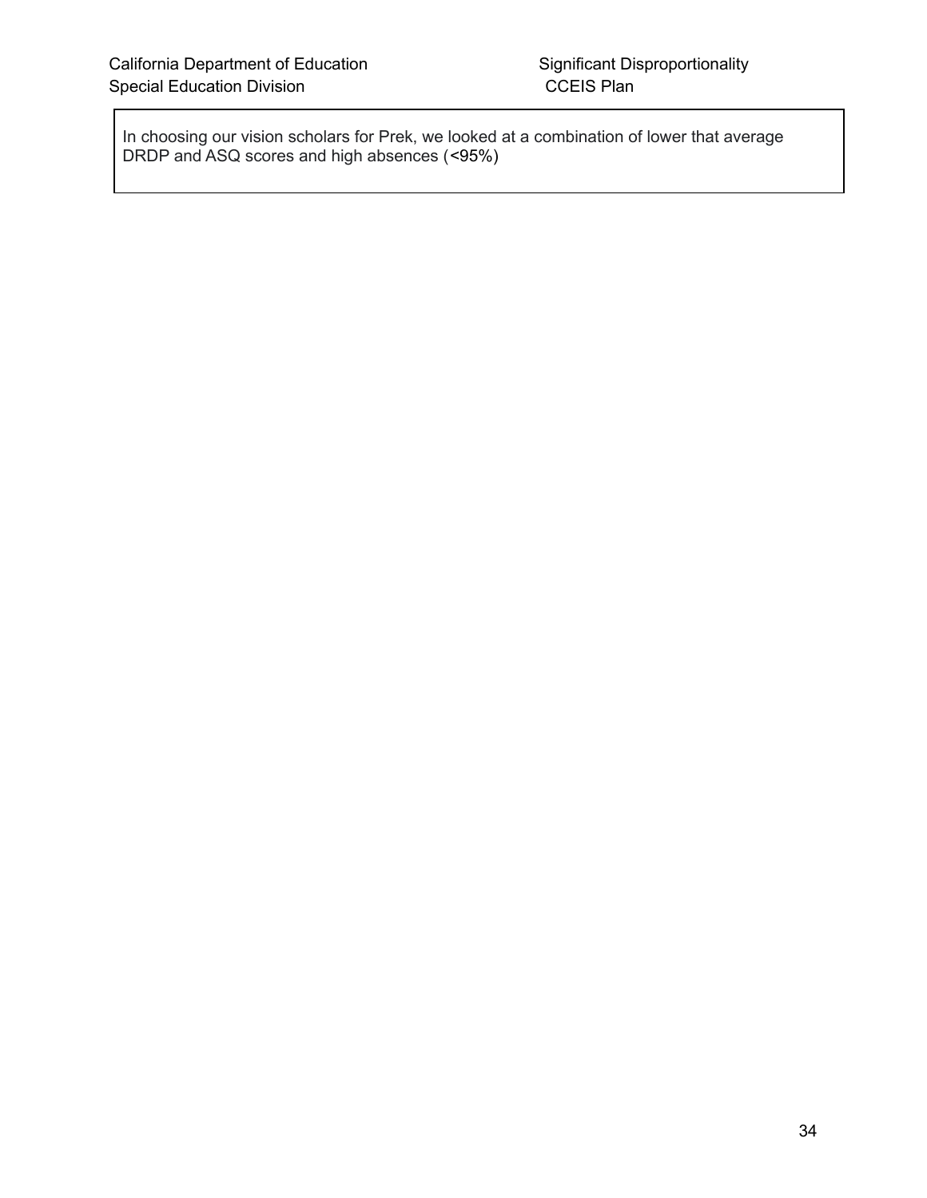In choosing our vision scholars for Prek, we looked at a combination of lower that average DRDP and ASQ scores and high absences (<95%)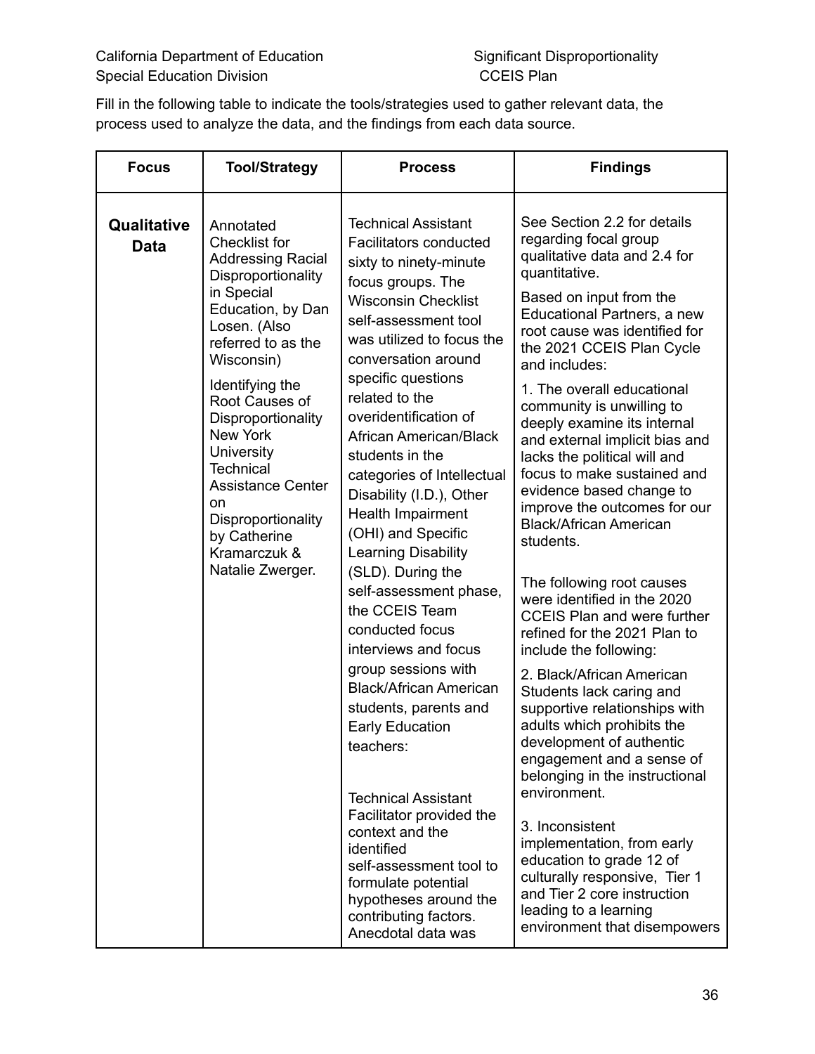Fill in the following table to indicate the tools/strategies used to gather relevant data, the process used to analyze the data, and the findings from each data source.

| Focus | Tool/Strategy | Process | Findings |
|---|---|---|---|
| **Qualitative Data** | Annotated Checklist for Addressing Racial Disproportionality in Special Education, by Dan Losen. (Also referred to as the Wisconsin)<br><br>Identifying the Root Causes of Disproportionality New York University Technical Assistance Center on Disproportionality by Catherine Kramarczuk & Natalie Zwerger. | Technical Assistant Facilitators conducted sixty to ninety-minute focus groups. The Wisconsin Checklist self-assessment tool was utilized to focus the conversation around specific questions related to the overidentification of African American/Black students in the categories of Intellectual Disability (I.D.), Other Health Impairment (OHI) and Specific Learning Disability (SLD). During the self-assessment phase, the CCEIS Team conducted focus interviews and focus group sessions with Black/African American students, parents and Early Education teachers:<br><br>Technical Assistant Facilitator provided the context and the identified self-assessment tool to formulate potential hypotheses around the contributing factors. Anecdotal data was | See Section 2.2 for details regarding focal group qualitative data and 2.4 for quantitative.<br><br>Based on input from the Educational Partners, a new root cause was identified for the 2021 CCEIS Plan Cycle and includes:<br><br>1. The overall educational community is unwilling to deeply examine its internal and external implicit bias and lacks the political will and focus to make sustained and evidence based change to improve the outcomes for our Black/African American students.<br><br>The following root causes were identified in the 2020 CCEIS Plan and were further refined for the 2021 Plan to include the following:<br><br>2. Black/African American Students lack caring and supportive relationships with adults which prohibits the development of authentic engagement and a sense of belonging in the instructional environment.<br><br>3. Inconsistent implementation, from early education to grade 12 of culturally responsive, Tier 1 and Tier 2 core instruction leading to a learning environment that disempowers |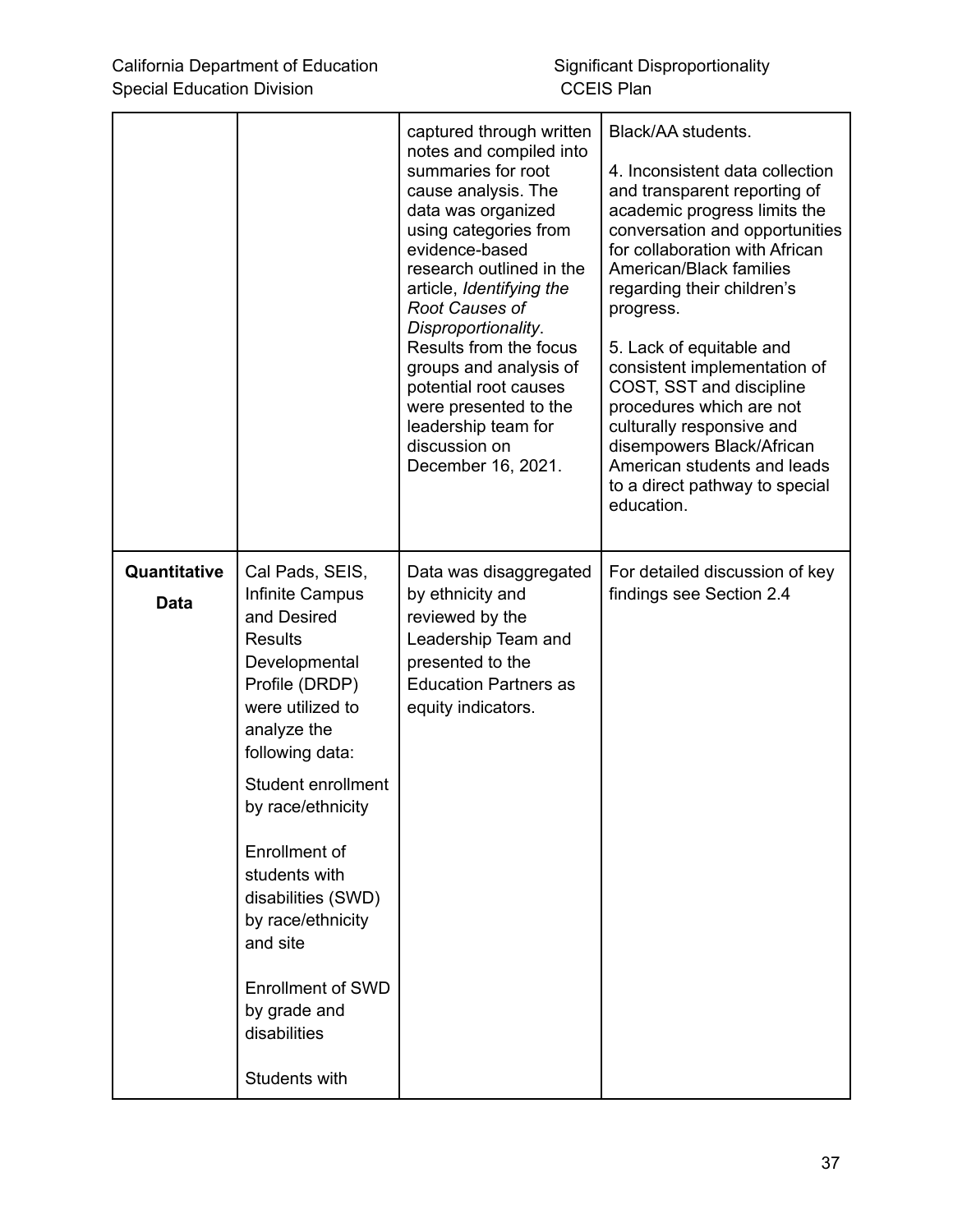| | | | |
|---|---|---|---|
| | | captured through written notes and compiled into summaries for root cause analysis. The data was organized using categories from evidence-based research outlined in the article, *Identifying the Root Causes of Disproportionality*. Results from the focus groups and analysis of potential root causes were presented to the leadership team for discussion on December 16, 2021. | Black/AA students.<br><br>4. Inconsistent data collection and transparent reporting of academic progress limits the conversation and opportunities for collaboration with African American/Black families regarding their children's progress.<br><br>5. Lack of equitable and consistent implementation of COST, SST and discipline procedures which are not culturally responsive and disempowers Black/African American students and leads to a direct pathway to special education. |
| **Quantitative Data** | Cal Pads, SEIS, Infinite Campus and Desired Results Developmental Profile (DRDP) were utilized to analyze the following data:<br><br>Student enrollment by race/ethnicity<br><br>Enrollment of students with disabilities (SWD) by race/ethnicity and site<br><br>Enrollment of SWD by grade and disabilities<br><br>Students with | Data was disaggregated by ethnicity and reviewed by the Leadership Team and presented to the Education Partners as equity indicators. | For detailed discussion of key findings see Section 2.4 |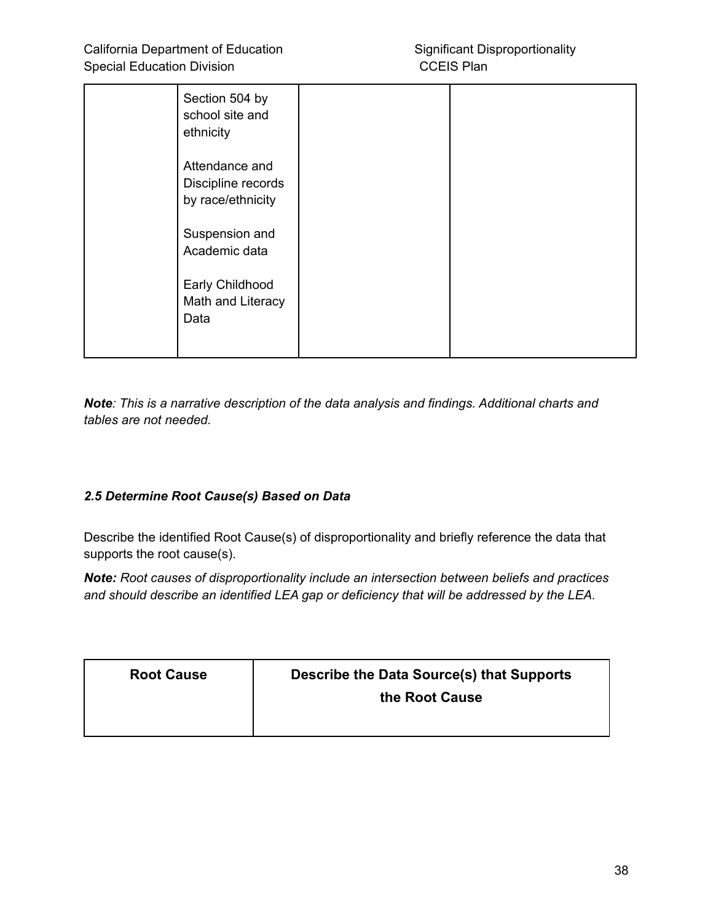| | | | |
|---|---|---|---|
| | Section 504 by school site and ethnicity<br><br>Attendance and Discipline records by race/ethnicity<br><br>Suspension and Academic data<br><br>Early Childhood Math and Literacy Data | | |

***Note**: This is a narrative description of the data analysis and findings. Additional charts and tables are not needed.*

### *2.5 Determine Root Cause(s) Based on Data*

Describe the identified Root Cause(s) of disproportionality and briefly reference the data that supports the root cause(s).

***Note:** Root causes of disproportionality include an intersection between beliefs and practices and should describe an identified LEA gap or deficiency that will be addressed by the LEA.*

| Root Cause | Describe the Data Source(s) that Supports the Root Cause |
|---|---|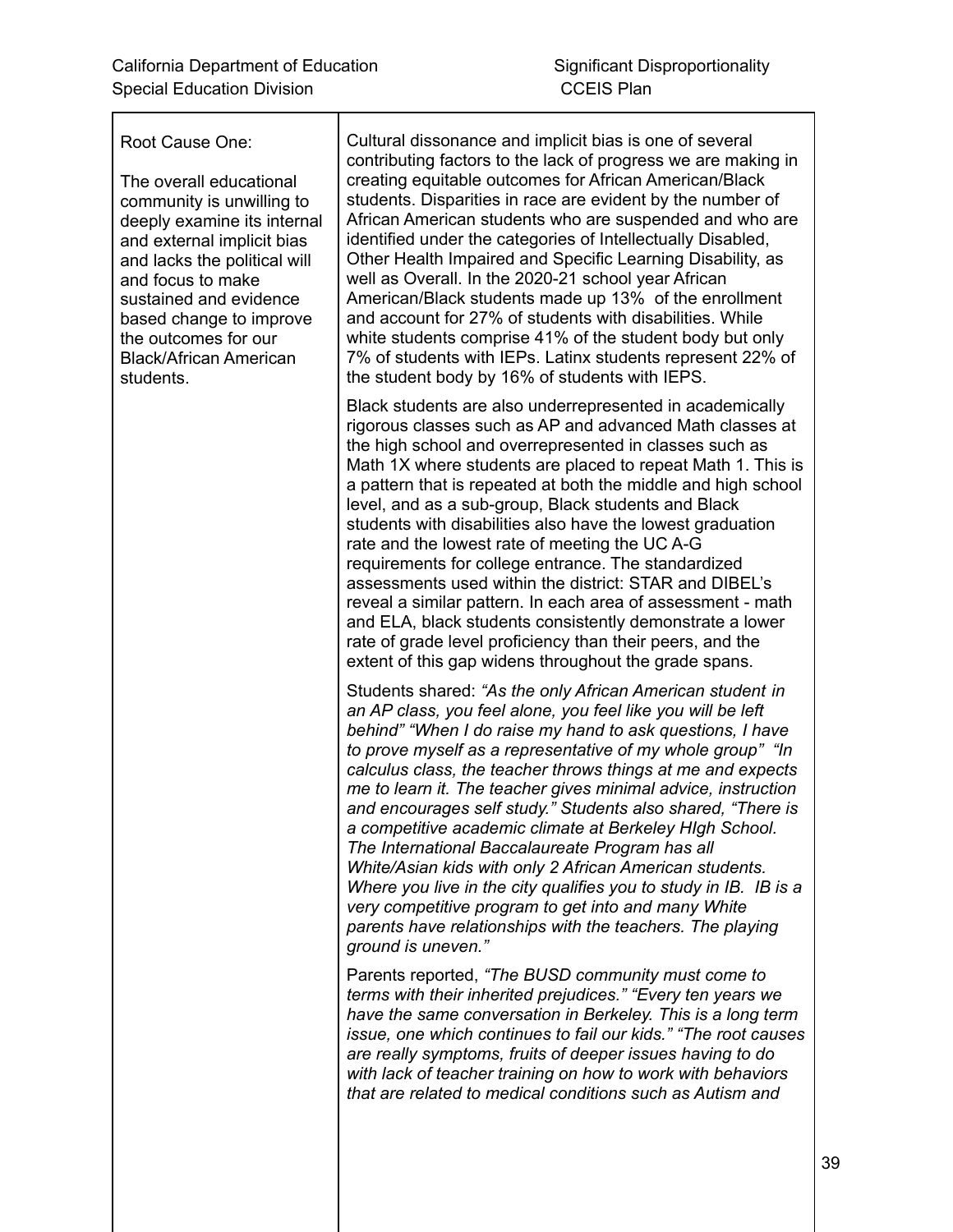| Root Cause One:<br><br>The overall educational community is unwilling to deeply examine its internal and external implicit bias and lacks the political will and focus to make sustained and evidence based change to improve the outcomes for our Black/African American students. | Cultural dissonance and implicit bias is one of several contributing factors to the lack of progress we are making in creating equitable outcomes for African American/Black students. Disparities in race are evident by the number of African American students who are suspended and who are identified under the categories of Intellectually Disabled, Other Health Impaired and Specific Learning Disability, as well as Overall. In the 2020-21 school year African American/Black students made up 13% of the enrollment and account for 27% of students with disabilities. While white students comprise 41% of the student body but only 7% of students with IEPs. Latinx students represent 22% of the student body by 16% of students with IEPS.<br><br>Black students are also underrepresented in academically rigorous classes such as AP and advanced Math classes at the high school and overrepresented in classes such as Math 1X where students are placed to repeat Math 1. This is a pattern that is repeated at both the middle and high school level, and as a sub-group, Black students and Black students with disabilities also have the lowest graduation rate and the lowest rate of meeting the UC A-G requirements for college entrance. The standardized assessments used within the district: STAR and DIBEL's reveal a similar pattern. In each area of assessment - math and ELA, black students consistently demonstrate a lower rate of grade level proficiency than their peers, and the extent of this gap widens throughout the grade spans.<br><br>Students shared: *"As the only African American student in an AP class, you feel alone, you feel like you will be left behind" "When I do raise my hand to ask questions, I have to prove myself as a representative of my whole group" "In calculus class, the teacher throws things at me and expects me to learn it. The teacher gives minimal advice, instruction and encourages self study."* Students also shared, *"There is a competitive academic climate at Berkeley HIgh School. The International Baccalaureate Program has all White/Asian kids with only 2 African American students. Where you live in the city qualifies you to study in IB. IB is a very competitive program to get into and many White parents have relationships with the teachers. The playing ground is uneven."*<br><br>Parents reported, *"The BUSD community must come to terms with their inherited prejudices." "Every ten years we have the same conversation in Berkeley. This is a long term issue, one which continues to fail our kids." "The root causes are really symptoms, fruits of deeper issues having to do with lack of teacher training on how to work with behaviors that are related to medical conditions such as Autism and* |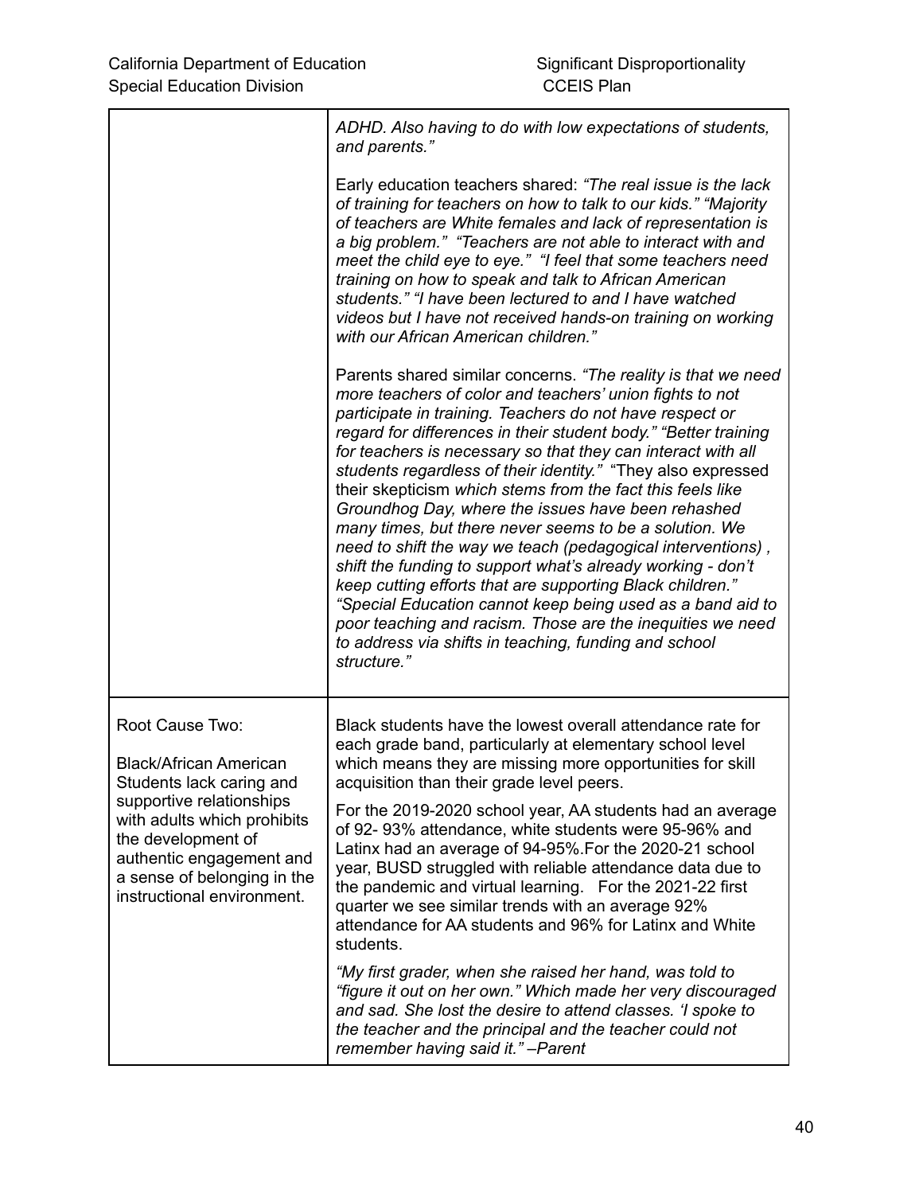| | |
|---|---|
| | *ADHD. Also having to do with low expectations of students, and parents."*<br><br>Early education teachers shared: *"The real issue is the lack of training for teachers on how to talk to our kids." "Majority of teachers are White females and lack of representation is a big problem." "Teachers are not able to interact with and meet the child eye to eye." "I feel that some teachers need training on how to speak and talk to African American students." "I have been lectured to and I have watched videos but I have not received hands-on training on working with our African American children."*<br><br>Parents shared similar concerns. *"The reality is that we need more teachers of color and teachers' union fights to not participate in training. Teachers do not have respect or regard for differences in their student body." "Better training for teachers is necessary so that they can interact with all students regardless of their identity."* "They also expressed their skepticism *which stems from the fact this feels like Groundhog Day, where the issues have been rehashed many times, but there never seems to be a solution. We need to shift the way we teach (pedagogical interventions) , shift the funding to support what's already working - don't keep cutting efforts that are supporting Black children." "Special Education cannot keep being used as a band aid to poor teaching and racism. Those are the inequities we need to address via shifts in teaching, funding and school structure."* |
| Root Cause Two:<br><br>Black/African American Students lack caring and supportive relationships with adults which prohibits the development of authentic engagement and a sense of belonging in the instructional environment. | Black students have the lowest overall attendance rate for each grade band, particularly at elementary school level which means they are missing more opportunities for skill acquisition than their grade level peers.<br><br>For the 2019-2020 school year, AA students had an average of 92- 93% attendance, white students were 95-96% and Latinx had an average of 94-95%.For the 2020-21 school year, BUSD struggled with reliable attendance data due to the pandemic and virtual learning. For the 2021-22 first quarter we see similar trends with an average 92% attendance for AA students and 96% for Latinx and White students.<br><br>*"My first grader, when she raised her hand, was told to "figure it out on her own." Which made her very discouraged and sad. She lost the desire to attend classes. 'I spoke to the teacher and the principal and the teacher could not remember having said it." –Parent* |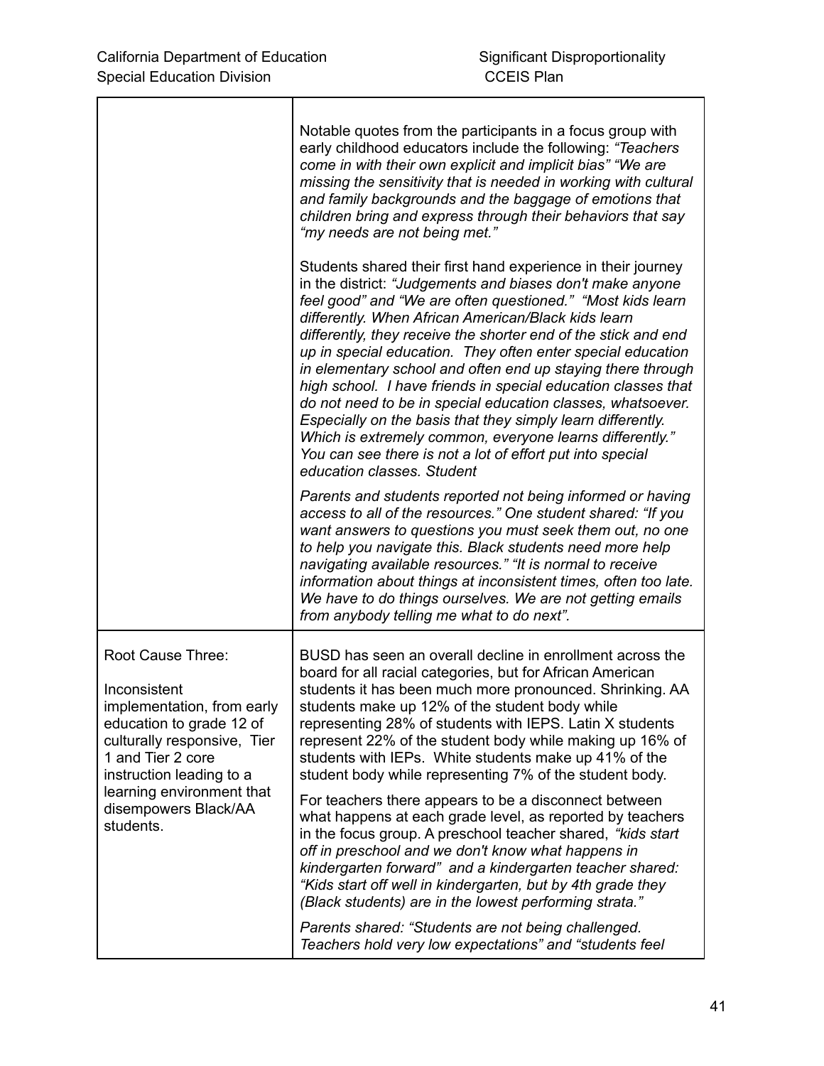| | |
|---|---|
| | Notable quotes from the participants in a focus group with early childhood educators include the following: *"Teachers come in with their own explicit and implicit bias" "We are missing the sensitivity that is needed in working with cultural and family backgrounds and the baggage of emotions that children bring and express through their behaviors that say "my needs are not being met."*<br><br>Students shared their first hand experience in their journey in the district: *"Judgements and biases don't make anyone feel good" and "We are often questioned." "Most kids learn differently. When African American/Black kids learn differently, they receive the shorter end of the stick and end up in special education. They often enter special education in elementary school and often end up staying there through high school. I have friends in special education classes that do not need to be in special education classes, whatsoever. Especially on the basis that they simply learn differently. Which is extremely common, everyone learns differently." You can see there is not a lot of effort put into special education classes. Student*<br><br>*Parents and students reported not being informed or having access to all of the resources." One student shared: "If you want answers to questions you must seek them out, no one to help you navigate this. Black students need more help navigating available resources." "It is normal to receive information about things at inconsistent times, often too late. We have to do things ourselves. We are not getting emails from anybody telling me what to do next".* |
| Root Cause Three:<br><br>Inconsistent implementation, from early education to grade 12 of culturally responsive, Tier 1 and Tier 2 core instruction leading to a learning environment that disempowers Black/AA students. | BUSD has seen an overall decline in enrollment across the board for all racial categories, but for African American students it has been much more pronounced. Shrinking. AA students make up 12% of the student body while representing 28% of students with IEPS. Latin X students represent 22% of the student body while making up 16% of students with IEPs. White students make up 41% of the student body while representing 7% of the student body.<br><br>For teachers there appears to be a disconnect between what happens at each grade level, as reported by teachers in the focus group. A preschool teacher shared, *"kids start off in preschool and we don't know what happens in kindergarten forward" and a kindergarten teacher shared: "Kids start off well in kindergarten, but by 4th grade they (Black students) are in the lowest performing strata."*<br><br>*Parents shared: "Students are not being challenged. Teachers hold very low expectations" and "students feel* |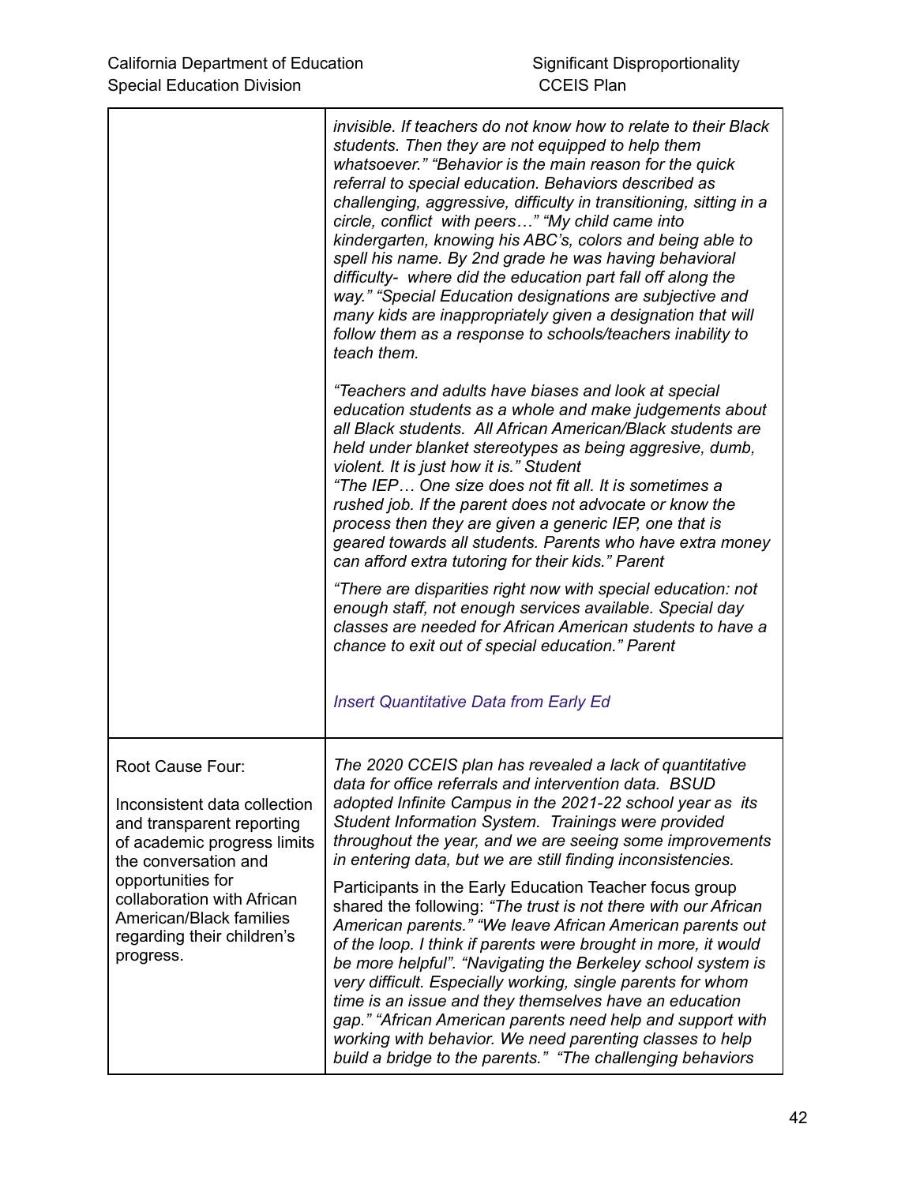| | |
|---|---|
| | *invisible. If teachers do not know how to relate to their Black students. Then they are not equipped to help them whatsoever." "Behavior is the main reason for the quick referral to special education. Behaviors described as challenging, aggressive, difficulty in transitioning, sitting in a circle, conflict with peers…" "My child came into kindergarten, knowing his ABC's, colors and being able to spell his name. By 2nd grade he was having behavioral difficulty- where did the education part fall off along the way." "Special Education designations are subjective and many kids are inappropriately given a designation that will follow them as a response to schools/teachers inability to teach them.*<br><br>*"Teachers and adults have biases and look at special education students as a whole and make judgements about all Black students. All African American/Black students are held under blanket stereotypes as being aggresive, dumb, violent. It is just how it is." Student*<br>*"The IEP… One size does not fit all. It is sometimes a rushed job. If the parent does not advocate or know the process then they are given a generic IEP, one that is geared towards all students. Parents who have extra money can afford extra tutoring for their kids." Parent*<br><br>*"There are disparities right now with special education: not enough staff, not enough services available. Special day classes are needed for African American students to have a chance to exit out of special education." Parent*<br><br>*Insert Quantitative Data from Early Ed* |
| Root Cause Four:<br><br>Inconsistent data collection and transparent reporting of academic progress limits the conversation and opportunities for collaboration with African American/Black families regarding their children's progress. | *The 2020 CCEIS plan has revealed a lack of quantitative data for office referrals and intervention data. BSUD adopted Infinite Campus in the 2021-22 school year as its Student Information System. Trainings were provided throughout the year, and we are seeing some improvements in entering data, but we are still finding inconsistencies.*<br><br>Participants in the Early Education Teacher focus group shared the following: *"The trust is not there with our African American parents." "We leave African American parents out of the loop. I think if parents were brought in more, it would be more helpful". "Navigating the Berkeley school system is very difficult. Especially working, single parents for whom time is an issue and they themselves have an education gap." "African American parents need help and support with working with behavior. We need parenting classes to help build a bridge to the parents." "The challenging behaviors* |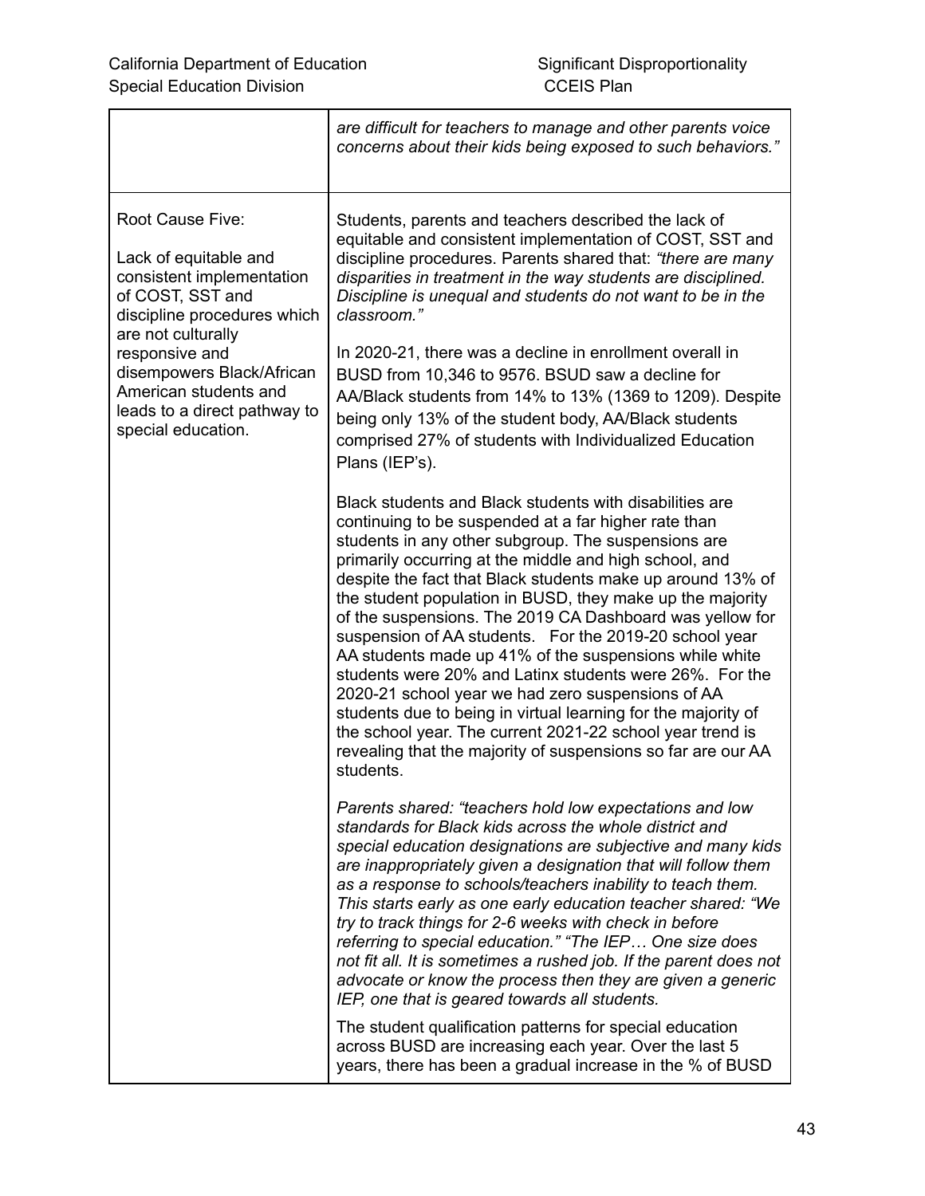| | |
|---|---|
| | *are difficult for teachers to manage and other parents voice concerns about their kids being exposed to such behaviors."* |
| Root Cause Five:<br><br>Lack of equitable and consistent implementation of COST, SST and discipline procedures which are not culturally responsive and disempowers Black/African American students and leads to a direct pathway to special education. | Students, parents and teachers described the lack of equitable and consistent implementation of COST, SST and discipline procedures. Parents shared that: *"there are many disparities in treatment in the way students are disciplined. Discipline is unequal and students do not want to be in the classroom."*<br><br>In 2020-21, there was a decline in enrollment overall in BUSD from 10,346 to 9576. BSUD saw a decline for AA/Black students from 14% to 13% (1369 to 1209). Despite being only 13% of the student body, AA/Black students comprised 27% of students with Individualized Education Plans (IEP's).<br><br>Black students and Black students with disabilities are continuing to be suspended at a far higher rate than students in any other subgroup. The suspensions are primarily occurring at the middle and high school, and despite the fact that Black students make up around 13% of the student population in BUSD, they make up the majority of the suspensions. The 2019 CA Dashboard was yellow for suspension of AA students. For the 2019-20 school year AA students made up 41% of the suspensions while white students were 20% and Latinx students were 26%. For the 2020-21 school year we had zero suspensions of AA students due to being in virtual learning for the majority of the school year. The current 2021-22 school year trend is revealing that the majority of suspensions so far are our AA students.<br><br>*Parents shared: "teachers hold low expectations and low standards for Black kids across the whole district and special education designations are subjective and many kids are inappropriately given a designation that will follow them as a response to schools/teachers inability to teach them. This starts early as one early education teacher shared: "We try to track things for 2-6 weeks with check in before referring to special education." "The IEP… One size does not fit all. It is sometimes a rushed job. If the parent does not advocate or know the process then they are given a generic IEP, one that is geared towards all students.*<br><br>The student qualification patterns for special education across BUSD are increasing each year. Over the last 5 years, there has been a gradual increase in the % of BUSD |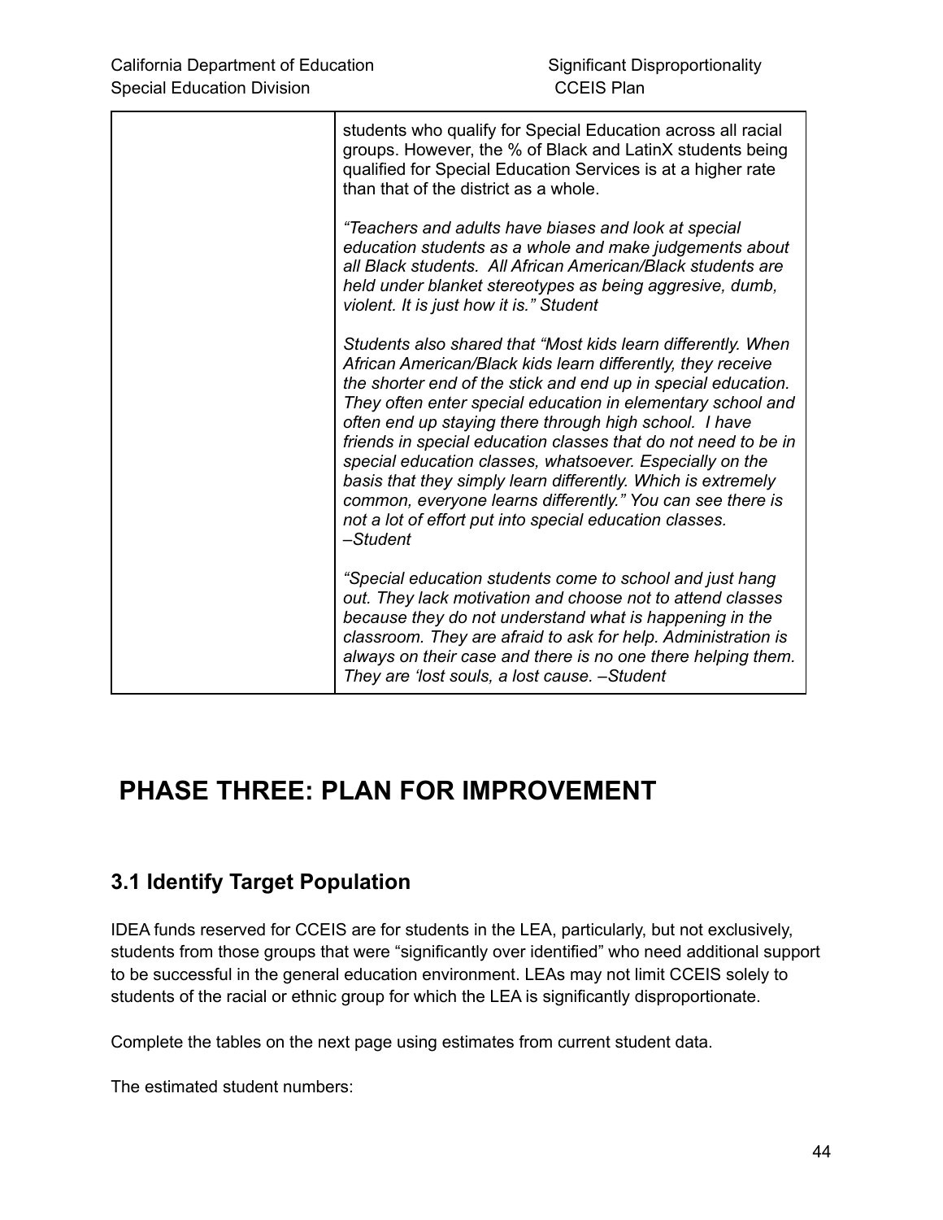| | |
|---|---|
| | students who qualify for Special Education across all racial groups. However, the % of Black and LatinX students being qualified for Special Education Services is at a higher rate than that of the district as a whole.<br><br>*"Teachers and adults have biases and look at special education students as a whole and make judgements about all Black students. All African American/Black students are held under blanket stereotypes as being aggresive, dumb, violent. It is just how it is." Student*<br><br>*Students also shared that "Most kids learn differently. When African American/Black kids learn differently, they receive the shorter end of the stick and end up in special education. They often enter special education in elementary school and often end up staying there through high school. I have friends in special education classes that do not need to be in special education classes, whatsoever. Especially on the basis that they simply learn differently. Which is extremely common, everyone learns differently." You can see there is not a lot of effort put into special education classes. –Student*<br><br>*"Special education students come to school and just hang out. They lack motivation and choose not to attend classes because they do not understand what is happening in the classroom. They are afraid to ask for help. Administration is always on their case and there is no one there helping them. They are 'lost souls, a lost cause. –Student* |

# PHASE THREE: PLAN FOR IMPROVEMENT

## 3.1 Identify Target Population

IDEA funds reserved for CCEIS are for students in the LEA, particularly, but not exclusively, students from those groups that were "significantly over identified" who need additional support to be successful in the general education environment. LEAs may not limit CCEIS solely to students of the racial or ethnic group for which the LEA is significantly disproportionate.

Complete the tables on the next page using estimates from current student data.

The estimated student numbers: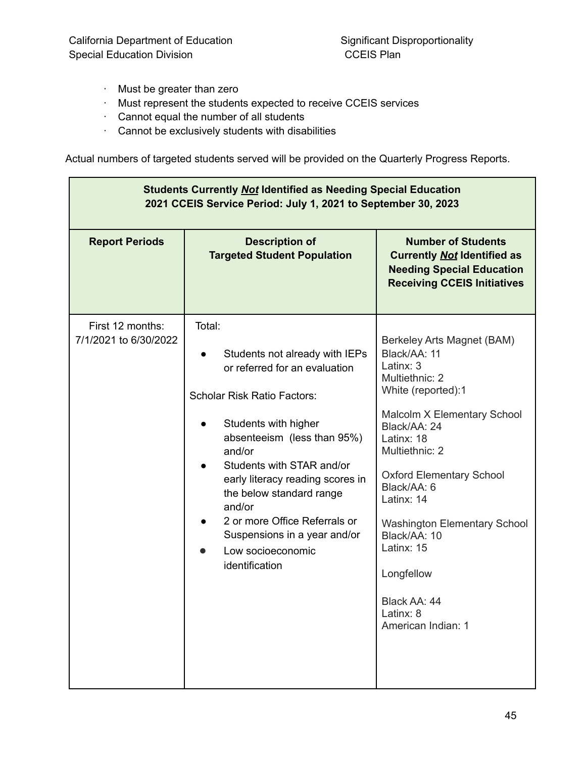- Must be greater than zero
- Must represent the students expected to receive CCEIS services
- Cannot equal the number of all students
- Cannot be exclusively students with disabilities

Actual numbers of targeted students served will be provided on the Quarterly Progress Reports.

| **Students Currently *Not* Identified as Needing Special Education<br>2021 CCEIS Service Period: July 1, 2021 to September 30, 2023** | | |
|---|---|---|
| **Report Periods** | **Description of Targeted Student Population** | **Number of Students Currently *Not* Identified as Needing Special Education Receiving CCEIS Initiatives** |
| First 12 months: 7/1/2021 to 6/30/2022 | Total:<br>● Students not already with IEPs or referred for an evaluation<br><br>Scholar Risk Ratio Factors:<br>● Students with higher absenteeism (less than 95%) and/or<br>● Students with STAR and/or early literacy reading scores in the below standard range and/or<br>● 2 or more Office Referrals or Suspensions in a year and/or<br>● Low socioeconomic identification | Berkeley Arts Magnet (BAM)<br>Black/AA: 11<br>Latinx: 3<br>Multiethnic: 2<br>White (reported):1<br><br>Malcolm X Elementary School<br>Black/AA: 24<br>Latinx: 18<br>Multiethnic: 2<br><br>Oxford Elementary School<br>Black/AA: 6<br>Latinx: 14<br><br>Washington Elementary School<br>Black/AA: 10<br>Latinx: 15<br><br>Longfellow<br><br>Black AA: 44<br>Latinx: 8<br>American Indian: 1 |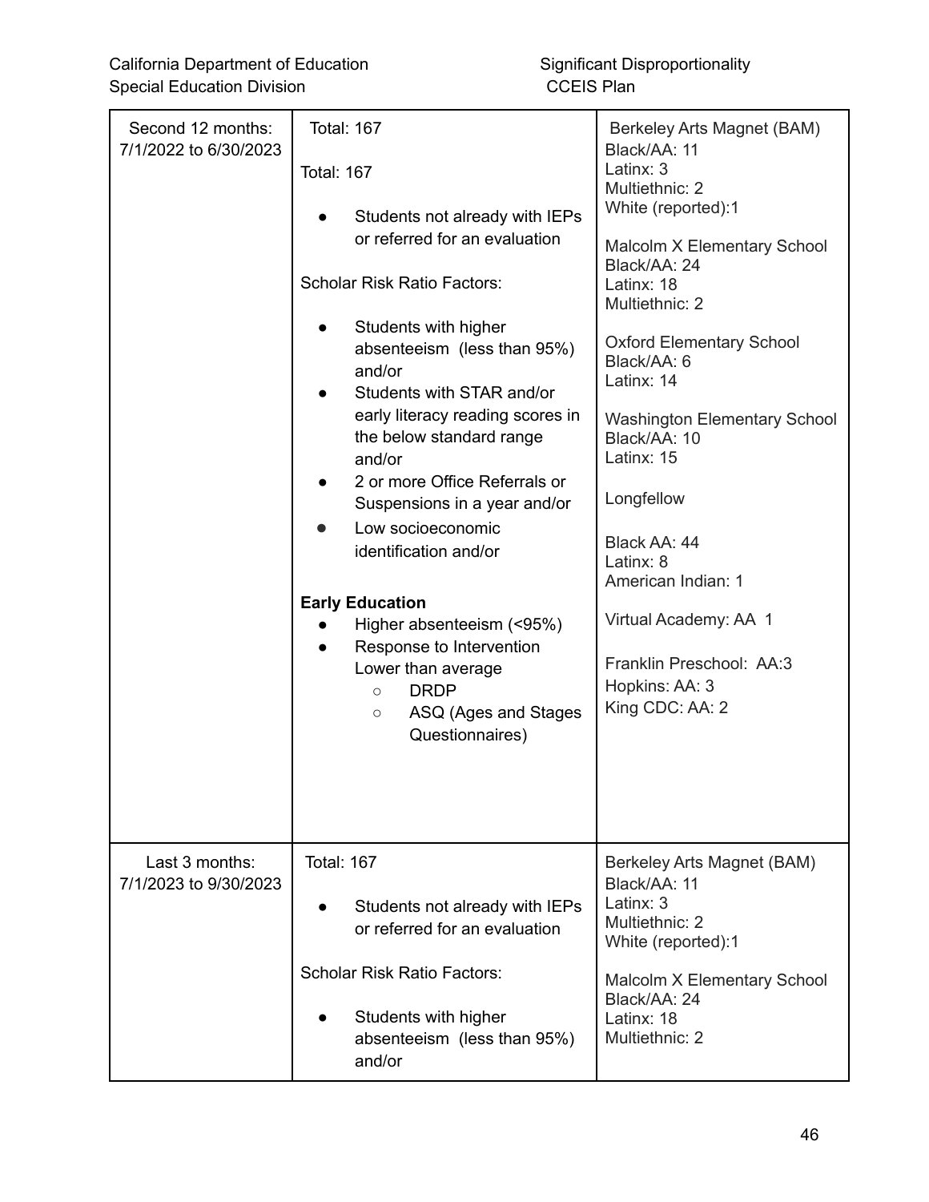| | | |
|---|---|---|
| Second 12 months: 7/1/2022 to 6/30/2023 | Total: 167<br><br>Total: 167<br><br>● Students not already with IEPs or referred for an evaluation<br><br>Scholar Risk Ratio Factors:<br><br>● Students with higher absenteeism (less than 95%) and/or<br>● Students with STAR and/or early literacy reading scores in the below standard range and/or<br>● 2 or more Office Referrals or Suspensions in a year and/or<br>● Low socioeconomic identification and/or<br><br>**Early Education**<br>● Higher absenteeism (<95%)<br>● Response to Intervention Lower than average<br>○ DRDP<br>○ ASQ (Ages and Stages Questionnaires) | Berkeley Arts Magnet (BAM)<br>Black/AA: 11<br>Latinx: 3<br>Multiethnic: 2<br>White (reported):1<br><br>Malcolm X Elementary School<br>Black/AA: 24<br>Latinx: 18<br>Multiethnic: 2<br><br>Oxford Elementary School<br>Black/AA: 6<br>Latinx: 14<br><br>Washington Elementary School<br>Black/AA: 10<br>Latinx: 15<br><br>Longfellow<br><br>Black AA: 44<br>Latinx: 8<br>American Indian: 1<br><br>Virtual Academy: AA 1<br><br>Franklin Preschool: AA:3<br>Hopkins: AA: 3<br>King CDC: AA: 2 |
| Last 3 months: 7/1/2023 to 9/30/2023 | Total: 167<br><br>● Students not already with IEPs or referred for an evaluation<br><br>Scholar Risk Ratio Factors:<br><br>● Students with higher absenteeism (less than 95%) and/or | Berkeley Arts Magnet (BAM)<br>Black/AA: 11<br>Latinx: 3<br>Multiethnic: 2<br>White (reported):1<br><br>Malcolm X Elementary School<br>Black/AA: 24<br>Latinx: 18<br>Multiethnic: 2 |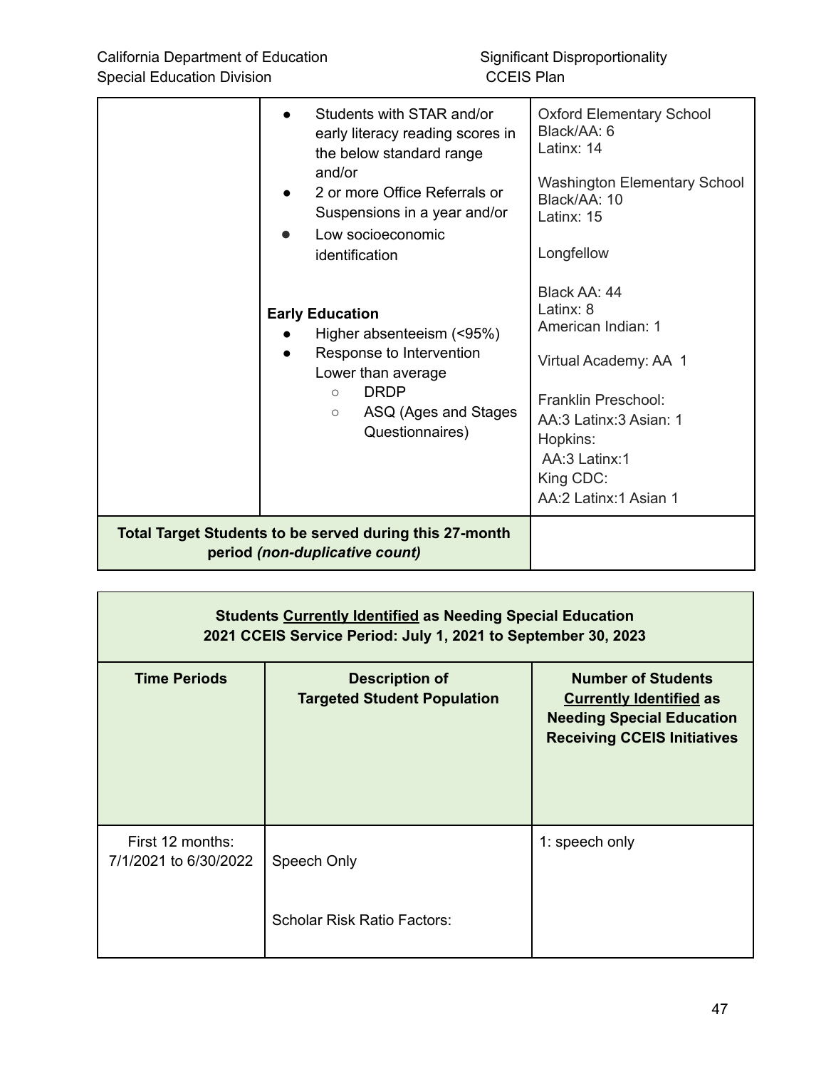| | | |
|---|---|---|
| | ● Students with STAR and/or early literacy reading scores in the below standard range and/or<br>● 2 or more Office Referrals or Suspensions in a year and/or<br>● Low socioeconomic identification<br><br>**Early Education**<br>● Higher absenteeism (<95%)<br>● Response to Intervention Lower than average<br>○ DRDP<br>○ ASQ (Ages and Stages Questionnaires) | Oxford Elementary School<br>Black/AA: 6<br>Latinx: 14<br><br>Washington Elementary School<br>Black/AA: 10<br>Latinx: 15<br><br>Longfellow<br><br>Black AA: 44<br>Latinx: 8<br>American Indian: 1<br><br>Virtual Academy: AA 1<br><br>Franklin Preschool:<br>AA:3 Latinx:3 Asian: 1<br>Hopkins:<br>AA:3 Latinx:1<br>King CDC:<br>AA:2 Latinx:1 Asian 1 |
| **Total Target Students to be served during this 27-month period *(non-duplicative count)*** | | |

| **Students Currently Identified as Needing Special Education**<br>**2021 CCEIS Service Period: July 1, 2021 to September 30, 2023** | | |
|---|---|---|
| **Time Periods** | **Description of Targeted Student Population** | **Number of Students Currently Identified as Needing Special Education Receiving CCEIS Initiatives** |
| First 12 months: 7/1/2021 to 6/30/2022 | Speech Only<br><br>Scholar Risk Ratio Factors: | 1: speech only |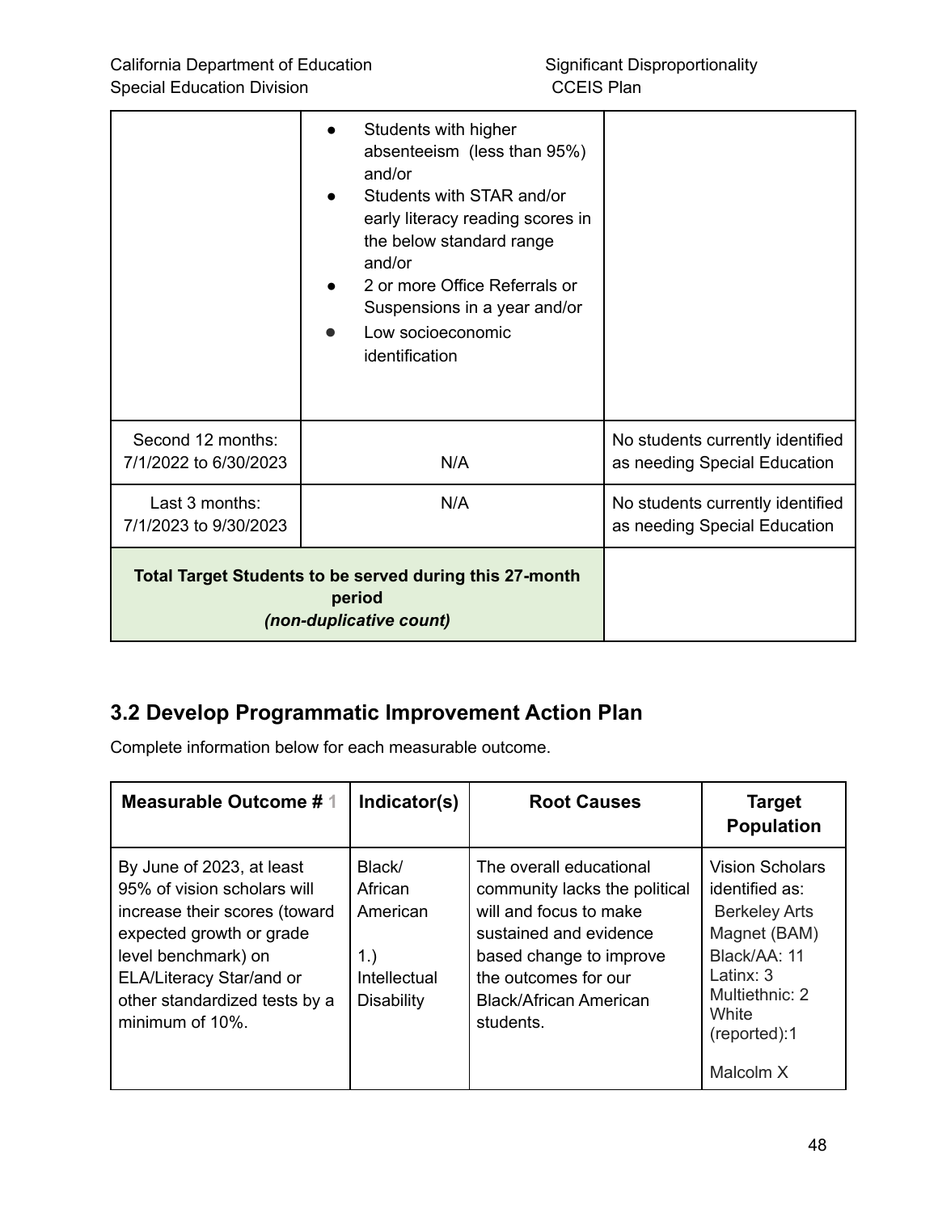| | | |
|---|---|---|
| | • Students with higher absenteeism (less than 95%) and/or<br>• Students with STAR and/or early literacy reading scores in the below standard range and/or<br>• 2 or more Office Referrals or Suspensions in a year and/or<br>• Low socioeconomic identification | |
| Second 12 months: 7/1/2022 to 6/30/2023 | N/A | No students currently identified as needing Special Education |
| Last 3 months: 7/1/2023 to 9/30/2023 | N/A | No students currently identified as needing Special Education |
| **Total Target Students to be served during this 27-month period** ***(non-duplicative count)*** | | |

## 3.2 Develop Programmatic Improvement Action Plan

Complete information below for each measurable outcome.

| Measurable Outcome # 1 | Indicator(s) | Root Causes | Target Population |
|---|---|---|---|
| By June of 2023, at least 95% of vision scholars will increase their scores (toward expected growth or grade level benchmark) on ELA/Literacy Star/and or other standardized tests by a minimum of 10%. | Black/ African American<br><br>1.) Intellectual Disability | The overall educational community lacks the political will and focus to make sustained and evidence based change to improve the outcomes for our Black/African American students. | Vision Scholars identified as:<br>Berkeley Arts Magnet (BAM)<br>Black/AA: 11<br>Latinx: 3<br>Multiethnic: 2<br>White (reported):1<br><br>Malcolm X |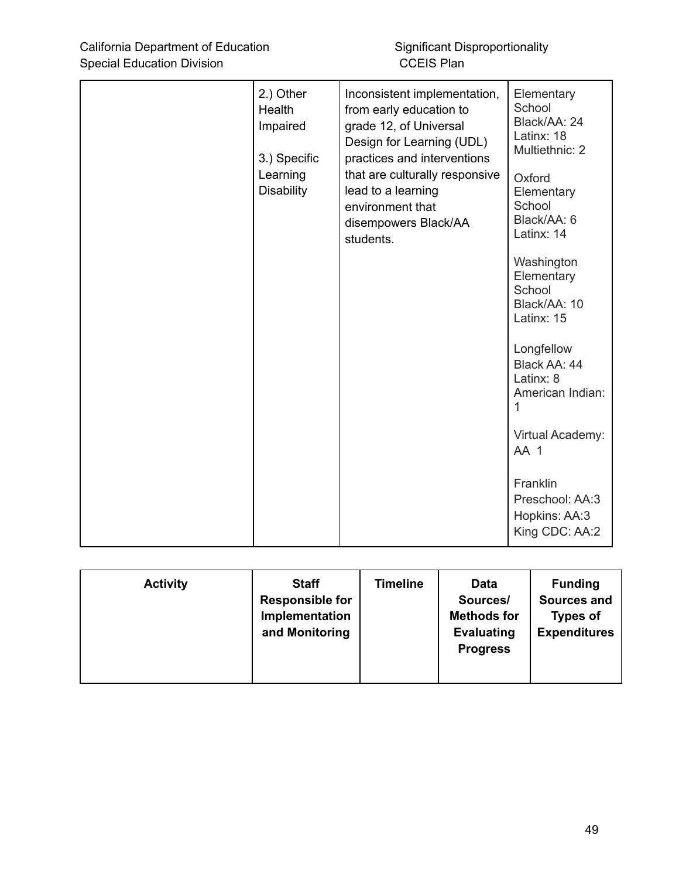| | | | |
|---|---|---|---|
| | 2.) Other Health Impaired<br><br>3.) Specific Learning Disability | Inconsistent implementation, from early education to grade 12, of Universal Design for Learning (UDL) practices and interventions that are culturally responsive lead to a learning environment that disempowers Black/AA students. | Elementary School<br>Black/AA: 24<br>Latinx: 18<br>Multiethnic: 2<br><br>Oxford Elementary School<br>Black/AA: 6<br>Latinx: 14<br><br>Washington Elementary School<br>Black/AA: 10<br>Latinx: 15<br><br>Longfellow<br>Black AA: 44<br>Latinx: 8<br>American Indian: 1<br><br>Virtual Academy: AA 1<br><br>Franklin Preschool: AA:3<br>Hopkins: AA:3<br>King CDC: AA:2 |

| **Activity** | **Staff Responsible for Implementation and Monitoring** | **Timeline** | **Data Sources/ Methods for Evaluating Progress** | **Funding Sources and Types of Expenditures** |
|---|---|---|---|---|
| | | | | |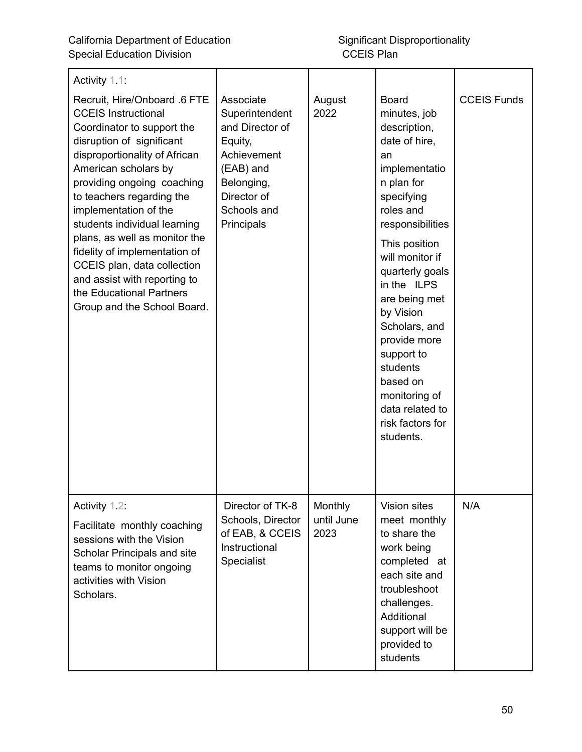| Activity 1.1: Recruit, Hire/Onboard .6 FTE CCEIS Instructional Coordinator to support the disruption of significant disproportionality of African American scholars by providing ongoing coaching to teachers regarding the implementation of the students individual learning plans, as well as monitor the fidelity of implementation of CCEIS plan, data collection and assist with reporting to the Educational Partners Group and the School Board. | Associate Superintendent and Director of Equity, Achievement (EAB) and Belonging, Director of Schools and Principals | August 2022 | Board minutes, job description, date of hire, an implementation plan for specifying roles and responsibilities<br>This position will monitor if quarterly goals in the ILPS are being met by Vision Scholars, and provide more support to students based on monitoring of data related to risk factors for students. | CCEIS Funds |
|---|---|---|---|---|
| Activity 1.2: Facilitate monthly coaching sessions with the Vision Scholar Principals and site teams to monitor ongoing activities with Vision Scholars. | Director of TK-8 Schools, Director of EAB, & CCEIS Instructional Specialist | Monthly until June 2023 | Vision sites meet monthly to share the work being completed at each site and troubleshoot challenges. Additional support will be provided to students | N/A |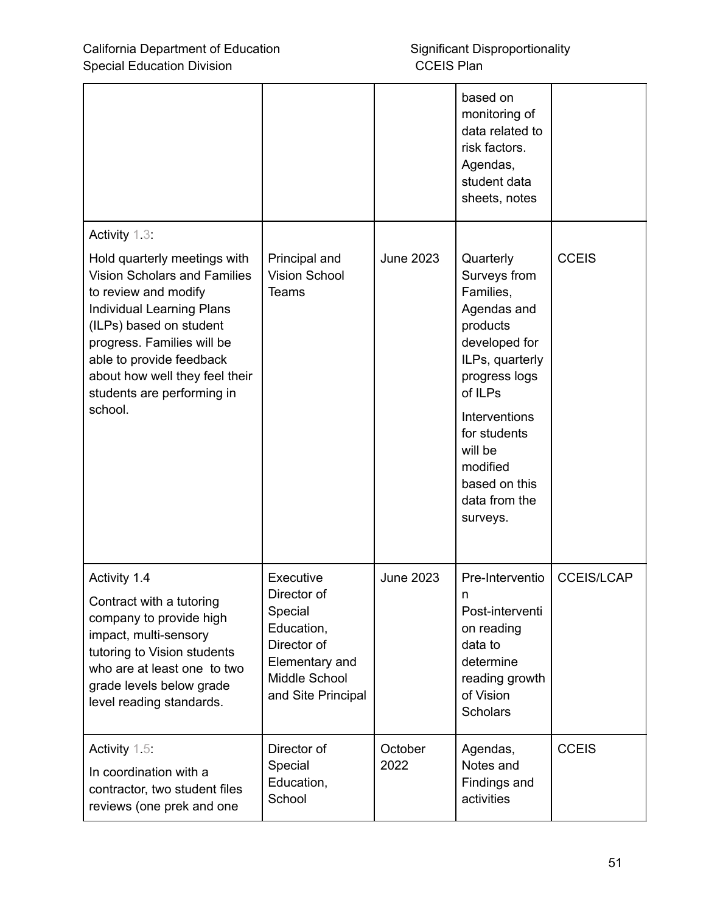| | | | | |
|---|---|---|---|---|
| | | | based on monitoring of data related to risk factors. Agendas, student data sheets, notes | |
| Activity 1.3: Hold quarterly meetings with Vision Scholars and Families to review and modify Individual Learning Plans (ILPs) based on student progress. Families will be able to provide feedback about how well they feel their students are performing in school. | Principal and Vision School Teams | June 2023 | Quarterly Surveys from Families, Agendas and products developed for ILPs, quarterly progress logs of ILPs<br><br>Interventions for students will be modified based on this data from the surveys. | CCEIS |
| Activity 1.4<br><br>Contract with a tutoring company to provide high impact, multi-sensory tutoring to Vision students who are at least one to two grade levels below grade level reading standards. | Executive Director of Special Education, Director of Elementary and Middle School and Site Principal | June 2023 | Pre-Intervention Post-intervention reading data to determine reading growth of Vision Scholars | CCEIS/LCAP |
| Activity 1.5: In coordination with a contractor, two student files reviews (one prek and one | Director of Special Education, School | October 2022 | Agendas, Notes and Findings and activities | CCEIS |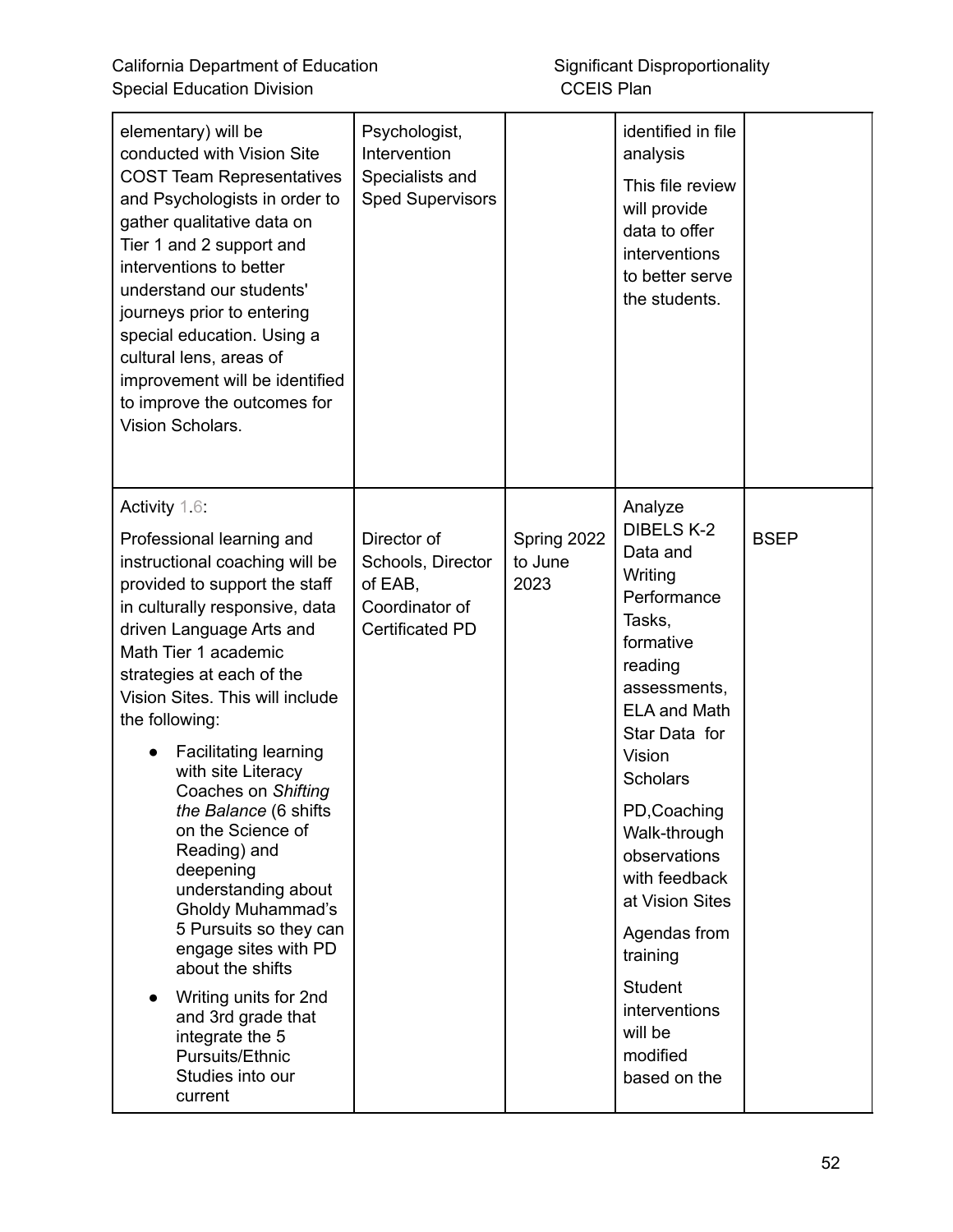| | | | | |
|---|---|---|---|---|
| elementary) will be conducted with Vision Site COST Team Representatives and Psychologists in order to gather qualitative data on Tier 1 and 2 support and interventions to better understand our students' journeys prior to entering special education. Using a cultural lens, areas of improvement will be identified to improve the outcomes for Vision Scholars. | Psychologist, Intervention Specialists and Sped Supervisors | | identified in file analysis<br><br>This file review will provide data to offer interventions to better serve the students. | |
| Activity 1.6:<br><br>Professional learning and instructional coaching will be provided to support the staff in culturally responsive, data driven Language Arts and Math Tier 1 academic strategies at each of the Vision Sites. This will include the following:<br><br>• Facilitating learning with site Literacy Coaches on *Shifting the Balance* (6 shifts on the Science of Reading) and deepening understanding about Gholdy Muhammad's 5 Pursuits so they can engage sites with PD about the shifts<br>• Writing units for 2nd and 3rd grade that integrate the 5 Pursuits/Ethnic Studies into our current | Director of Schools, Director of EAB, Coordinator of Certificated PD | Spring 2022 to June 2023 | Analyze DIBELS K-2 Data and Writing Performance Tasks, formative reading assessments, ELA and Math Star Data for Vision Scholars<br><br>PD,Coaching Walk-through observations with feedback at Vision Sites<br><br>Agendas from training<br><br>Student interventions will be modified based on the | BSEP |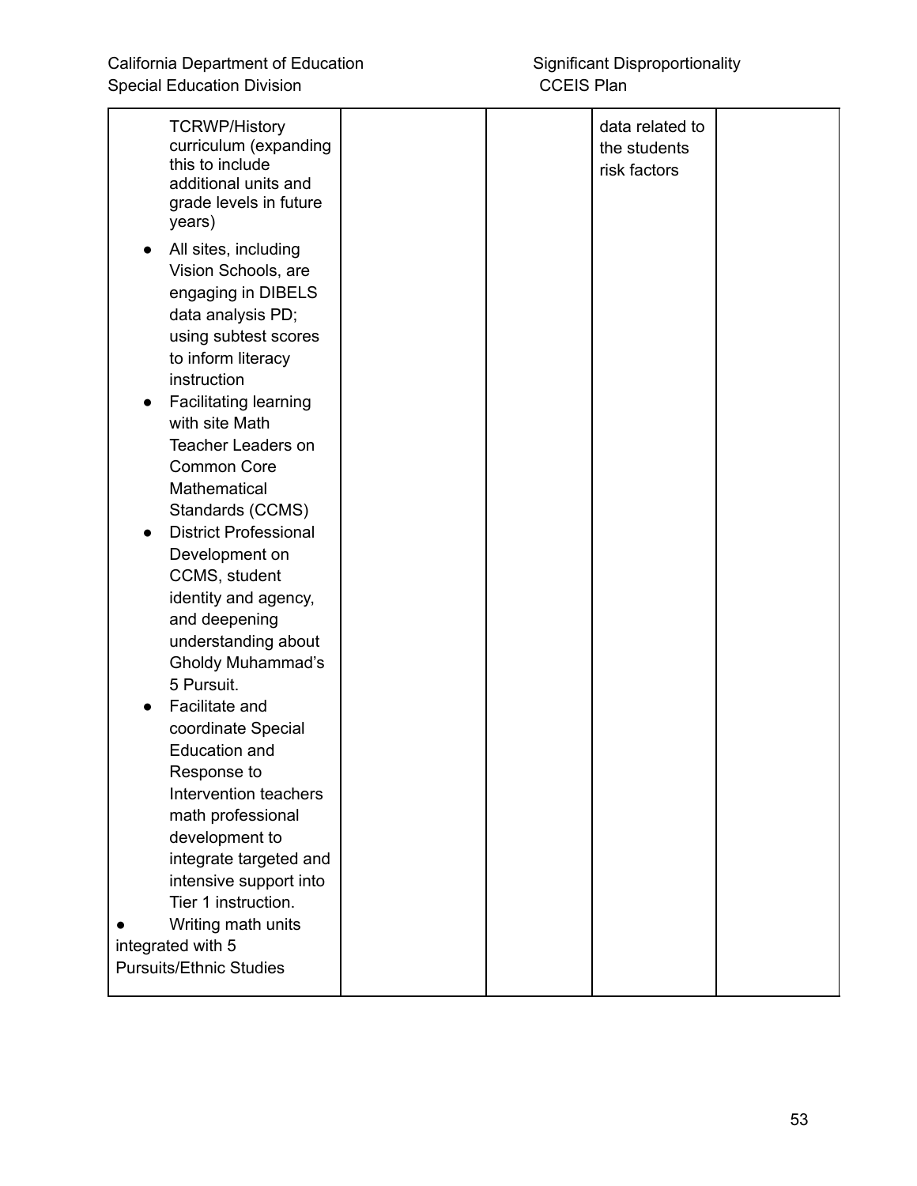| | | | | |
|---|---|---|---|---|
| TCRWP/History curriculum (expanding this to include additional units and grade levels in future years)<br>● All sites, including Vision Schools, are engaging in DIBELS data analysis PD; using subtest scores to inform literacy instruction<br>● Facilitating learning with site Math Teacher Leaders on Common Core Mathematical Standards (CCMS)<br>● District Professional Development on CCMS, student identity and agency, and deepening understanding about Gholdy Muhammad's 5 Pursuit.<br>● Facilitate and coordinate Special Education and Response to Intervention teachers math professional development to integrate targeted and intensive support into Tier 1 instruction.<br>● Writing math units integrated with 5 Pursuits/Ethnic Studies | | | data related to the students risk factors | |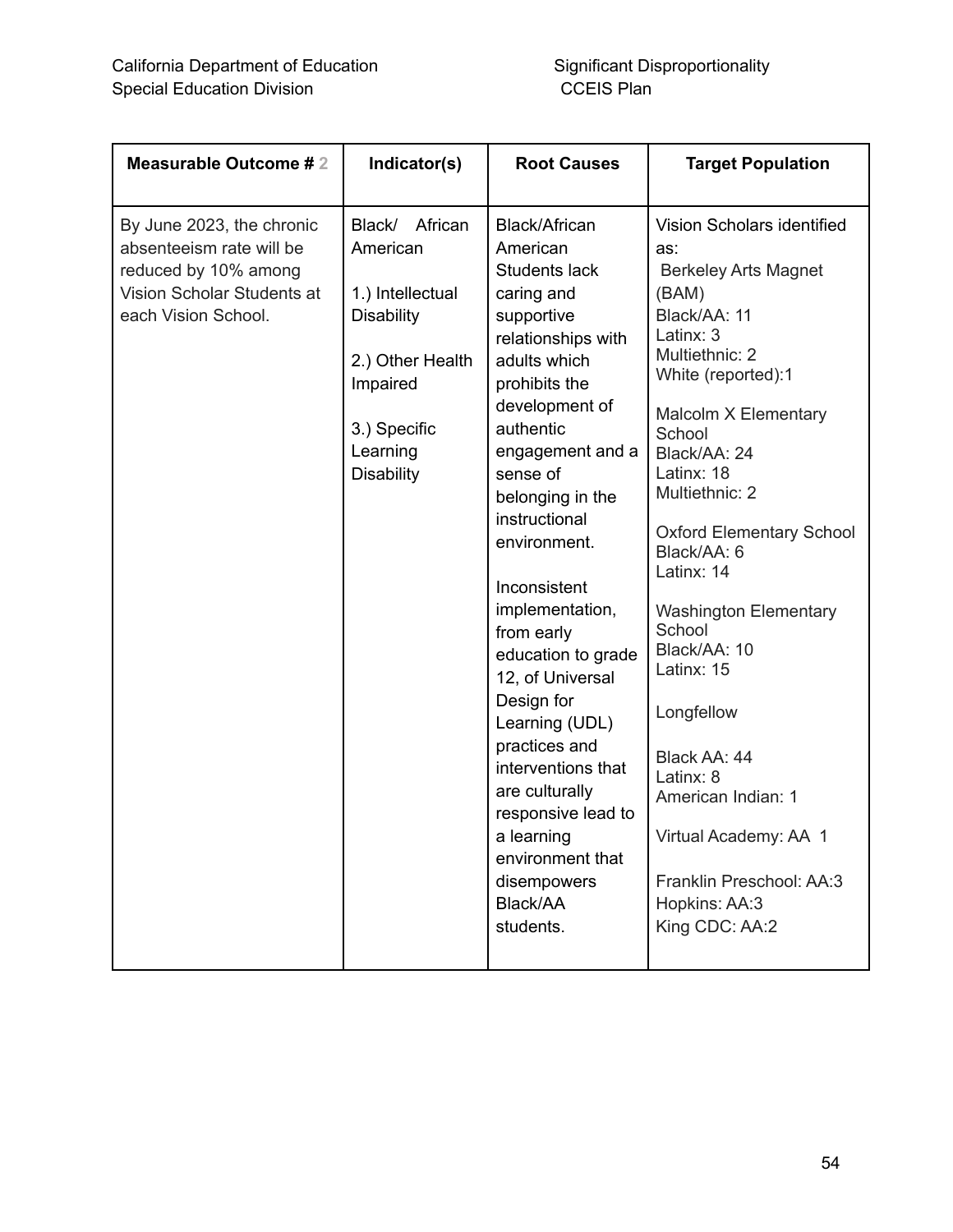| Measurable Outcome # 2 | Indicator(s) | Root Causes | Target Population |
|---|---|---|---|
| By June 2023, the chronic absenteeism rate will be reduced by 10% among Vision Scholar Students at each Vision School. | Black/ African American<br><br>1.) Intellectual Disability<br><br>2.) Other Health Impaired<br><br>3.) Specific Learning Disability | Black/African American Students lack caring and supportive relationships with adults which prohibits the development of authentic engagement and a sense of belonging in the instructional environment.<br><br>Inconsistent implementation, from early education to grade 12, of Universal Design for Learning (UDL) practices and interventions that are culturally responsive lead to a learning environment that disempowers Black/AA students. | Vision Scholars identified as:<br>Berkeley Arts Magnet (BAM)<br>Black/AA: 11<br>Latinx: 3<br>Multiethnic: 2<br>White (reported):1<br><br>Malcolm X Elementary School<br>Black/AA: 24<br>Latinx: 18<br>Multiethnic: 2<br><br>Oxford Elementary School<br>Black/AA: 6<br>Latinx: 14<br><br>Washington Elementary School<br>Black/AA: 10<br>Latinx: 15<br><br>Longfellow<br><br>Black AA: 44<br>Latinx: 8<br>American Indian: 1<br><br>Virtual Academy: AA 1<br><br>Franklin Preschool: AA:3<br>Hopkins: AA:3<br>King CDC: AA:2 |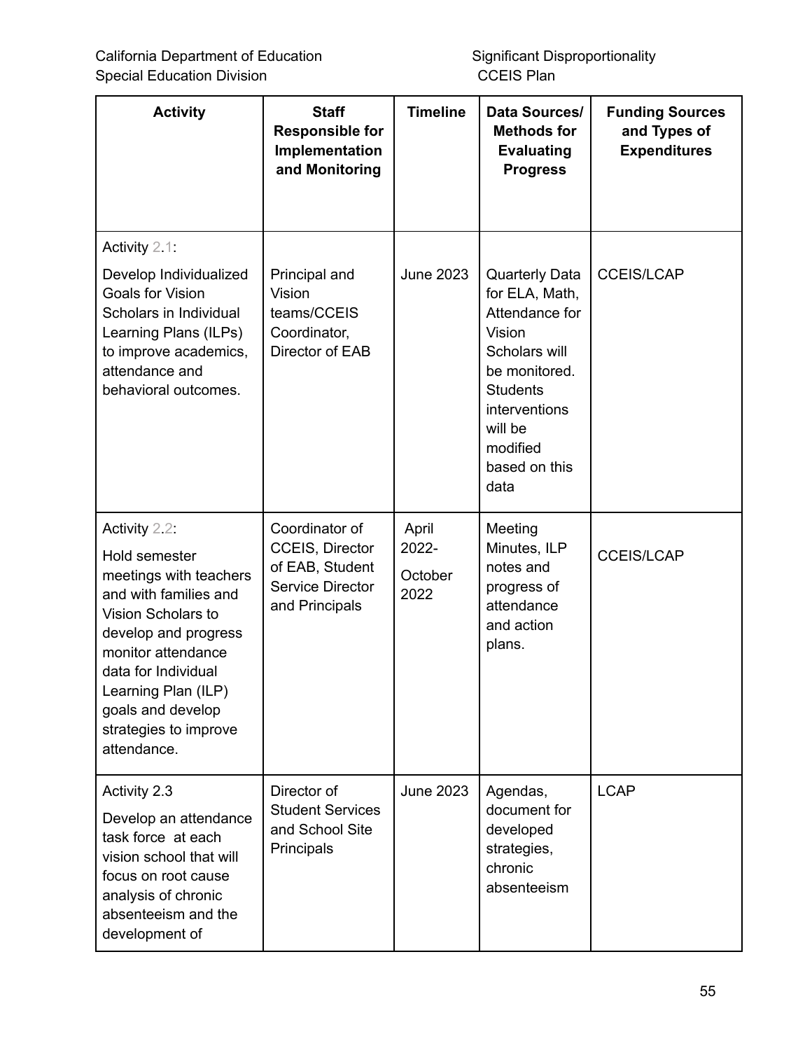| Activity | Staff Responsible for Implementation and Monitoring | Timeline | Data Sources/ Methods for Evaluating Progress | Funding Sources and Types of Expenditures |
|---|---|---|---|---|
| Activity 2.1: Develop Individualized Goals for Vision Scholars in Individual Learning Plans (ILPs) to improve academics, attendance and behavioral outcomes. | Principal and Vision teams/CCEIS Coordinator, Director of EAB | June 2023 | Quarterly Data for ELA, Math, Attendance for Vision Scholars will be monitored. Students interventions will be modified based on this data | CCEIS/LCAP |
| Activity 2.2: Hold semester meetings with teachers and with families and Vision Scholars to develop and progress monitor attendance data for Individual Learning Plan (ILP) goals and develop strategies to improve attendance. | Coordinator of CCEIS, Director of EAB, Student Service Director and Principals | April 2022- October 2022 | Meeting Minutes, ILP notes and progress of attendance and action plans. | CCEIS/LCAP |
| Activity 2.3 Develop an attendance task force at each vision school that will focus on root cause analysis of chronic absenteeism and the development of | Director of Student Services and School Site Principals | June 2023 | Agendas, document for developed strategies, chronic absenteeism | LCAP |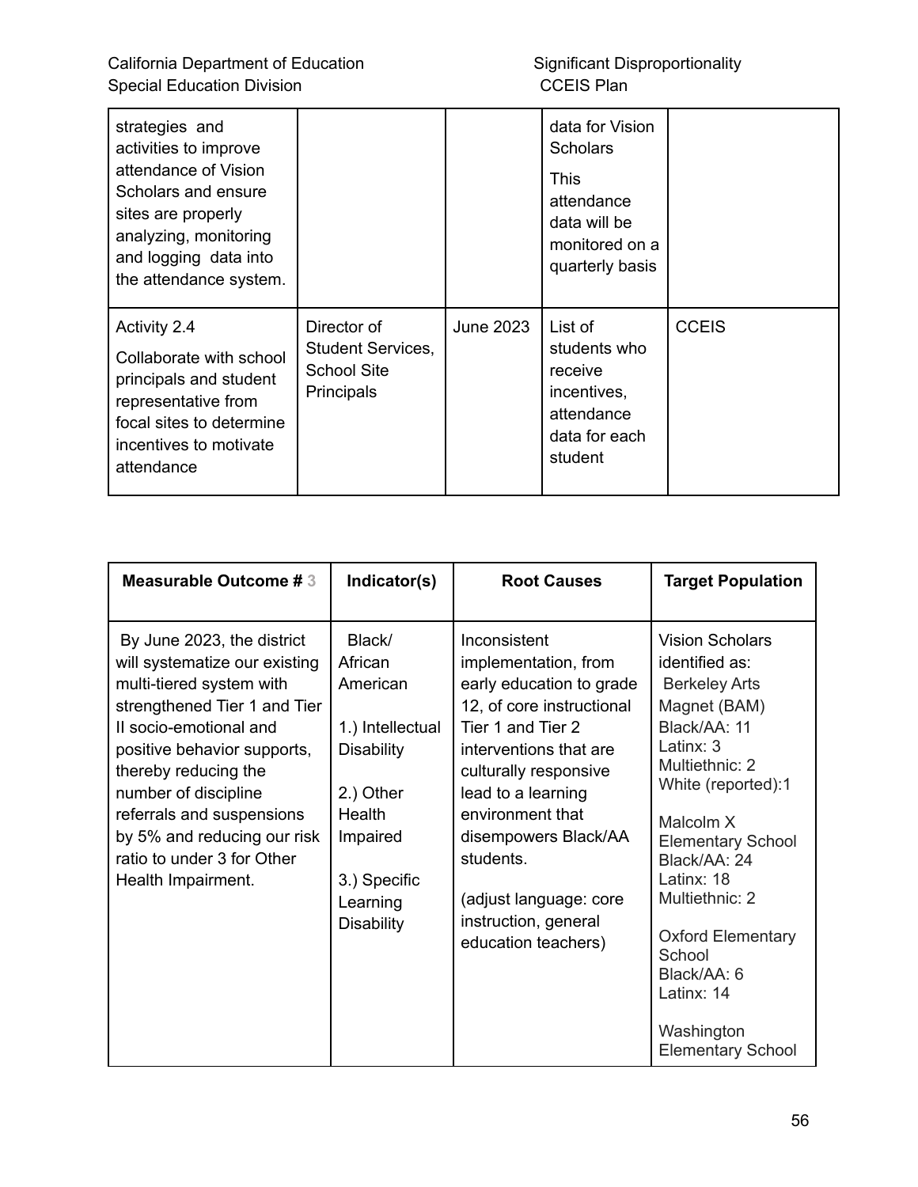| | | | | |
|---|---|---|---|---|
| strategies and activities to improve attendance of Vision Scholars and ensure sites are properly analyzing, monitoring and logging data into the attendance system. | | | data for Vision Scholars<br><br>This attendance data will be monitored on a quarterly basis | |
| Activity 2.4<br><br>Collaborate with school principals and student representative from focal sites to determine incentives to motivate attendance | Director of Student Services, School Site Principals | June 2023 | List of students who receive incentives, attendance data for each student | CCEIS |

| Measurable Outcome # 3 | Indicator(s) | Root Causes | Target Population |
|---|---|---|---|
| By June 2023, the district will systematize our existing multi-tiered system with strengthened Tier 1 and Tier II socio-emotional and positive behavior supports, thereby reducing the number of discipline referrals and suspensions by 5% and reducing our risk ratio to under 3 for Other Health Impairment. | Black/ African American<br><br>1.) Intellectual Disability<br><br>2.) Other Health Impaired<br><br>3.) Specific Learning Disability | Inconsistent implementation, from early education to grade 12, of core instructional Tier 1 and Tier 2 interventions that are culturally responsive lead to a learning environment that disempowers Black/AA students.<br><br>(adjust language: core instruction, general education teachers) | Vision Scholars identified as:<br>Berkeley Arts Magnet (BAM)<br>Black/AA: 11<br>Latinx: 3<br>Multiethnic: 2<br>White (reported):1<br><br>Malcolm X Elementary School<br>Black/AA: 24<br>Latinx: 18<br>Multiethnic: 2<br><br>Oxford Elementary School<br>Black/AA: 6<br>Latinx: 14<br><br>Washington Elementary School |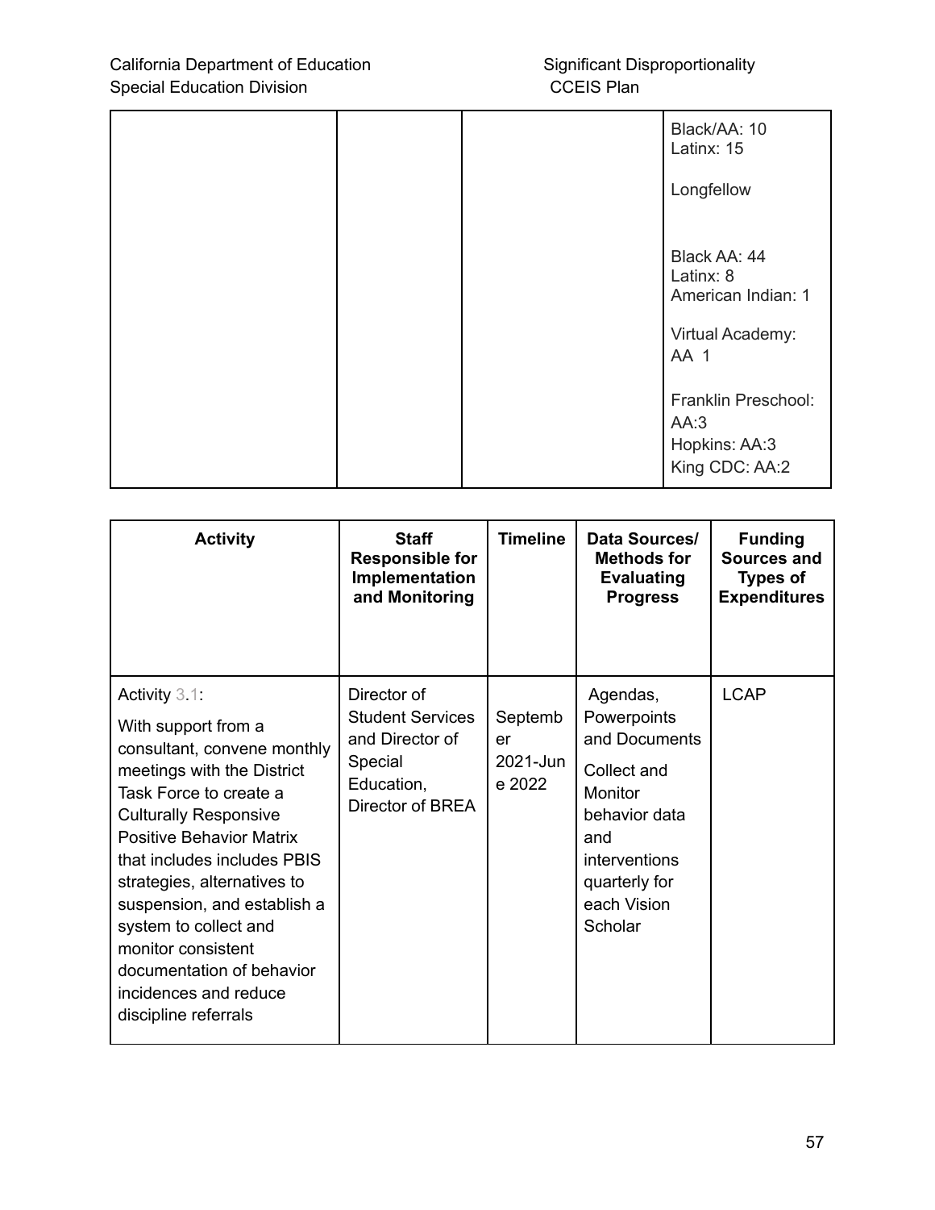| | | | Black/AA: 10<br>Latinx: 15<br><br>Longfellow<br><br><br>Black AA: 44<br>Latinx: 8<br>American Indian: 1<br><br>Virtual Academy:<br>AA 1<br><br>Franklin Preschool:<br>AA:3<br>Hopkins: AA:3<br>King CDC: AA:2 |
|---|---|---|---|

| Activity | Staff Responsible for Implementation and Monitoring | Timeline | Data Sources/ Methods for Evaluating Progress | Funding Sources and Types of Expenditures |
|---|---|---|---|---|
| Activity 3.1:<br>With support from a consultant, convene monthly meetings with the District Task Force to create a Culturally Responsive Positive Behavior Matrix that includes includes PBIS strategies, alternatives to suspension, and establish a system to collect and monitor consistent documentation of behavior incidences and reduce discipline referrals | Director of Student Services and Director of Special Education, Director of BREA | September 2021-June 2022 | Agendas, Powerpoints and Documents<br>Collect and Monitor behavior data and interventions quarterly for each Vision Scholar | LCAP |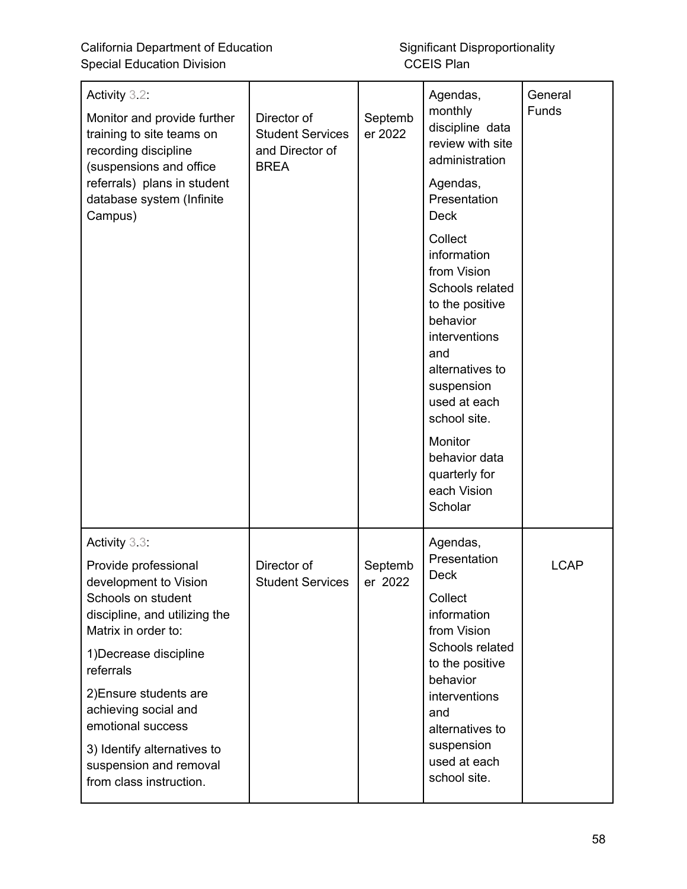| | | | | |
|---|---|---|---|---|
| Activity 3.2: Monitor and provide further training to site teams on recording discipline (suspensions and office referrals) plans in student database system (Infinite Campus) | Director of Student Services and Director of BREA | September 2022 | Agendas, monthly discipline data review with site administration<br><br>Agendas, Presentation Deck<br><br>Collect information from Vision Schools related to the positive behavior interventions and alternatives to suspension used at each school site.<br><br>Monitor behavior data quarterly for each Vision Scholar | General Funds |
| Activity 3.3: Provide professional development to Vision Schools on student discipline, and utilizing the Matrix in order to:<br><br>1)Decrease discipline referrals<br><br>2)Ensure students are achieving social and emotional success<br><br>3) Identify alternatives to suspension and removal from class instruction. | Director of Student Services | September 2022 | Agendas, Presentation Deck<br><br>Collect information from Vision Schools related to the positive behavior interventions and alternatives to suspension used at each school site. | LCAP |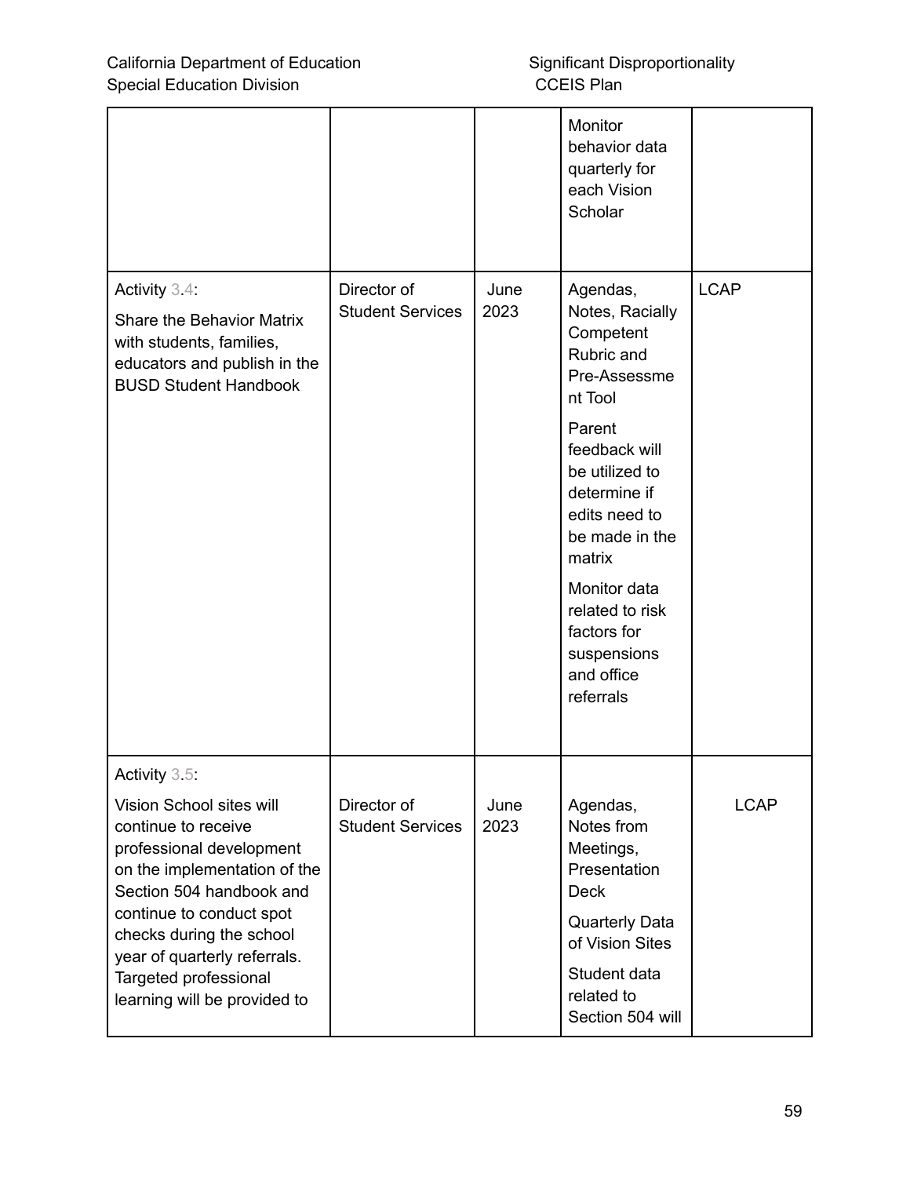| | | | | |
|---|---|---|---|---|
| | | | Monitor behavior data quarterly for each Vision Scholar | |
| Activity 3.4:<br>Share the Behavior Matrix with students, families, educators and publish in the BUSD Student Handbook | Director of Student Services | June 2023 | Agendas, Notes, Racially Competent Rubric and Pre-Assessment Tool<br>Parent feedback will be utilized to determine if edits need to be made in the matrix<br>Monitor data related to risk factors for suspensions and office referrals | LCAP |
| Activity 3.5:<br>Vision School sites will continue to receive professional development on the implementation of the Section 504 handbook and continue to conduct spot checks during the school year of quarterly referrals. Targeted professional learning will be provided to | Director of Student Services | June 2023 | Agendas, Notes from Meetings, Presentation Deck<br>Quarterly Data of Vision Sites<br>Student data related to Section 504 will | LCAP |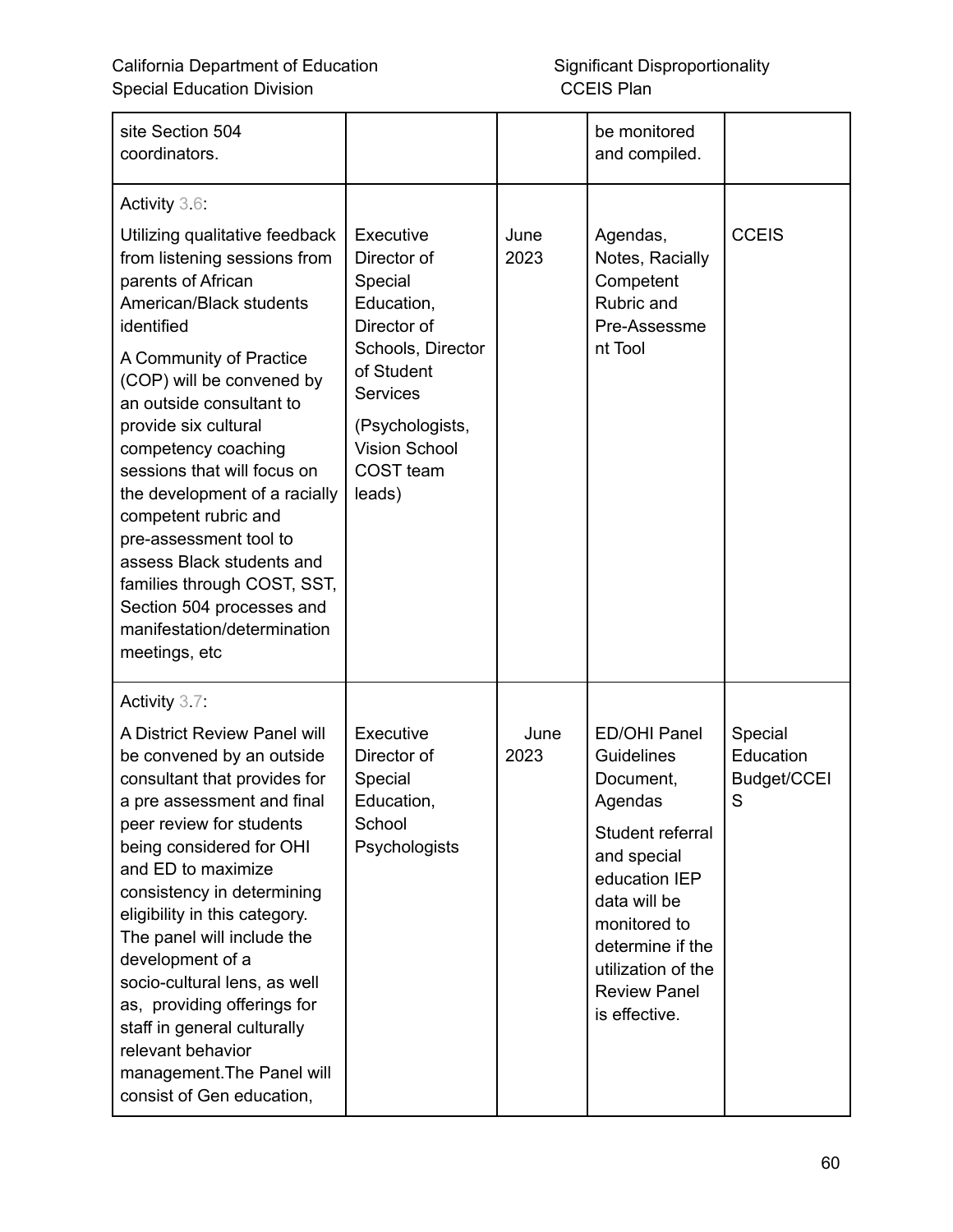| | | | | |
|---|---|---|---|---|
| site Section 504 coordinators. | | | be monitored and compiled. | |
| Activity 3.6:<br><br>Utilizing qualitative feedback from listening sessions from parents of African American/Black students identified<br><br>A Community of Practice (COP) will be convened by an outside consultant to provide six cultural competency coaching sessions that will focus on the development of a racially competent rubric and pre-assessment tool to assess Black students and families through COST, SST, Section 504 processes and manifestation/determination meetings, etc | Executive Director of Special Education, Director of Schools, Director of Student Services<br><br>(Psychologists, Vision School COST team leads) | June 2023 | Agendas, Notes, Racially Competent Rubric and Pre-Assessment Tool | CCEIS |
| Activity 3.7:<br><br>A District Review Panel will be convened by an outside consultant that provides for a pre assessment and final peer review for students being considered for OHI and ED to maximize consistency in determining eligibility in this category. The panel will include the development of a socio-cultural lens, as well as, providing offerings for staff in general culturally relevant behavior management.The Panel will consist of Gen education, | Executive Director of Special Education, School Psychologists | June 2023 | ED/OHI Panel Guidelines Document, Agendas<br><br>Student referral and special education IEP data will be monitored to determine if the utilization of the Review Panel is effective. | Special Education Budget/CCEIS |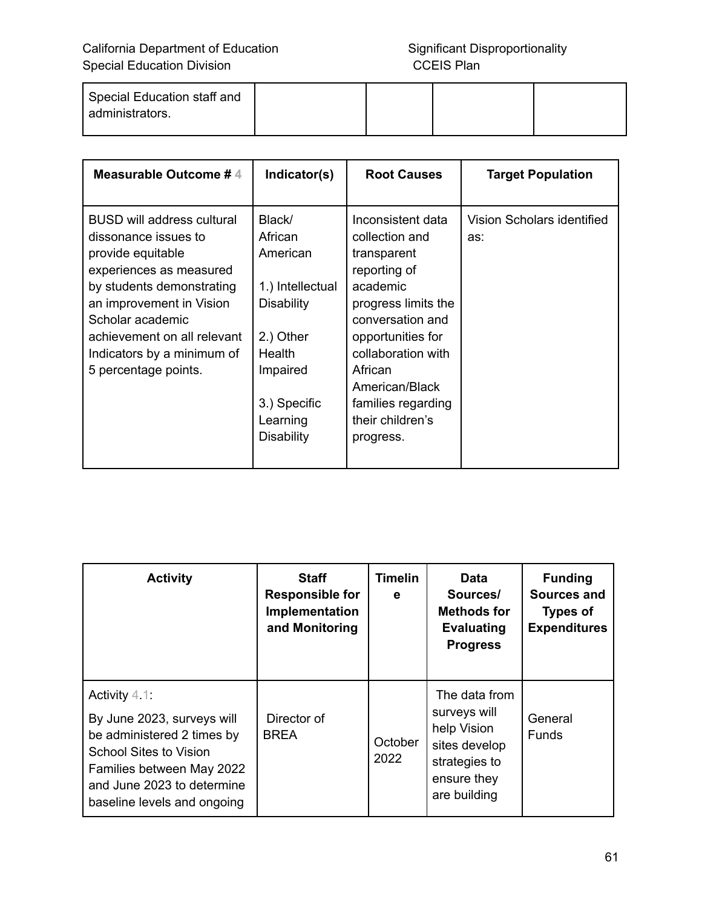| Special Education staff and administrators. | | | | |
|---|---|---|---|---|

| **Measurable Outcome # 4** | **Indicator(s)** | **Root Causes** | **Target Population** |
|---|---|---|---|
| BUSD will address cultural dissonance issues to provide equitable experiences as measured by students demonstrating an improvement in Vision Scholar academic achievement on all relevant Indicators by a minimum of 5 percentage points. | Black/ African American<br><br>1.) Intellectual Disability<br><br>2.) Other Health Impaired<br><br>3.) Specific Learning Disability | Inconsistent data collection and transparent reporting of academic progress limits the conversation and opportunities for collaboration with African American/Black families regarding their children's progress. | Vision Scholars identified as: |

| **Activity** | **Staff Responsible for Implementation and Monitoring** | **Timeline** | **Data Sources/ Methods for Evaluating Progress** | **Funding Sources and Types of Expenditures** |
|---|---|---|---|---|
| Activity 4.1:<br>By June 2023, surveys will be administered 2 times by School Sites to Vision Families between May 2022 and June 2023 to determine baseline levels and ongoing | Director of BREA | October 2022 | The data from surveys will help Vision sites develop strategies to ensure they are building | General Funds |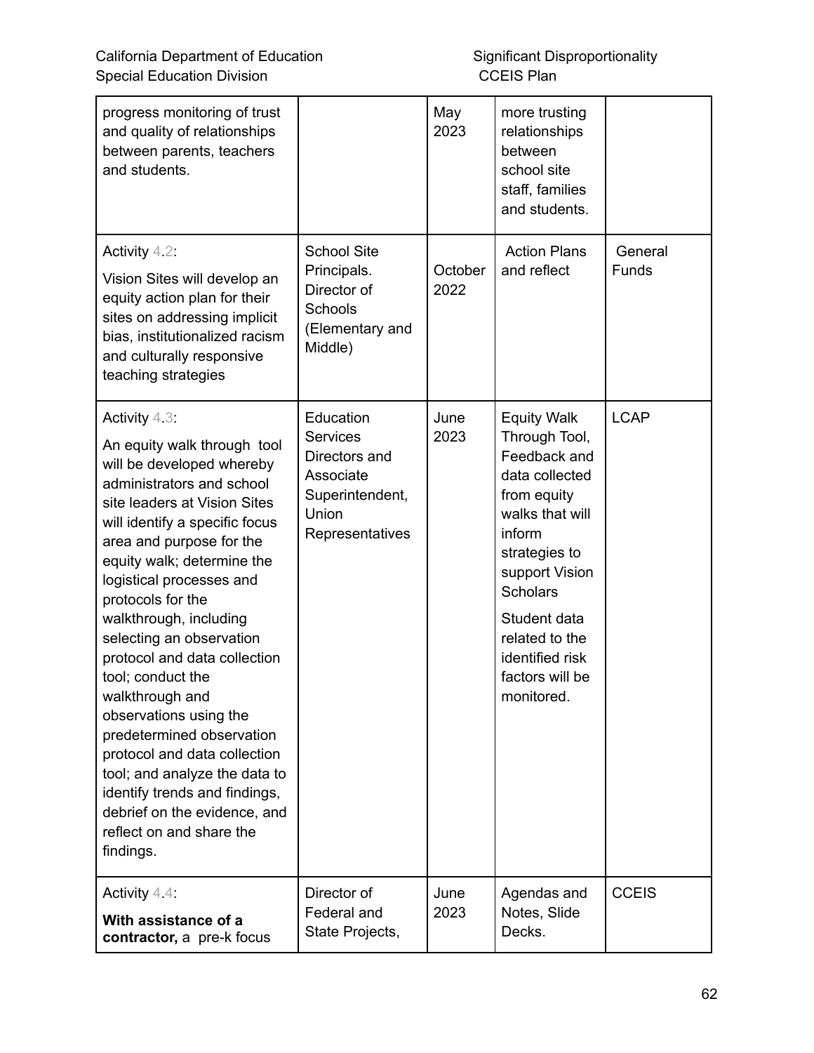| | | | | |
|---|---|---|---|---|
| progress monitoring of trust and quality of relationships between parents, teachers and students. | | May 2023 | more trusting relationships between school site staff, families and students. | |
| Activity 4.2: Vision Sites will develop an equity action plan for their sites on addressing implicit bias, institutionalized racism and culturally responsive teaching strategies | School Site Principals. Director of Schools (Elementary and Middle) | October 2022 | Action Plans and reflect | General Funds |
| Activity 4.3: An equity walk through tool will be developed whereby administrators and school site leaders at Vision Sites will identify a specific focus area and purpose for the equity walk; determine the logistical processes and protocols for the walkthrough, including selecting an observation protocol and data collection tool; conduct the walkthrough and observations using the predetermined observation protocol and data collection tool; and analyze the data to identify trends and findings, debrief on the evidence, and reflect on and share the findings. | Education Services Directors and Associate Superintendent, Union Representatives | June 2023 | Equity Walk Through Tool, Feedback and data collected from equity walks that will inform strategies to support Vision Scholars<br><br>Student data related to the identified risk factors will be monitored. | LCAP |
| Activity 4.4: **With assistance of a contractor,** a pre-k focus | Director of Federal and State Projects, | June 2023 | Agendas and Notes, Slide Decks. | CCEIS |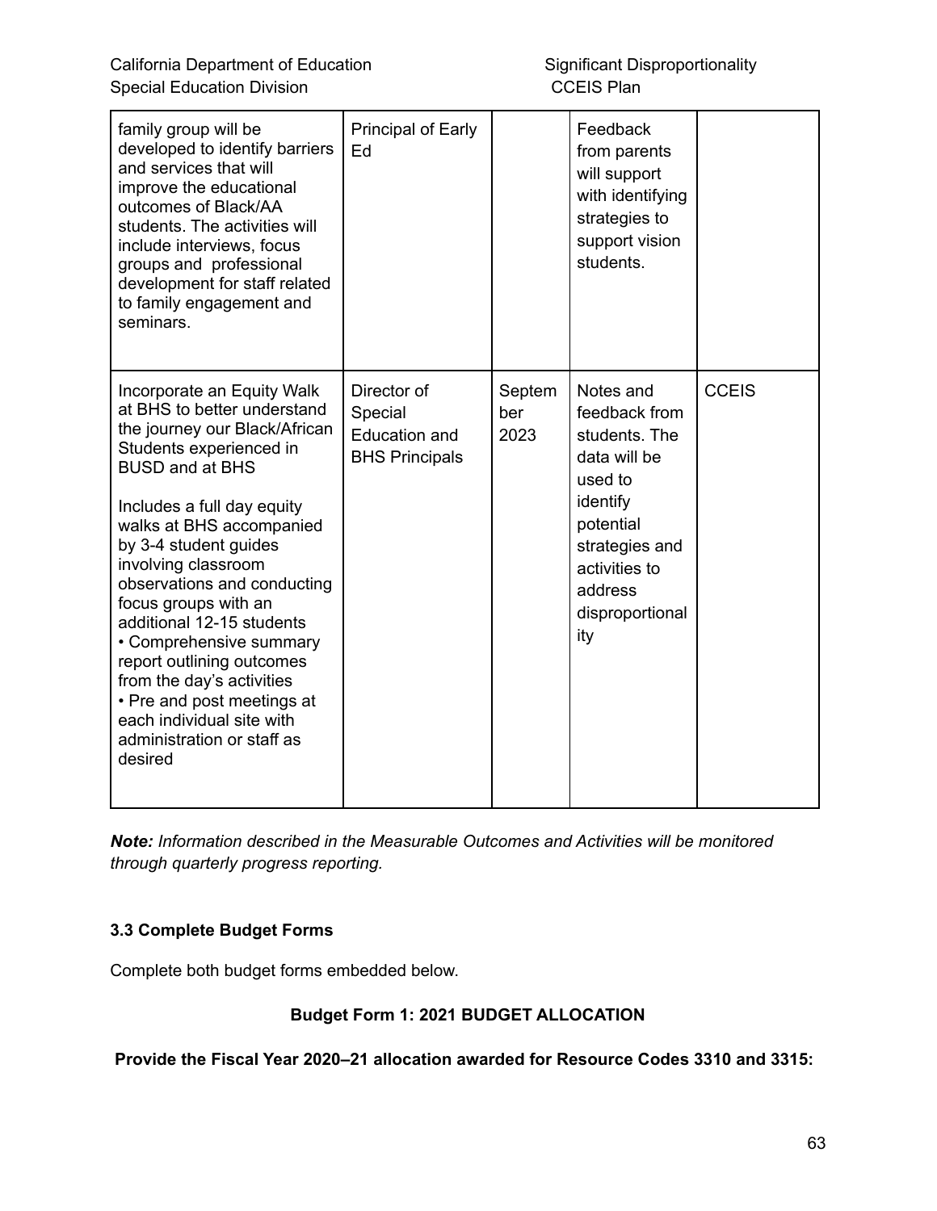| | | | | |
|---|---|---|---|---|
| family group will be developed to identify barriers and services that will improve the educational outcomes of Black/AA students. The activities will include interviews, focus groups and professional development for staff related to family engagement and seminars. | Principal of Early Ed | | Feedback from parents will support with identifying strategies to support vision students. | |
| Incorporate an Equity Walk at BHS to better understand the journey our Black/African Students experienced in BUSD and at BHS<br><br>Includes a full day equity walks at BHS accompanied by 3-4 student guides involving classroom observations and conducting focus groups with an additional 12-15 students<br>• Comprehensive summary report outlining outcomes from the day's activities<br>• Pre and post meetings at each individual site with administration or staff as desired | Director of Special Education and BHS Principals | September 2023 | Notes and feedback from students. The data will be used to identify potential strategies and activities to address disproportionality | CCEIS |

***Note:*** *Information described in the Measurable Outcomes and Activities will be monitored through quarterly progress reporting.*

### 3.3 Complete Budget Forms

Complete both budget forms embedded below.

**Budget Form 1: 2021 BUDGET ALLOCATION**

**Provide the Fiscal Year 2020–21 allocation awarded for Resource Codes 3310 and 3315:**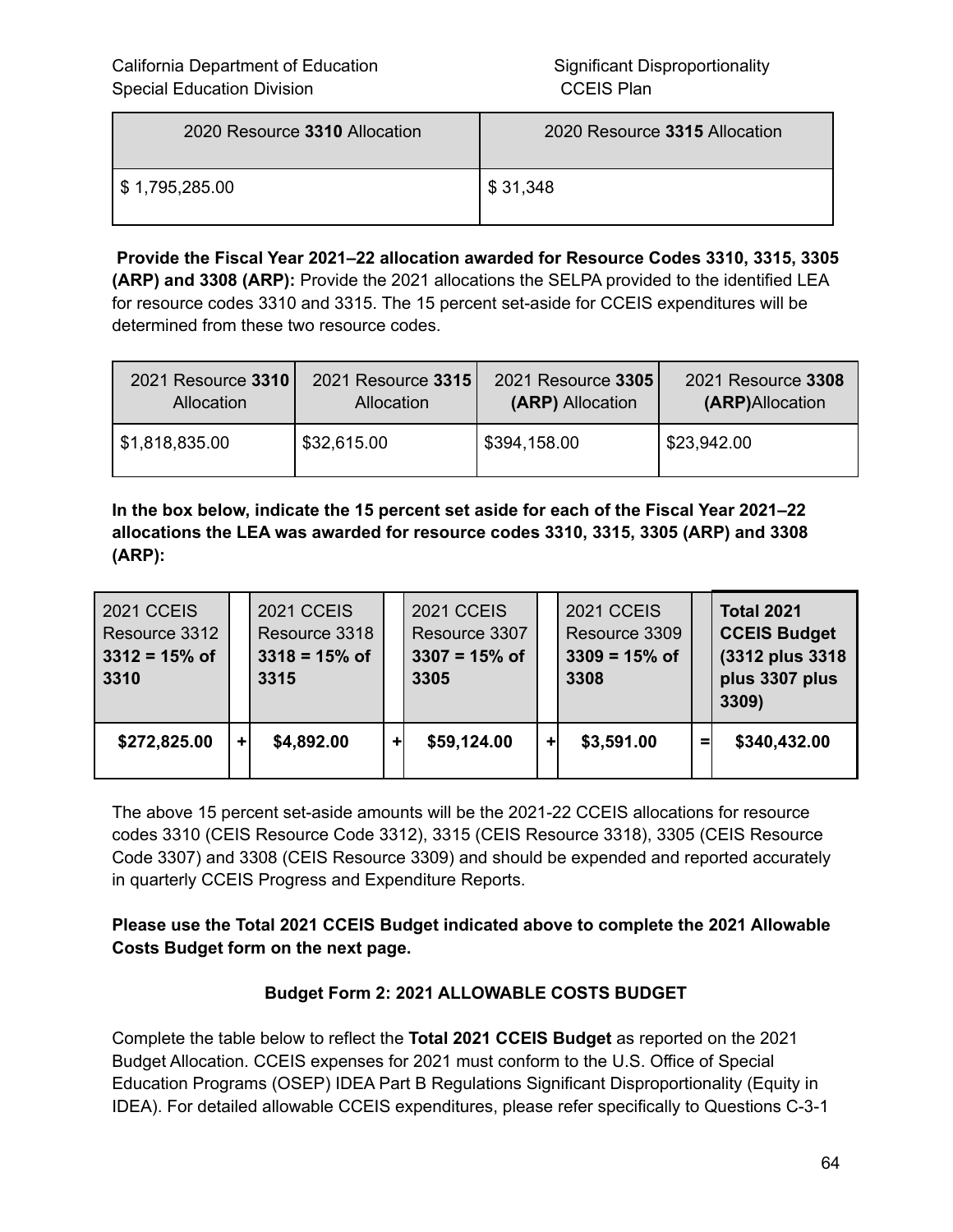| 2020 Resource **3310** Allocation | 2020 Resource **3315** Allocation |
|---|---|
| $ 1,795,285.00 | $ 31,348 |

**Provide the Fiscal Year 2021–22 allocation awarded for Resource Codes 3310, 3315, 3305 (ARP) and 3308 (ARP):** Provide the 2021 allocations the SELPA provided to the identified LEA for resource codes 3310 and 3315. The 15 percent set-aside for CCEIS expenditures will be determined from these two resource codes.

| 2021 Resource **3310** Allocation | 2021 Resource **3315** Allocation | 2021 Resource **3305** **(ARP)** Allocation | 2021 Resource **3308** **(ARP)**Allocation |
|---|---|---|---|
| $1,818,835.00 | $32,615.00 | $394,158.00 | $23,942.00 |

**In the box below, indicate the 15 percent set aside for each of the Fiscal Year 2021–22 allocations the LEA was awarded for resource codes 3310, 3315, 3305 (ARP) and 3308 (ARP):**

| 2021 CCEIS Resource 3312 **3312 = 15% of 3310** | | 2021 CCEIS Resource 3318 **3318 = 15% of 3315** | | 2021 CCEIS Resource 3307 **3307 = 15% of 3305** | | 2021 CCEIS Resource 3309 **3309 = 15% of 3308** | | **Total 2021 CCEIS Budget (3312 plus 3318 plus 3307 plus 3309)** |
|---|---|---|---|---|---|---|---|---|
| **$272,825.00** | **+** | **$4,892.00** | **+** | **$59,124.00** | **+** | **$3,591.00** | **=** | **$340,432.00** |

The above 15 percent set-aside amounts will be the 2021-22 CCEIS allocations for resource codes 3310 (CEIS Resource Code 3312), 3315 (CEIS Resource 3318), 3305 (CEIS Resource Code 3307) and 3308 (CEIS Resource 3309) and should be expended and reported accurately in quarterly CCEIS Progress and Expenditure Reports.

**Please use the Total 2021 CCEIS Budget indicated above to complete the 2021 Allowable Costs Budget form on the next page.**

### Budget Form 2: 2021 ALLOWABLE COSTS BUDGET

Complete the table below to reflect the **Total 2021 CCEIS Budget** as reported on the 2021 Budget Allocation. CCEIS expenses for 2021 must conform to the U.S. Office of Special Education Programs (OSEP) IDEA Part B Regulations Significant Disproportionality (Equity in IDEA). For detailed allowable CCEIS expenditures, please refer specifically to Questions C-3-1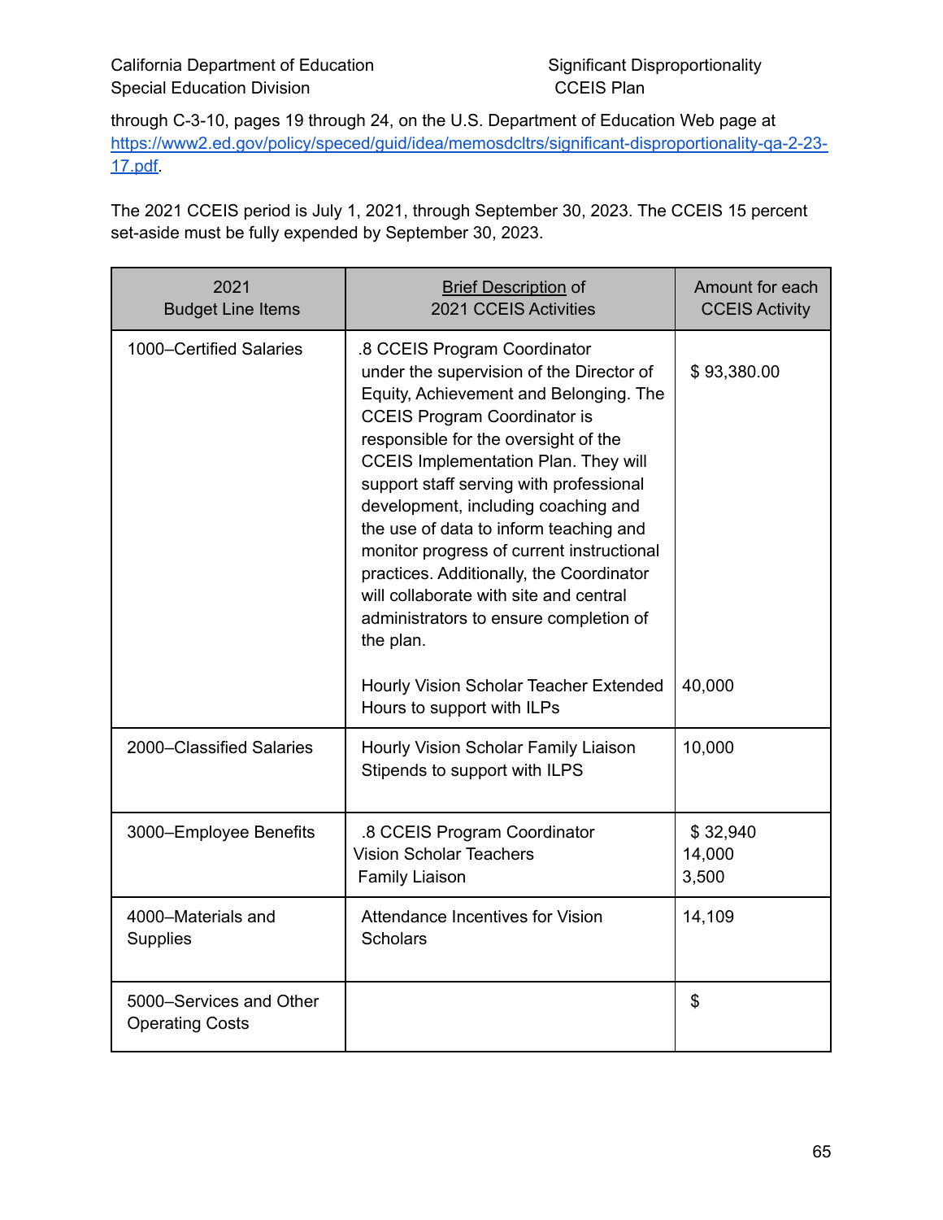through C-3-10, pages 19 through 24, on the U.S. Department of Education Web page at [https://www2.ed.gov/policy/speced/guid/idea/memosdcltrs/significant-disproportionality-qa-2-23-17.pdf](https://www2.ed.gov/policy/speced/guid/idea/memosdcltrs/significant-disproportionality-qa-2-23-17.pdf).

The 2021 CCEIS period is July 1, 2021, through September 30, 2023. The CCEIS 15 percent set-aside must be fully expended by September 30, 2023.

| 2021 Budget Line Items | Brief Description of 2021 CCEIS Activities | Amount for each CCEIS Activity |
|---|---|---|
| 1000–Certified Salaries | .8 CCEIS Program Coordinator under the supervision of the Director of Equity, Achievement and Belonging. The CCEIS Program Coordinator is responsible for the oversight of the CCEIS Implementation Plan. They will support staff serving with professional development, including coaching and the use of data to inform teaching and monitor progress of current instructional practices. Additionally, the Coordinator will collaborate with site and central administrators to ensure completion of the plan.<br><br>Hourly Vision Scholar Teacher Extended Hours to support with ILPs | $ 93,380.00<br><br>40,000 |
| 2000–Classified Salaries | Hourly Vision Scholar Family Liaison Stipends to support with ILPS | 10,000 |
| 3000–Employee Benefits | .8 CCEIS Program Coordinator<br>Vision Scholar Teachers<br>Family Liaison | $ 32,940<br>14,000<br>3,500 |
| 4000–Materials and Supplies | Attendance Incentives for Vision Scholars | 14,109 |
| 5000–Services and Other Operating Costs | | $ |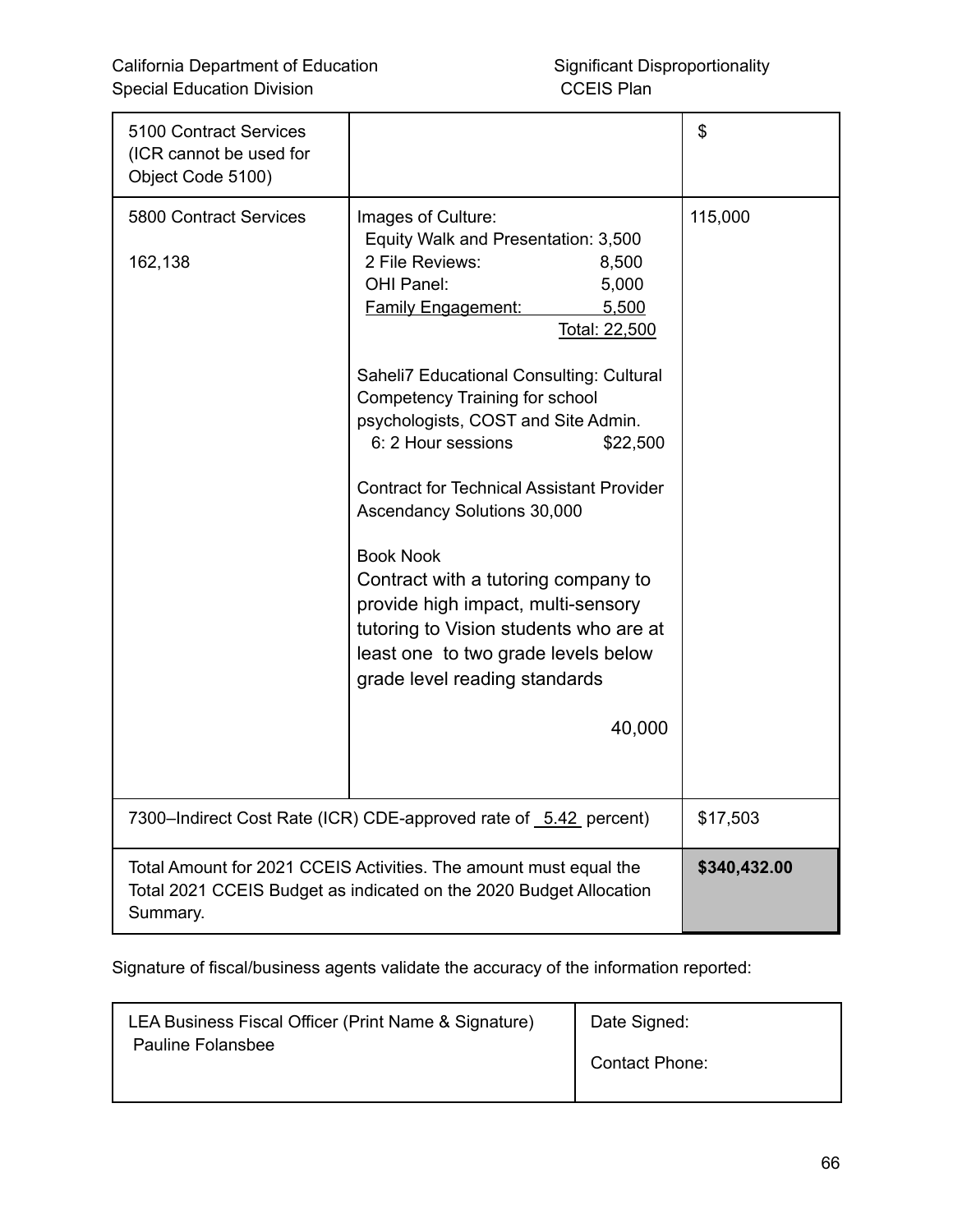| | | |
|---|---|---|
| 5100 Contract Services (ICR cannot be used for Object Code 5100) | | $ |
| 5800 Contract Services<br><br>162,138 | Images of Culture:<br>Equity Walk and Presentation: 3,500<br>2 File Reviews: 8,500<br>OHI Panel: 5,000<br><u>Family Engagement: 5,500</u><br><u>Total: 22,500</u><br><br>Saheli7 Educational Consulting: Cultural Competency Training for school psychologists, COST and Site Admin.<br>6: 2 Hour sessions $22,500<br><br>Contract for Technical Assistant Provider Ascendancy Solutions 30,000<br><br>Book Nook<br>Contract with a tutoring company to provide high impact, multi-sensory tutoring to Vision students who are at least one to two grade levels below grade level reading standards<br><br>40,000 | 115,000 |
| 7300–Indirect Cost Rate (ICR) CDE-approved rate of <u>5.42</u> percent) | | $17,503 |
| Total Amount for 2021 CCEIS Activities. The amount must equal the Total 2021 CCEIS Budget as indicated on the 2020 Budget Allocation Summary. | | **$340,432.00** |

Signature of fiscal/business agents validate the accuracy of the information reported:

| | |
|---|---|
| LEA Business Fiscal Officer (Print Name & Signature)<br>Pauline Folansbee | Date Signed:<br><br>Contact Phone: |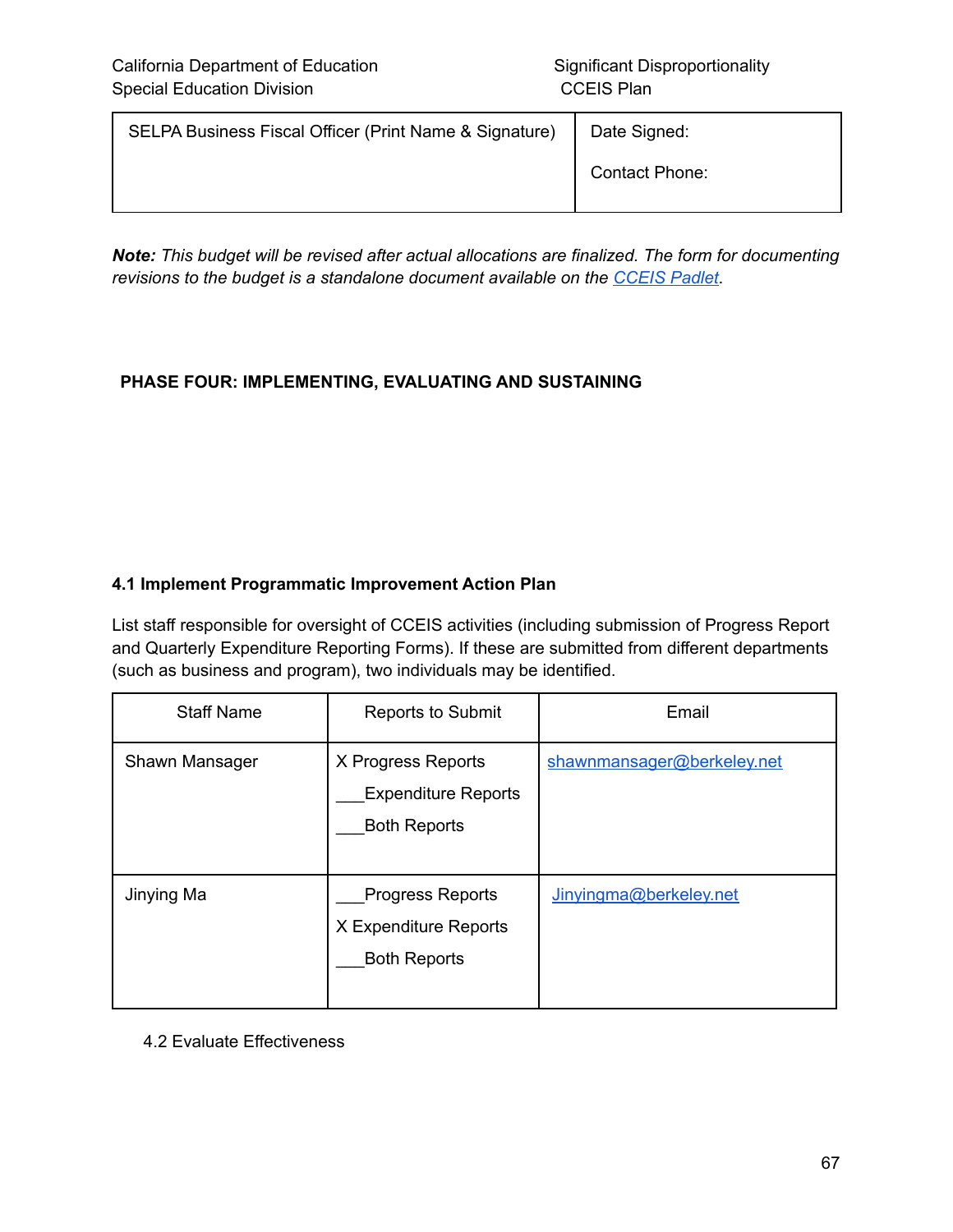| SELPA Business Fiscal Officer (Print Name & Signature) | Date Signed:<br><br>Contact Phone: |
|---|---|

***Note:*** *This budget will be revised after actual allocations are finalized. The form for documenting revisions to the budget is a standalone document available on the [CCEIS Padlet](CCEIS Padlet).*

## PHASE FOUR: IMPLEMENTING, EVALUATING AND SUSTAINING

### 4.1 Implement Programmatic Improvement Action Plan

List staff responsible for oversight of CCEIS activities (including submission of Progress Report and Quarterly Expenditure Reporting Forms). If these are submitted from different departments (such as business and program), two individuals may be identified.

| Staff Name | Reports to Submit | Email |
|---|---|---|
| Shawn Mansager | X Progress Reports<br>___Expenditure Reports<br>___Both Reports | shawnmansager@berkeley.net |
| Jinying Ma | ___Progress Reports<br>X Expenditure Reports<br>___Both Reports | Jinyingma@berkeley.net |

4.2 Evaluate Effectiveness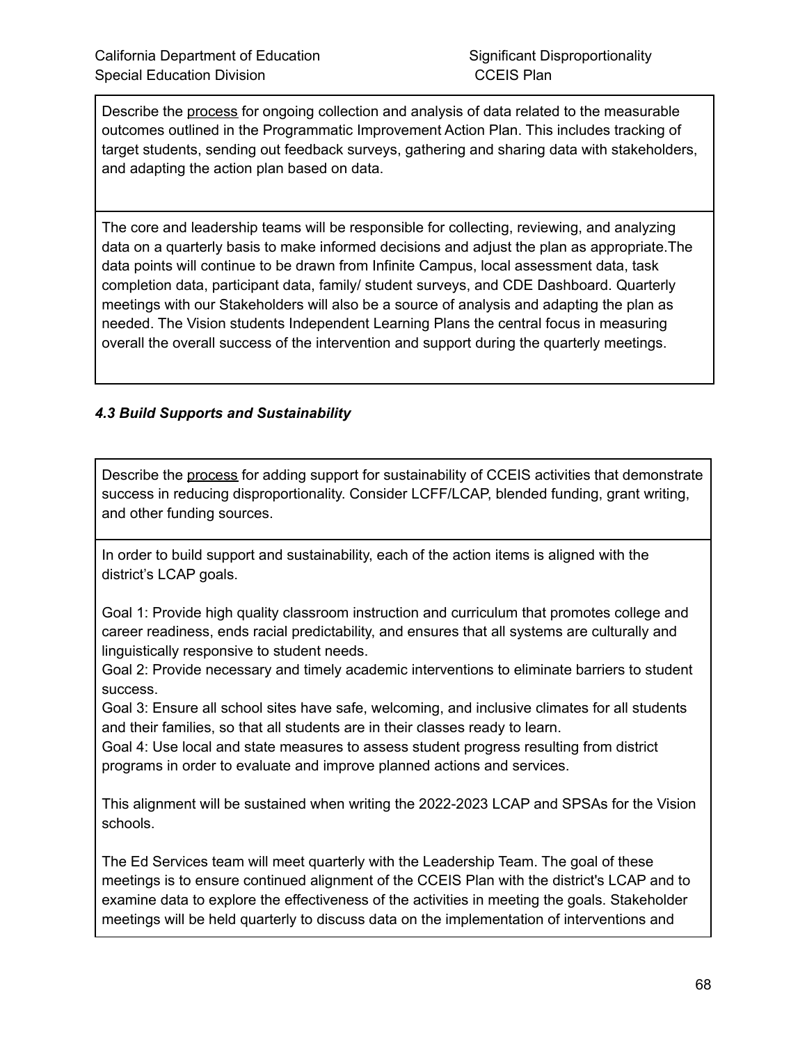| Describe the <u>process</u> for ongoing collection and analysis of data related to the measurable outcomes outlined in the Programmatic Improvement Action Plan. This includes tracking of target students, sending out feedback surveys, gathering and sharing data with stakeholders, and adapting the action plan based on data. |
| --- |
| The core and leadership teams will be responsible for collecting, reviewing, and analyzing data on a quarterly basis to make informed decisions and adjust the plan as appropriate.The data points will continue to be drawn from Infinite Campus, local assessment data, task completion data, participant data, family/ student surveys, and CDE Dashboard. Quarterly meetings with our Stakeholders will also be a source of analysis and adapting the plan as needed. The Vision students Independent Learning Plans the central focus in measuring overall the overall success of the intervention and support during the quarterly meetings. |

### *4.3 Build Supports and Sustainability*

| Describe the <u>process</u> for adding support for sustainability of CCEIS activities that demonstrate success in reducing disproportionality. Consider LCFF/LCAP, blended funding, grant writing, and other funding sources. |
| --- |
| In order to build support and sustainability, each of the action items is aligned with the district's LCAP goals.<br><br>Goal 1: Provide high quality classroom instruction and curriculum that promotes college and career readiness, ends racial predictability, and ensures that all systems are culturally and linguistically responsive to student needs.<br>Goal 2: Provide necessary and timely academic interventions to eliminate barriers to student success.<br>Goal 3: Ensure all school sites have safe, welcoming, and inclusive climates for all students and their families, so that all students are in their classes ready to learn.<br>Goal 4: Use local and state measures to assess student progress resulting from district programs in order to evaluate and improve planned actions and services.<br><br>This alignment will be sustained when writing the 2022-2023 LCAP and SPSAs for the Vision schools.<br><br>The Ed Services team will meet quarterly with the Leadership Team. The goal of these meetings is to ensure continued alignment of the CCEIS Plan with the district's LCAP and to examine data to explore the effectiveness of the activities in meeting the goals. Stakeholder meetings will be held quarterly to discuss data on the implementation of interventions and |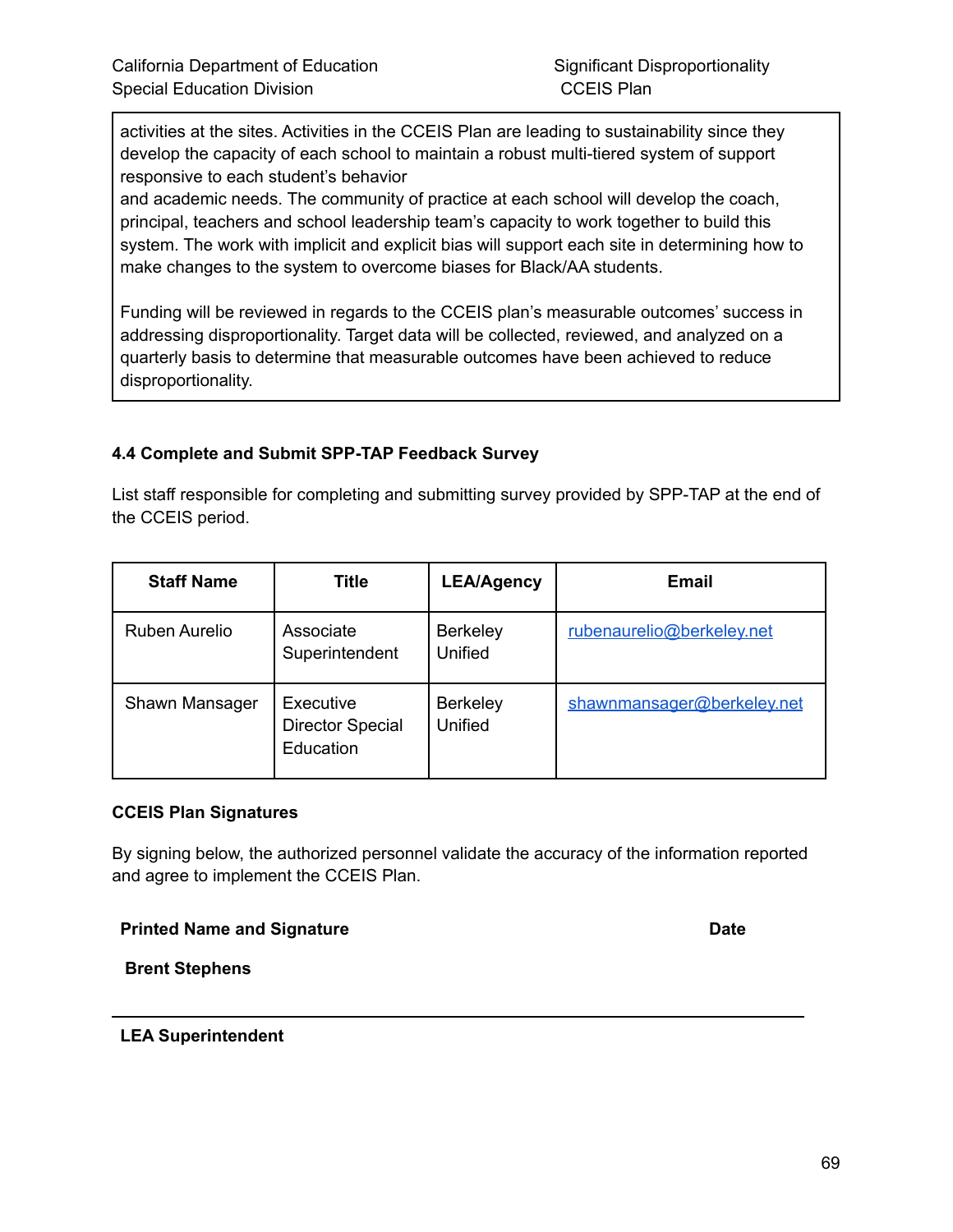activities at the sites. Activities in the CCEIS Plan are leading to sustainability since they develop the capacity of each school to maintain a robust multi-tiered system of support responsive to each student's behavior
and academic needs. The community of practice at each school will develop the coach, principal, teachers and school leadership team's capacity to work together to build this system. The work with implicit and explicit bias will support each site in determining how to make changes to the system to overcome biases for Black/AA students.

Funding will be reviewed in regards to the CCEIS plan's measurable outcomes' success in addressing disproportionality. Target data will be collected, reviewed, and analyzed on a quarterly basis to determine that measurable outcomes have been achieved to reduce disproportionality.

### 4.4 Complete and Submit SPP-TAP Feedback Survey

List staff responsible for completing and submitting survey provided by SPP-TAP at the end of the CCEIS period.

| Staff Name | Title | LEA/Agency | Email |
|---|---|---|---|
| Ruben Aurelio | Associate Superintendent | Berkeley Unified | rubenaurelio@berkeley.net |
| Shawn Mansager | Executive Director Special Education | Berkeley Unified | shawnmansager@berkeley.net |

### CCEIS Plan Signatures

By signing below, the authorized personnel validate the accuracy of the information reported and agree to implement the CCEIS Plan.

**Printed Name and Signature** **Date**

**Brent Stephens**

---

**LEA Superintendent**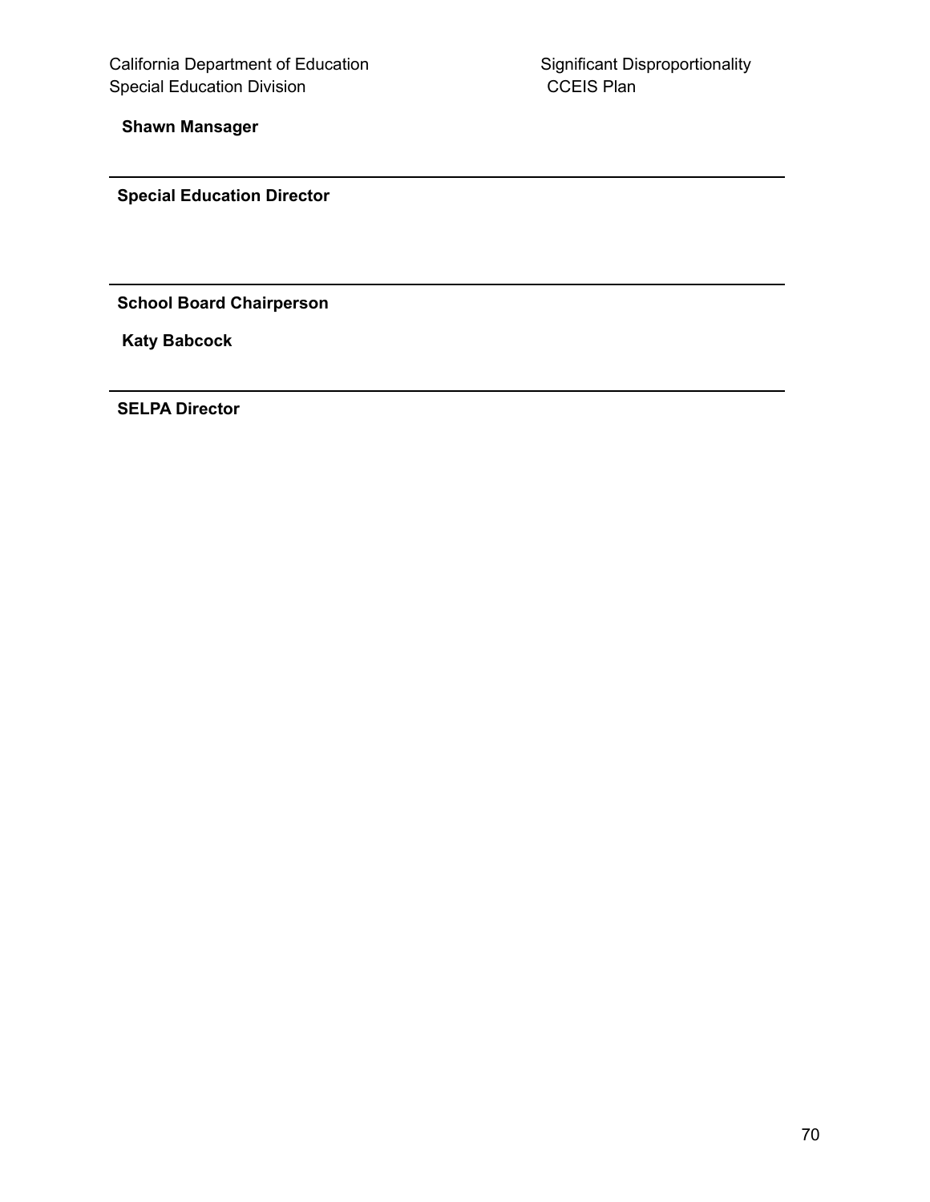**Shawn Mansager**

---

**Special Education Director**

---

**School Board Chairperson**

**Katy Babcock**

---

**SELPA Director**